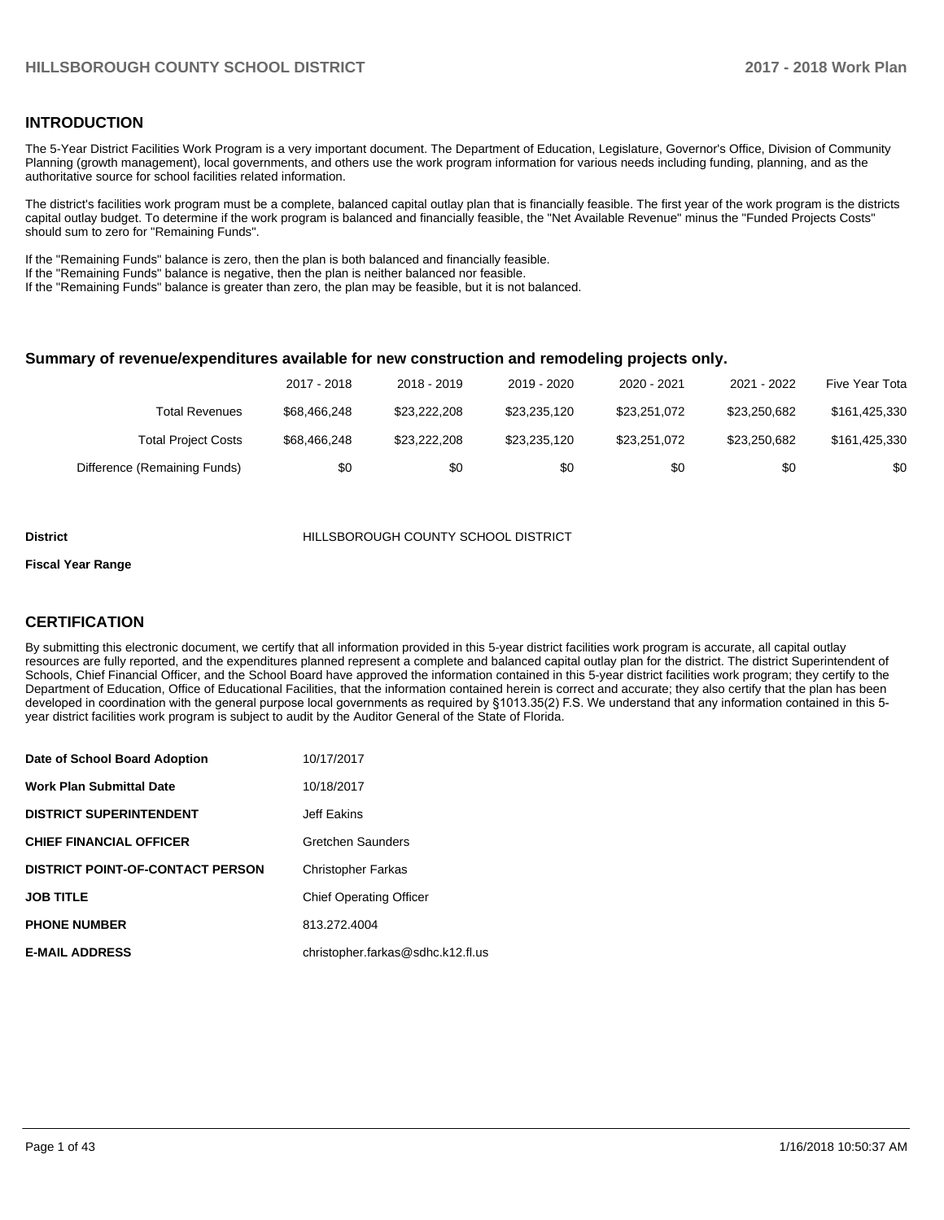## INTRODUCTION

The 5-Year District Facilities Work Program is a very important document. The Department of Education, Legislature, Governor's Office, Division of Community Planning (growth management), local governments, and others use the work program information for various needs including funding, planning, and as the authoritative source for school facilities related information.

The district's facilities work program must be a complete, balanced capital outlay plan that is financially feasible. The first year of the work program is the districts capital outlay budget. To determine if the work program is balanced and financially feasible, the "Net Available Revenue" minus the "Funded Projects Costs" should sum to zero for "Remaining Funds".

If the "Remaining Funds" balance is zero, then the plan is both balanced and financially feasible.
If the "Remaining Funds" balance is negative, then the plan is neither balanced nor feasible.
If the "Remaining Funds" balance is greater than zero, the plan may be feasible, but it is not balanced.

### Summary of revenue/expenditures available for new construction and remodeling projects only.

| | 2017 - 2018 | 2018 - 2019 | 2019 - 2020 | 2020 - 2021 | 2021 - 2022 | Five Year Tota |
|---|---|---|---|---|---|---|
| Total Revenues | $68,466,248 | $23,222,208 | $23,235,120 | $23,251,072 | $23,250,682 | $161,425,330 |
| Total Project Costs | $68,466,248 | $23,222,208 | $23,235,120 | $23,251,072 | $23,250,682 | $161,425,330 |
| Difference (Remaining Funds) | $0 | $0 | $0 | $0 | $0 | $0 |

**District** HILLSBOROUGH COUNTY SCHOOL DISTRICT

**Fiscal Year Range**

## CERTIFICATION

By submitting this electronic document, we certify that all information provided in this 5-year district facilities work program is accurate, all capital outlay resources are fully reported, and the expenditures planned represent a complete and balanced capital outlay plan for the district. The district Superintendent of Schools, Chief Financial Officer, and the School Board have approved the information contained in this 5-year district facilities work program; they certify to the Department of Education, Office of Educational Facilities, that the information contained herein is correct and accurate; they also certify that the plan has been developed in coordination with the general purpose local governments as required by §1013.35(2) F.S. We understand that any information contained in this 5-year district facilities work program is subject to audit by the Auditor General of the State of Florida.

| | |
|---|---|
| **Date of School Board Adoption** | 10/17/2017 |
| **Work Plan Submittal Date** | 10/18/2017 |
| **DISTRICT SUPERINTENDENT** | Jeff Eakins |
| **CHIEF FINANCIAL OFFICER** | Gretchen Saunders |
| **DISTRICT POINT-OF-CONTACT PERSON** | Christopher Farkas |
| **JOB TITLE** | Chief Operating Officer |
| **PHONE NUMBER** | 813.272.4004 |
| **E-MAIL ADDRESS** | christopher.farkas@sdhc.k12.fl.us |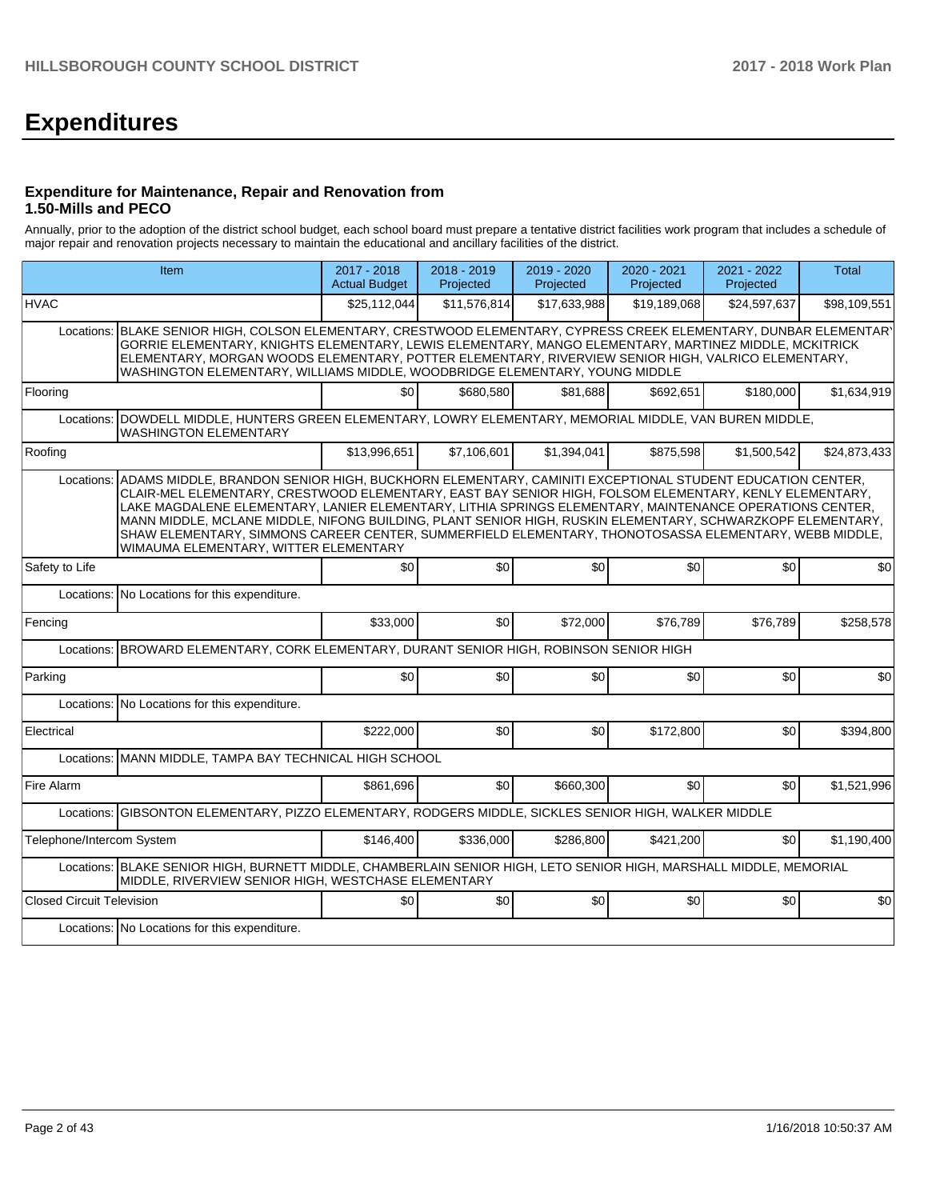# Expenditures

### Expenditure for Maintenance, Repair and Renovation from 1.50-Mills and PECO

Annually, prior to the adoption of the district school budget, each school board must prepare a tentative district facilities work program that includes a schedule of major repair and renovation projects necessary to maintain the educational and ancillary facilities of the district.

| Item | | 2017 - 2018 Actual Budget | 2018 - 2019 Projected | 2019 - 2020 Projected | 2020 - 2021 Projected | 2021 - 2022 Projected | Total |
|---|---|---|---|---|---|---|---|
| HVAC | | $25,112,044 | $11,576,814 | $17,633,988 | $19,189,068 | $24,597,637 | $98,109,551 |
| Locations: | BLAKE SENIOR HIGH, COLSON ELEMENTARY, CRESTWOOD ELEMENTARY, CYPRESS CREEK ELEMENTARY, DUNBAR ELEMENTARY, GORRIE ELEMENTARY, KNIGHTS ELEMENTARY, LEWIS ELEMENTARY, MANGO ELEMENTARY, MARTINEZ MIDDLE, MCKITRICK ELEMENTARY, MORGAN WOODS ELEMENTARY, POTTER ELEMENTARY, RIVERVIEW SENIOR HIGH, VALRICO ELEMENTARY, WASHINGTON ELEMENTARY, WILLIAMS MIDDLE, WOODBRIDGE ELEMENTARY, YOUNG MIDDLE | | | | | | |
| Flooring | | $0 | $680,580 | $81,688 | $692,651 | $180,000 | $1,634,919 |
| Locations: | DOWDELL MIDDLE, HUNTERS GREEN ELEMENTARY, LOWRY ELEMENTARY, MEMORIAL MIDDLE, VAN BUREN MIDDLE, WASHINGTON ELEMENTARY | | | | | | |
| Roofing | | $13,996,651 | $7,106,601 | $1,394,041 | $875,598 | $1,500,542 | $24,873,433 |
| Locations: | ADAMS MIDDLE, BRANDON SENIOR HIGH, BUCKHORN ELEMENTARY, CAMINITI EXCEPTIONAL STUDENT EDUCATION CENTER, CLAIR-MEL ELEMENTARY, CRESTWOOD ELEMENTARY, EAST BAY SENIOR HIGH, FOLSOM ELEMENTARY, KENLY ELEMENTARY, LAKE MAGDALENE ELEMENTARY, LANIER ELEMENTARY, LITHIA SPRINGS ELEMENTARY, MAINTENANCE OPERATIONS CENTER, MANN MIDDLE, MCLANE MIDDLE, NIFONG BUILDING, PLANT SENIOR HIGH, RUSKIN ELEMENTARY, SCHWARZKOPF ELEMENTARY, SHAW ELEMENTARY, SIMMONS CAREER CENTER, SUMMERFIELD ELEMENTARY, THONOTOSASSA ELEMENTARY, WEBB MIDDLE, WIMAUMA ELEMENTARY, WITTER ELEMENTARY | | | | | | |
| Safety to Life | | $0 | $0 | $0 | $0 | $0 | $0 |
| Locations: | No Locations for this expenditure. | | | | | | |
| Fencing | | $33,000 | $0 | $72,000 | $76,789 | $76,789 | $258,578 |
| Locations: | BROWARD ELEMENTARY, CORK ELEMENTARY, DURANT SENIOR HIGH, ROBINSON SENIOR HIGH | | | | | | |
| Parking | | $0 | $0 | $0 | $0 | $0 | $0 |
| Locations: | No Locations for this expenditure. | | | | | | |
| Electrical | | $222,000 | $0 | $0 | $172,800 | $0 | $394,800 |
| Locations: | MANN MIDDLE, TAMPA BAY TECHNICAL HIGH SCHOOL | | | | | | |
| Fire Alarm | | $861,696 | $0 | $660,300 | $0 | $0 | $1,521,996 |
| Locations: | GIBSONTON ELEMENTARY, PIZZO ELEMENTARY, RODGERS MIDDLE, SICKLES SENIOR HIGH, WALKER MIDDLE | | | | | | |
| Telephone/Intercom System | | $146,400 | $336,000 | $286,800 | $421,200 | $0 | $1,190,400 |
| Locations: | BLAKE SENIOR HIGH, BURNETT MIDDLE, CHAMBERLAIN SENIOR HIGH, LETO SENIOR HIGH, MARSHALL MIDDLE, MEMORIAL MIDDLE, RIVERVIEW SENIOR HIGH, WESTCHASE ELEMENTARY | | | | | | |
| Closed Circuit Television | | $0 | $0 | $0 | $0 | $0 | $0 |
| Locations: | No Locations for this expenditure. | | | | | | |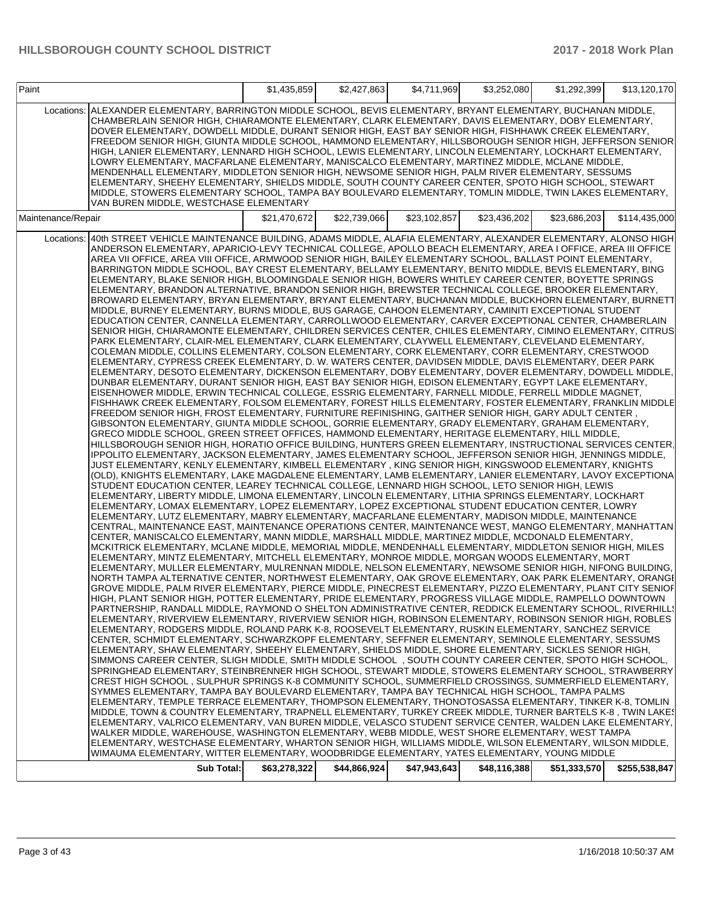| | | | | | | |
|---|---|---|---|---|---|---|
| Paint | | $1,435,859 | $2,427,863 | $4,711,969 | $3,252,080 | $1,292,399 | $13,120,170 |
| | Locations: ALEXANDER ELEMENTARY, BARRINGTON MIDDLE SCHOOL, BEVIS ELEMENTARY, BRYANT ELEMENTARY, BUCHANAN MIDDLE, CHAMBERLAIN SENIOR HIGH, CHIARAMONTE ELEMENTARY, CLARK ELEMENTARY, DAVIS ELEMENTARY, DOBY ELEMENTARY, DOVER ELEMENTARY, DOWDELL MIDDLE, DURANT SENIOR HIGH, EAST BAY SENIOR HIGH, FISHHAWK CREEK ELEMENTARY, FREEDOM SENIOR HIGH, GIUNTA MIDDLE SCHOOL, HAMMOND ELEMENTARY, HILLSBOROUGH SENIOR HIGH, JEFFERSON SENIOR HIGH, LANIER ELEMENTARY, LENNARD HIGH SCHOOL, LEWIS ELEMENTARY, LINCOLN ELEMENTARY, LOCKHART ELEMENTARY, LOWRY ELEMENTARY, MACFARLANE ELEMENTARY, MANISCALCO ELEMENTARY, MARTINEZ MIDDLE, MCLANE MIDDLE, MENDENHALL ELEMENTARY, MIDDLETON SENIOR HIGH, NEWSOME SENIOR HIGH, PALM RIVER ELEMENTARY, SESSUMS ELEMENTARY, SHEEHY ELEMENTARY, SHIELDS MIDDLE, SOUTH COUNTY CAREER CENTER, SPOTO HIGH SCHOOL, STEWART MIDDLE, STOWERS ELEMENTARY SCHOOL, TAMPA BAY BOULEVARD ELEMENTARY, TOMLIN MIDDLE, TWIN LAKES ELEMENTARY, VAN BUREN MIDDLE, WESTCHASE ELEMENTARY | | | | | | |
| Maintenance/Repair | | $21,470,672 | $22,739,066 | $23,102,857 | $23,436,202 | $23,686,203 | $114,435,000 |
| | Locations: 40th STREET VEHICLE MAINTENANCE BUILDING, ADAMS MIDDLE, ALAFIA ELEMENTARY, ALEXANDER ELEMENTARY, ALONSO HIGH, ANDERSON ELEMENTARY, APARICIO-LEVY TECHNICAL COLLEGE, APOLLO BEACH ELEMENTARY, AREA I OFFICE, AREA III OFFICE, AREA VII OFFICE, AREA VIII OFFICE, ARMWOOD SENIOR HIGH, BAILEY ELEMENTARY SCHOOL, BALLAST POINT ELEMENTARY, BARRINGTON MIDDLE SCHOOL, BAY CREST ELEMENTARY, BELLAMY ELEMENTARY, BENITO MIDDLE, BEVIS ELEMENTARY, BING ELEMENTARY, BLAKE SENIOR HIGH, BLOOMINGDALE SENIOR HIGH, BOWERS WHITLEY CAREER CENTER, BOYETTE SPRINGS ELEMENTARY, BRANDON ALTERNATIVE, BRANDON SENIOR HIGH, BREWSTER TECHNICAL COLLEGE, BROOKER ELEMENTARY, BROWARD ELEMENTARY, BRYAN ELEMENTARY, BRYANT ELEMENTARY, BUCHANAN MIDDLE, BUCKHORN ELEMENTARY, BURNETT MIDDLE, BURNEY ELEMENTARY, BURNS MIDDLE, BUS GARAGE, CAHOON ELEMENTARY, CAMINITI EXCEPTIONAL STUDENT EDUCATION CENTER, CANNELLA ELEMENTARY, CARROLLWOOD ELEMENTARY, CARVER EXCEPTIONAL CENTER, CHAMBERLAIN SENIOR HIGH, CHIARAMONTE ELEMENTARY, CHILDREN SERVICES CENTER, CHILES ELEMENTARY, CIMINO ELEMENTARY, CITRUS PARK ELEMENTARY, CLAIR-MEL ELEMENTARY, CLARK ELEMENTARY, CLAYWELL ELEMENTARY, CLEVELAND ELEMENTARY, COLEMAN MIDDLE, COLLINS ELEMENTARY, COLSON ELEMENTARY, CORK ELEMENTARY, CORR ELEMENTARY, CRESTWOOD ELEMENTARY, CYPRESS CREEK ELEMENTARY, D. W. WATERS CENTER, DAVIDSEN MIDDLE, DAVIS ELEMENTARY, DEER PARK ELEMENTARY, DESOTO ELEMENTARY, DICKENSON ELEMENTARY, DOBY ELEMENTARY, DOVER ELEMENTARY, DOWDELL MIDDLE, DUNBAR ELEMENTARY, DURANT SENIOR HIGH, EAST BAY SENIOR HIGH, EDISON ELEMENTARY, EGYPT LAKE ELEMENTARY, EISENHOWER MIDDLE, ERWIN TECHNICAL COLLEGE, ESSRIG ELEMENTARY, FARNELL MIDDLE, FERRELL MIDDLE MAGNET, FISHHAWK CREEK ELEMENTARY, FOLSOM ELEMENTARY, FOREST HILLS ELEMENTARY, FOSTER ELEMENTARY, FRANKLIN MIDDLE, FREEDOM SENIOR HIGH, FROST ELEMENTARY, FURNITURE REFINISHING, GAITHER SENIOR HIGH, GARY ADULT CENTER , GIBSONTON ELEMENTARY, GIUNTA MIDDLE SCHOOL, GORRIE ELEMENTARY, GRADY ELEMENTARY, GRAHAM ELEMENTARY, GRECO MIDDLE SCHOOL, GREEN STREET OFFICES, HAMMOND ELEMENTARY, HERITAGE ELEMENTARY, HILL MIDDLE, HILLSBOROUGH SENIOR HIGH, HORATIO OFFICE BUILDING, HUNTERS GREEN ELEMENTARY, INSTRUCTIONAL SERVICES CENTER, IPPOLITO ELEMENTARY, JACKSON ELEMENTARY, JAMES ELEMENTARY SCHOOL, JEFFERSON SENIOR HIGH, JENNINGS MIDDLE, JUST ELEMENTARY, KENLY ELEMENTARY, KIMBELL ELEMENTARY , KING SENIOR HIGH, KINGSWOOD ELEMENTARY, KNIGHTS (OLD), KNIGHTS ELEMENTARY, LAKE MAGDALENE ELEMENTARY, LAMB ELEMENTARY, LANIER ELEMENTARY, LAVOY EXCEPTIONAL STUDENT EDUCATION CENTER, LEAREY TECHNICAL COLLEGE, LENNARD HIGH SCHOOL, LETO SENIOR HIGH, LEWIS ELEMENTARY, LIBERTY MIDDLE, LIMONA ELEMENTARY, LINCOLN ELEMENTARY, LITHIA SPRINGS ELEMENTARY, LOCKHART ELEMENTARY, LOMAX ELEMENTARY, LOPEZ ELEMENTARY, LOPEZ EXCEPTIONAL STUDENT EDUCATION CENTER, LOWRY ELEMENTARY, LUTZ ELEMENTARY, MABRY ELEMENTARY, MACFARLANE ELEMENTARY, MADISON MIDDLE, MAINTENANCE CENTRAL, MAINTENANCE EAST, MAINTENANCE OPERATIONS CENTER, MAINTENANCE WEST, MANGO ELEMENTARY, MANHATTAN CENTER, MANISCALCO ELEMENTARY, MANN MIDDLE, MARSHALL MIDDLE, MARTINEZ MIDDLE, MCDONALD ELEMENTARY, MCKITRICK ELEMENTARY, MCLANE MIDDLE, MEMORIAL MIDDLE, MENDENHALL ELEMENTARY, MIDDLETON SENIOR HIGH, MILES ELEMENTARY, MINTZ ELEMENTARY, MITCHELL ELEMENTARY, MONROE MIDDLE, MORGAN WOODS ELEMENTARY, MORT ELEMENTARY, MULLER ELEMENTARY, MULRENNAN MIDDLE, NELSON ELEMENTARY, NEWSOME SENIOR HIGH, NIFONG BUILDING, NORTH TAMPA ALTERNATIVE CENTER, NORTHWEST ELEMENTARY, OAK GROVE ELEMENTARY, OAK PARK ELEMENTARY, ORANGE GROVE MIDDLE, PALM RIVER ELEMENTARY, PIERCE MIDDLE, PINECREST ELEMENTARY, PIZZO ELEMENTARY, PLANT CITY SENIOR HIGH, PLANT SENIOR HIGH, POTTER ELEMENTARY, PRIDE ELEMENTARY, PROGRESS VILLAGE MIDDLE, RAMPELLO DOWNTOWN PARTNERSHIP, RANDALL MIDDLE, RAYMOND O SHELTON ADMINISTRATIVE CENTER, REDDICK ELEMENTARY SCHOOL, RIVERHILLS ELEMENTARY, RIVERVIEW ELEMENTARY, RIVERVIEW SENIOR HIGH, ROBINSON ELEMENTARY, ROBINSON SENIOR HIGH, ROBLES ELEMENTARY, RODGERS MIDDLE, ROLAND PARK K-8, ROOSEVELT ELEMENTARY, RUSKIN ELEMENTARY, SANCHEZ SERVICE CENTER, SCHMIDT ELEMENTARY, SCHWARZKOPF ELEMENTARY, SEFFNER ELEMENTARY, SEMINOLE ELEMENTARY, SESSUMS ELEMENTARY, SHAW ELEMENTARY, SHEEHY ELEMENTARY, SHIELDS MIDDLE, SHORE ELEMENTARY, SICKLES SENIOR HIGH, SIMMONS CAREER CENTER, SLIGH MIDDLE, SMITH MIDDLE SCHOOL , SOUTH COUNTY CAREER CENTER, SPOTO HIGH SCHOOL, SPRINGHEAD ELEMENTARY, STEINBRENNER HIGH SCHOOL, STEWART MIDDLE, STOWERS ELEMENTARY SCHOOL, STRAWBERRY CREST HIGH SCHOOL , SULPHUR SPRINGS K-8 COMMUNITY SCHOOL, SUMMERFIELD CROSSINGS, SUMMERFIELD ELEMENTARY, SYMMES ELEMENTARY, TAMPA BAY BOULEVARD ELEMENTARY, TAMPA BAY TECHNICAL HIGH SCHOOL, TAMPA PALMS ELEMENTARY, TEMPLE TERRACE ELEMENTARY, THOMPSON ELEMENTARY, THONOTOSASSA ELEMENTARY, TINKER K-8, TOMLIN MIDDLE, TOWN & COUNTRY ELEMENTARY, TRAPNELL ELEMENTARY, TURKEY CREEK MIDDLE, TURNER BARTELS K-8 , TWIN LAKES ELEMENTARY, VALRICO ELEMENTARY, VAN BUREN MIDDLE, VELASCO STUDENT SERVICE CENTER, WALDEN LAKE ELEMENTARY, WALKER MIDDLE, WAREHOUSE, WASHINGTON ELEMENTARY, WEBB MIDDLE, WEST SHORE ELEMENTARY, WEST TAMPA ELEMENTARY, WESTCHASE ELEMENTARY, WHARTON SENIOR HIGH, WILLIAMS MIDDLE, WILSON ELEMENTARY, WILSON MIDDLE, WIMAUMA ELEMENTARY, WITTER ELEMENTARY, WOODBRIDGE ELEMENTARY, YATES ELEMENTARY, YOUNG MIDDLE | | | | | | |
| | **Sub Total:** | **$63,278,322** | **$44,866,924** | **$47,943,643** | **$48,116,388** | **$51,333,570** | **$255,538,847** |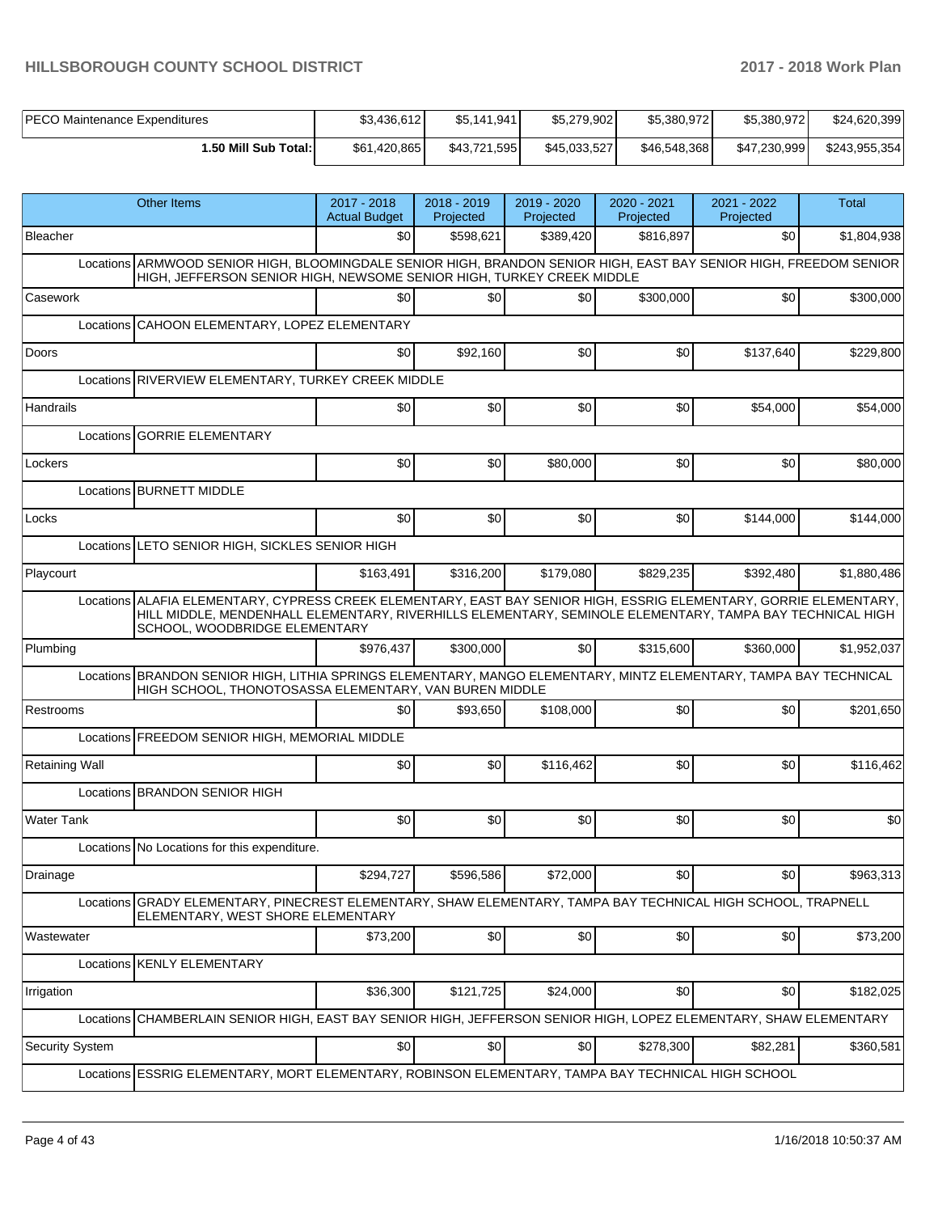| PECO Maintenance Expenditures | $3,436,612 | $5,141,941 | $5,279,902 | $5,380,972 | $5,380,972 | $24,620,399 |
|---|---|---|---|---|---|---|
| **1.50 Mill Sub Total:** | $61,420,865 | $43,721,595 | $45,033,527 | $46,548,368 | $47,230,999 | $243,955,354 |

| Other Items | | 2017 - 2018 Actual Budget | 2018 - 2019 Projected | 2019 - 2020 Projected | 2020 - 2021 Projected | 2021 - 2022 Projected | Total |
|---|---|---|---|---|---|---|---|
| Bleacher | | $0 | $598,621 | $389,420 | $816,897 | $0 | $1,804,938 |
| | Locations | ARMWOOD SENIOR HIGH, BLOOMINGDALE SENIOR HIGH, BRANDON SENIOR HIGH, EAST BAY SENIOR HIGH, FREEDOM SENIOR HIGH, JEFFERSON SENIOR HIGH, NEWSOME SENIOR HIGH, TURKEY CREEK MIDDLE | | | | | |
| Casework | | $0 | $0 | $0 | $300,000 | $0 | $300,000 |
| | Locations | CAHOON ELEMENTARY, LOPEZ ELEMENTARY | | | | | |
| Doors | | $0 | $92,160 | $0 | $0 | $137,640 | $229,800 |
| | Locations | RIVERVIEW ELEMENTARY, TURKEY CREEK MIDDLE | | | | | |
| Handrails | | $0 | $0 | $0 | $0 | $54,000 | $54,000 |
| | Locations | GORRIE ELEMENTARY | | | | | |
| Lockers | | $0 | $0 | $80,000 | $0 | $0 | $80,000 |
| | Locations | BURNETT MIDDLE | | | | | |
| Locks | | $0 | $0 | $0 | $0 | $144,000 | $144,000 |
| | Locations | LETO SENIOR HIGH, SICKLES SENIOR HIGH | | | | | |
| Playcourt | | $163,491 | $316,200 | $179,080 | $829,235 | $392,480 | $1,880,486 |
| | Locations | ALAFIA ELEMENTARY, CYPRESS CREEK ELEMENTARY, EAST BAY SENIOR HIGH, ESSRIG ELEMENTARY, GORRIE ELEMENTARY, HILL MIDDLE, MENDENHALL ELEMENTARY, RIVERHILLS ELEMENTARY, SEMINOLE ELEMENTARY, TAMPA BAY TECHNICAL HIGH SCHOOL, WOODBRIDGE ELEMENTARY | | | | | |
| Plumbing | | $976,437 | $300,000 | $0 | $315,600 | $360,000 | $1,952,037 |
| | Locations | BRANDON SENIOR HIGH, LITHIA SPRINGS ELEMENTARY, MANGO ELEMENTARY, MINTZ ELEMENTARY, TAMPA BAY TECHNICAL HIGH SCHOOL, THONOTOSASSA ELEMENTARY, VAN BUREN MIDDLE | | | | | |
| Restrooms | | $0 | $93,650 | $108,000 | $0 | $0 | $201,650 |
| | Locations | FREEDOM SENIOR HIGH, MEMORIAL MIDDLE | | | | | |
| Retaining Wall | | $0 | $0 | $116,462 | $0 | $0 | $116,462 |
| | Locations | BRANDON SENIOR HIGH | | | | | |
| Water Tank | | $0 | $0 | $0 | $0 | $0 | $0 |
| | Locations | No Locations for this expenditure. | | | | | |
| Drainage | | $294,727 | $596,586 | $72,000 | $0 | $0 | $963,313 |
| | Locations | GRADY ELEMENTARY, PINECREST ELEMENTARY, SHAW ELEMENTARY, TAMPA BAY TECHNICAL HIGH SCHOOL, TRAPNELL ELEMENTARY, WEST SHORE ELEMENTARY | | | | | |
| Wastewater | | $73,200 | $0 | $0 | $0 | $0 | $73,200 |
| | Locations | KENLY ELEMENTARY | | | | | |
| Irrigation | | $36,300 | $121,725 | $24,000 | $0 | $0 | $182,025 |
| | Locations | CHAMBERLAIN SENIOR HIGH, EAST BAY SENIOR HIGH, JEFFERSON SENIOR HIGH, LOPEZ ELEMENTARY, SHAW ELEMENTARY | | | | | |
| Security System | | $0 | $0 | $0 | $278,300 | $82,281 | $360,581 |
| | Locations | ESSRIG ELEMENTARY, MORT ELEMENTARY, ROBINSON ELEMENTARY, TAMPA BAY TECHNICAL HIGH SCHOOL | | | | | |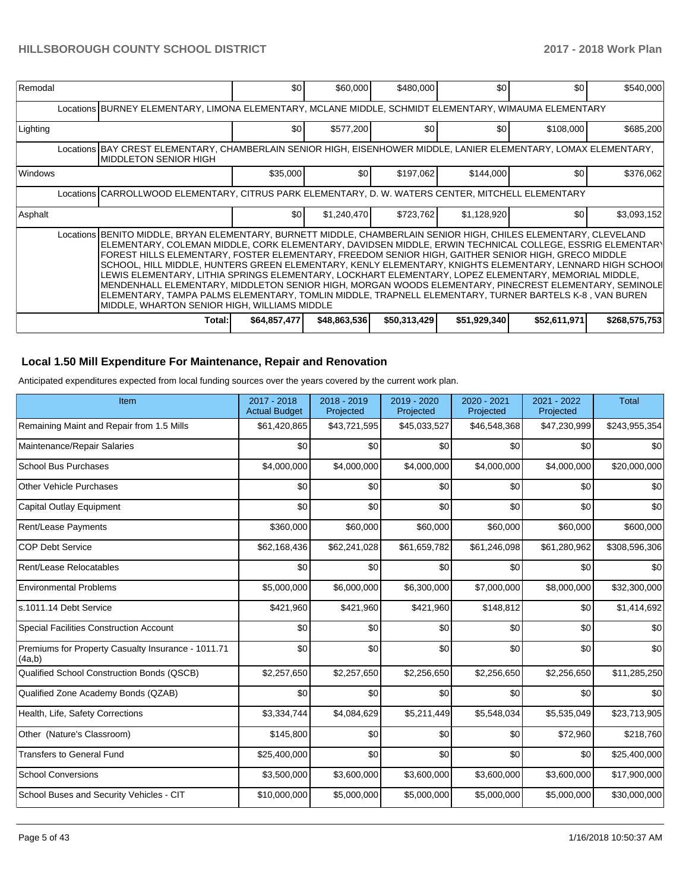| Remodal | $0 | $60,000 | $480,000 | $0 | $0 | $540,000 |
|---|---|---|---|---|---|---|
| Locations BURNEY ELEMENTARY, LIMONA ELEMENTARY, MCLANE MIDDLE, SCHMIDT ELEMENTARY, WIMAUMA ELEMENTARY | | | | | | |
| Lighting | $0 | $577,200 | $0 | $0 | $108,000 | $685,200 |
| Locations BAY CREST ELEMENTARY, CHAMBERLAIN SENIOR HIGH, EISENHOWER MIDDLE, LANIER ELEMENTARY, LOMAX ELEMENTARY, MIDDLETON SENIOR HIGH | | | | | | |
| Windows | $35,000 | $0 | $197,062 | $144,000 | $0 | $376,062 |
| Locations CARROLLWOOD ELEMENTARY, CITRUS PARK ELEMENTARY, D. W. WATERS CENTER, MITCHELL ELEMENTARY | | | | | | |
| Asphalt | $0 | $1,240,470 | $723,762 | $1,128,920 | $0 | $3,093,152 |
| Locations BENITO MIDDLE, BRYAN ELEMENTARY, BURNETT MIDDLE, CHAMBERLAIN SENIOR HIGH, CHILES ELEMENTARY, CLEVELAND ELEMENTARY, COLEMAN MIDDLE, CORK ELEMENTARY, DAVIDSEN MIDDLE, ERWIN TECHNICAL COLLEGE, ESSRIG ELEMENTARY, FOREST HILLS ELEMENTARY, FOSTER ELEMENTARY, FREEDOM SENIOR HIGH, GAITHER SENIOR HIGH, GRECO MIDDLE SCHOOL, HILL MIDDLE, HUNTERS GREEN ELEMENTARY, KENLY ELEMENTARY, KNIGHTS ELEMENTARY, LENNARD HIGH SCHOOL, LEWIS ELEMENTARY, LITHIA SPRINGS ELEMENTARY, LOCKHART ELEMENTARY, LOPEZ ELEMENTARY, MEMORIAL MIDDLE, MENDENHALL ELEMENTARY, MIDDLETON SENIOR HIGH, MORGAN WOODS ELEMENTARY, PINECREST ELEMENTARY, SEMINOLE ELEMENTARY, TAMPA PALMS ELEMENTARY, TOMLIN MIDDLE, TRAPNELL ELEMENTARY, TURNER BARTELS K-8 , VAN BUREN MIDDLE, WHARTON SENIOR HIGH, WILLIAMS MIDDLE | | | | | | |
| Total: | $64,857,477 | $48,863,536 | $50,313,429 | $51,929,340 | $52,611,971 | $268,575,753 |

## Local 1.50 Mill Expenditure For Maintenance, Repair and Renovation

Anticipated expenditures expected from local funding sources over the years covered by the current work plan.

| Item | 2017 - 2018 Actual Budget | 2018 - 2019 Projected | 2019 - 2020 Projected | 2020 - 2021 Projected | 2021 - 2022 Projected | Total |
|---|---|---|---|---|---|---|
| Remaining Maint and Repair from 1.5 Mills | $61,420,865 | $43,721,595 | $45,033,527 | $46,548,368 | $47,230,999 | $243,955,354 |
| Maintenance/Repair Salaries | $0 | $0 | $0 | $0 | $0 | $0 |
| School Bus Purchases | $4,000,000 | $4,000,000 | $4,000,000 | $4,000,000 | $4,000,000 | $20,000,000 |
| Other Vehicle Purchases | $0 | $0 | $0 | $0 | $0 | $0 |
| Capital Outlay Equipment | $0 | $0 | $0 | $0 | $0 | $0 |
| Rent/Lease Payments | $360,000 | $60,000 | $60,000 | $60,000 | $60,000 | $600,000 |
| COP Debt Service | $62,168,436 | $62,241,028 | $61,659,782 | $61,246,098 | $61,280,962 | $308,596,306 |
| Rent/Lease Relocatables | $0 | $0 | $0 | $0 | $0 | $0 |
| Environmental Problems | $5,000,000 | $6,000,000 | $6,300,000 | $7,000,000 | $8,000,000 | $32,300,000 |
| s.1011.14 Debt Service | $421,960 | $421,960 | $421,960 | $148,812 | $0 | $1,414,692 |
| Special Facilities Construction Account | $0 | $0 | $0 | $0 | $0 | $0 |
| Premiums for Property Casualty Insurance - 1011.71 (4a,b) | $0 | $0 | $0 | $0 | $0 | $0 |
| Qualified School Construction Bonds (QSCB) | $2,257,650 | $2,257,650 | $2,256,650 | $2,256,650 | $2,256,650 | $11,285,250 |
| Qualified Zone Academy Bonds (QZAB) | $0 | $0 | $0 | $0 | $0 | $0 |
| Health, Life, Safety Corrections | $3,334,744 | $4,084,629 | $5,211,449 | $5,548,034 | $5,535,049 | $23,713,905 |
| Other (Nature's Classroom) | $145,800 | $0 | $0 | $0 | $72,960 | $218,760 |
| Transfers to General Fund | $25,400,000 | $0 | $0 | $0 | $0 | $25,400,000 |
| School Conversions | $3,500,000 | $3,600,000 | $3,600,000 | $3,600,000 | $3,600,000 | $17,900,000 |
| School Buses and Security Vehicles - CIT | $10,000,000 | $5,000,000 | $5,000,000 | $5,000,000 | $5,000,000 | $30,000,000 |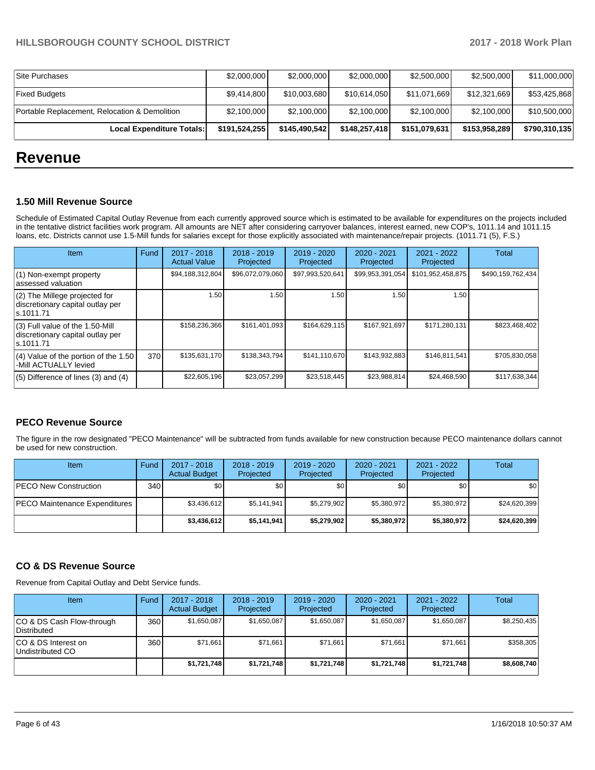| | | | | | | |
|---|---|---|---|---|---|---|
| Site Purchases | $2,000,000 | $2,000,000 | $2,000,000 | $2,500,000 | $2,500,000 | $11,000,000 |
| Fixed Budgets | $9,414,800 | $10,003,680 | $10,614,050 | $11,071,669 | $12,321,669 | $53,425,868 |
| Portable Replacement, Relocation & Demolition | $2,100,000 | $2,100,000 | $2,100,000 | $2,100,000 | $2,100,000 | $10,500,000 |
| **Local Expenditure Totals:** | **$191,524,255** | **$145,490,542** | **$148,257,418** | **$151,079,631** | **$153,958,289** | **$790,310,135** |

# Revenue

### 1.50 Mill Revenue Source

Schedule of Estimated Capital Outlay Revenue from each currently approved source which is estimated to be available for expenditures on the projects included in the tentative district facilities work program. All amounts are NET after considering carryover balances, interest earned, new COP's, 1011.14 and 1011.15 loans, etc. Districts cannot use 1.5-Mill funds for salaries except for those explicitly associated with maintenance/repair projects. (1011.71 (5), F.S.)

| Item | Fund | 2017 - 2018 Actual Value | 2018 - 2019 Projected | 2019 - 2020 Projected | 2020 - 2021 Projected | 2021 - 2022 Projected | Total |
|---|---|---|---|---|---|---|---|
| (1) Non-exempt property assessed valuation | | $94,188,312,804 | $96,072,079,060 | $97,993,520,641 | $99,953,391,054 | $101,952,458,875 | $490,159,762,434 |
| (2) The Millege projected for discretionary capital outlay per s.1011.71 | | 1.50 | 1.50 | 1.50 | 1.50 | 1.50 | |
| (3) Full value of the 1.50-Mill discretionary capital outlay per s.1011.71 | | $158,236,366 | $161,401,093 | $164,629,115 | $167,921,697 | $171,280,131 | $823,468,402 |
| (4) Value of the portion of the 1.50 -Mill ACTUALLY levied | 370 | $135,631,170 | $138,343,794 | $141,110,670 | $143,932,883 | $146,811,541 | $705,830,058 |
| (5) Difference of lines (3) and (4) | | $22,605,196 | $23,057,299 | $23,518,445 | $23,988,814 | $24,468,590 | $117,638,344 |

### PECO Revenue Source

The figure in the row designated "PECO Maintenance" will be subtracted from funds available for new construction because PECO maintenance dollars cannot be used for new construction.

| Item | Fund | 2017 - 2018 Actual Budget | 2018 - 2019 Projected | 2019 - 2020 Projected | 2020 - 2021 Projected | 2021 - 2022 Projected | Total |
|---|---|---|---|---|---|---|---|
| PECO New Construction | 340 | $0 | $0 | $0 | $0 | $0 | $0 |
| PECO Maintenance Expenditures | | $3,436,612 | $5,141,941 | $5,279,902 | $5,380,972 | $5,380,972 | $24,620,399 |
| | | **$3,436,612** | **$5,141,941** | **$5,279,902** | **$5,380,972** | **$5,380,972** | **$24,620,399** |

### CO & DS Revenue Source

Revenue from Capital Outlay and Debt Service funds.

| Item | Fund | 2017 - 2018 Actual Budget | 2018 - 2019 Projected | 2019 - 2020 Projected | 2020 - 2021 Projected | 2021 - 2022 Projected | Total |
|---|---|---|---|---|---|---|---|
| CO & DS Cash Flow-through Distributed | 360 | $1,650,087 | $1,650,087 | $1,650,087 | $1,650,087 | $1,650,087 | $8,250,435 |
| CO & DS Interest on Undistributed CO | 360 | $71,661 | $71,661 | $71,661 | $71,661 | $71,661 | $358,305 |
| | | **$1,721,748** | **$1,721,748** | **$1,721,748** | **$1,721,748** | **$1,721,748** | **$8,608,740** |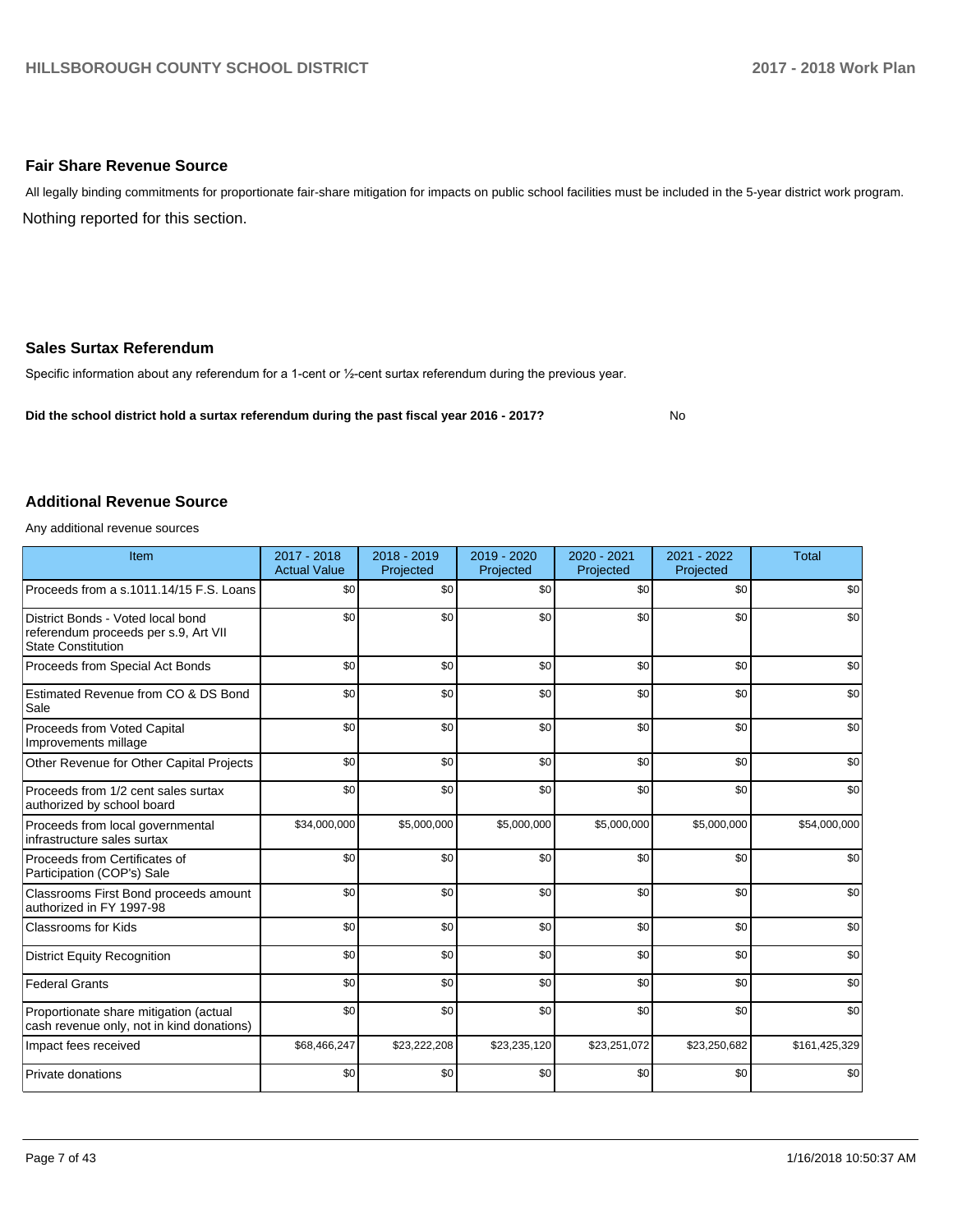## Fair Share Revenue Source

All legally binding commitments for proportionate fair-share mitigation for impacts on public school facilities must be included in the 5-year district work program.

Nothing reported for this section.

## Sales Surtax Referendum

Specific information about any referendum for a 1-cent or ½-cent surtax referendum during the previous year.

**Did the school district hold a surtax referendum during the past fiscal year 2016 - 2017?** No

## Additional Revenue Source

Any additional revenue sources

| Item | 2017 - 2018 Actual Value | 2018 - 2019 Projected | 2019 - 2020 Projected | 2020 - 2021 Projected | 2021 - 2022 Projected | Total |
|---|---|---|---|---|---|---|
| Proceeds from a s.1011.14/15 F.S. Loans | $0 | $0 | $0 | $0 | $0 | $0 |
| District Bonds - Voted local bond referendum proceeds per s.9, Art VII State Constitution | $0 | $0 | $0 | $0 | $0 | $0 |
| Proceeds from Special Act Bonds | $0 | $0 | $0 | $0 | $0 | $0 |
| Estimated Revenue from CO & DS Bond Sale | $0 | $0 | $0 | $0 | $0 | $0 |
| Proceeds from Voted Capital Improvements millage | $0 | $0 | $0 | $0 | $0 | $0 |
| Other Revenue for Other Capital Projects | $0 | $0 | $0 | $0 | $0 | $0 |
| Proceeds from 1/2 cent sales surtax authorized by school board | $0 | $0 | $0 | $0 | $0 | $0 |
| Proceeds from local governmental infrastructure sales surtax | $34,000,000 | $5,000,000 | $5,000,000 | $5,000,000 | $5,000,000 | $54,000,000 |
| Proceeds from Certificates of Participation (COP's) Sale | $0 | $0 | $0 | $0 | $0 | $0 |
| Classrooms First Bond proceeds amount authorized in FY 1997-98 | $0 | $0 | $0 | $0 | $0 | $0 |
| Classrooms for Kids | $0 | $0 | $0 | $0 | $0 | $0 |
| District Equity Recognition | $0 | $0 | $0 | $0 | $0 | $0 |
| Federal Grants | $0 | $0 | $0 | $0 | $0 | $0 |
| Proportionate share mitigation (actual cash revenue only, not in kind donations) | $0 | $0 | $0 | $0 | $0 | $0 |
| Impact fees received | $68,466,247 | $23,222,208 | $23,235,120 | $23,251,072 | $23,250,682 | $161,425,329 |
| Private donations | $0 | $0 | $0 | $0 | $0 | $0 |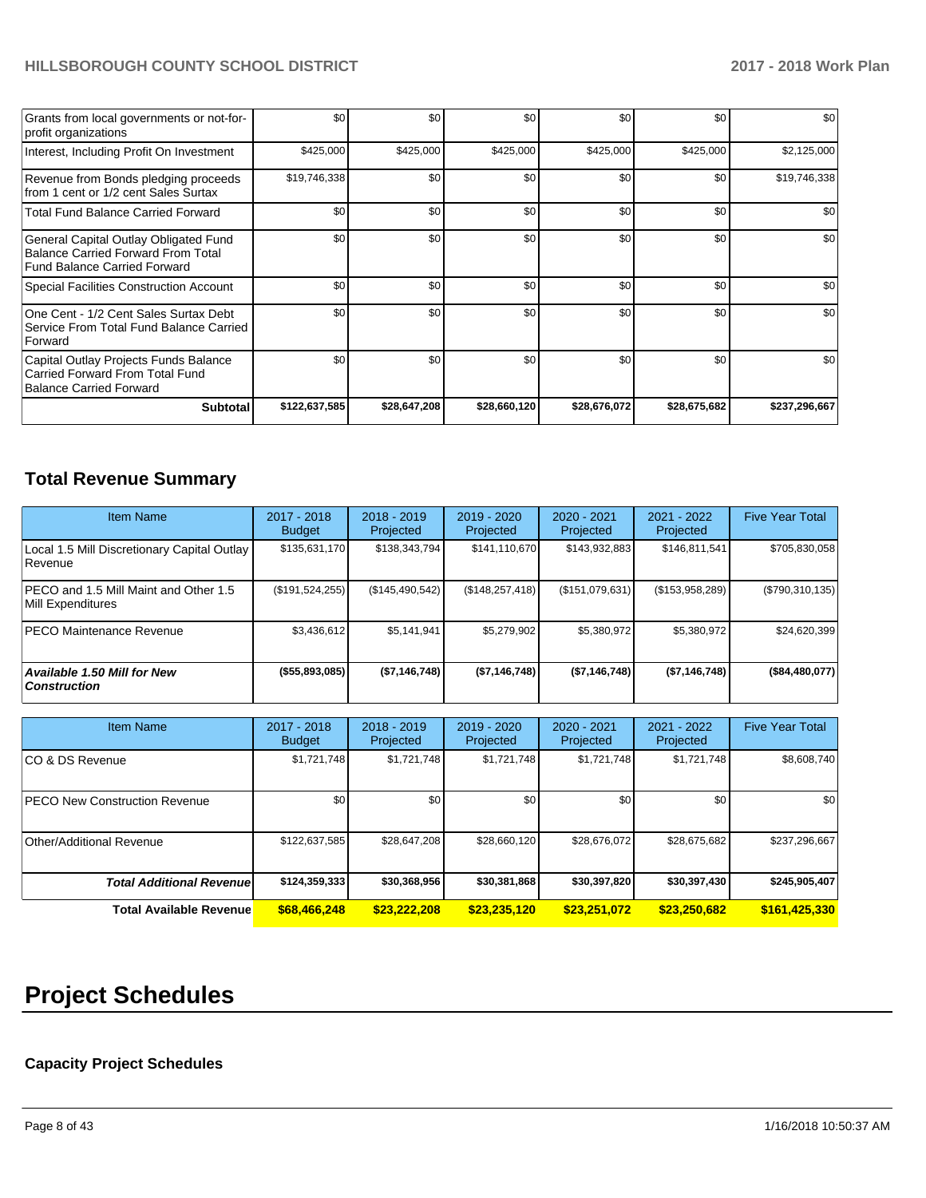| | | | | | | |
|---|---|---|---|---|---|---|
| Grants from local governments or not-for-profit organizations | $0 | $0 | $0 | $0 | $0 | $0 |
| Interest, Including Profit On Investment | $425,000 | $425,000 | $425,000 | $425,000 | $425,000 | $2,125,000 |
| Revenue from Bonds pledging proceeds from 1 cent or 1/2 cent Sales Surtax | $19,746,338 | $0 | $0 | $0 | $0 | $19,746,338 |
| Total Fund Balance Carried Forward | $0 | $0 | $0 | $0 | $0 | $0 |
| General Capital Outlay Obligated Fund Balance Carried Forward From Total Fund Balance Carried Forward | $0 | $0 | $0 | $0 | $0 | $0 |
| Special Facilities Construction Account | $0 | $0 | $0 | $0 | $0 | $0 |
| One Cent - 1/2 Cent Sales Surtax Debt Service From Total Fund Balance Carried Forward | $0 | $0 | $0 | $0 | $0 | $0 |
| Capital Outlay Projects Funds Balance Carried Forward From Total Fund Balance Carried Forward | $0 | $0 | $0 | $0 | $0 | $0 |
| **Subtotal** | **$122,637,585** | **$28,647,208** | **$28,660,120** | **$28,676,072** | **$28,675,682** | **$237,296,667** |

## Total Revenue Summary

| Item Name | 2017 - 2018 Budget | 2018 - 2019 Projected | 2019 - 2020 Projected | 2020 - 2021 Projected | 2021 - 2022 Projected | Five Year Total |
|---|---|---|---|---|---|---|
| Local 1.5 Mill Discretionary Capital Outlay Revenue | $135,631,170 | $138,343,794 | $141,110,670 | $143,932,883 | $146,811,541 | $705,830,058 |
| PECO and 1.5 Mill Maint and Other 1.5 Mill Expenditures | ($191,524,255) | ($145,490,542) | ($148,257,418) | ($151,079,631) | ($153,958,289) | ($790,310,135) |
| PECO Maintenance Revenue | $3,436,612 | $5,141,941 | $5,279,902 | $5,380,972 | $5,380,972 | $24,620,399 |
| ***Available 1.50 Mill for New Construction*** | **($55,893,085)** | **($7,146,748)** | **($7,146,748)** | **($7,146,748)** | **($7,146,748)** | **($84,480,077)** |

| Item Name | 2017 - 2018 Budget | 2018 - 2019 Projected | 2019 - 2020 Projected | 2020 - 2021 Projected | 2021 - 2022 Projected | Five Year Total |
|---|---|---|---|---|---|---|
| CO & DS Revenue | $1,721,748 | $1,721,748 | $1,721,748 | $1,721,748 | $1,721,748 | $8,608,740 |
| PECO New Construction Revenue | $0 | $0 | $0 | $0 | $0 | $0 |
| Other/Additional Revenue | $122,637,585 | $28,647,208 | $28,660,120 | $28,676,072 | $28,675,682 | $237,296,667 |
| ***Total Additional Revenue*** | **$124,359,333** | **$30,368,956** | **$30,381,868** | **$30,397,820** | **$30,397,430** | **$245,905,407** |
| **Total Available Revenue** | **$68,466,248** | **$23,222,208** | **$23,235,120** | **$23,251,072** | **$23,250,682** | **$161,425,330** |

# Project Schedules

### Capacity Project Schedules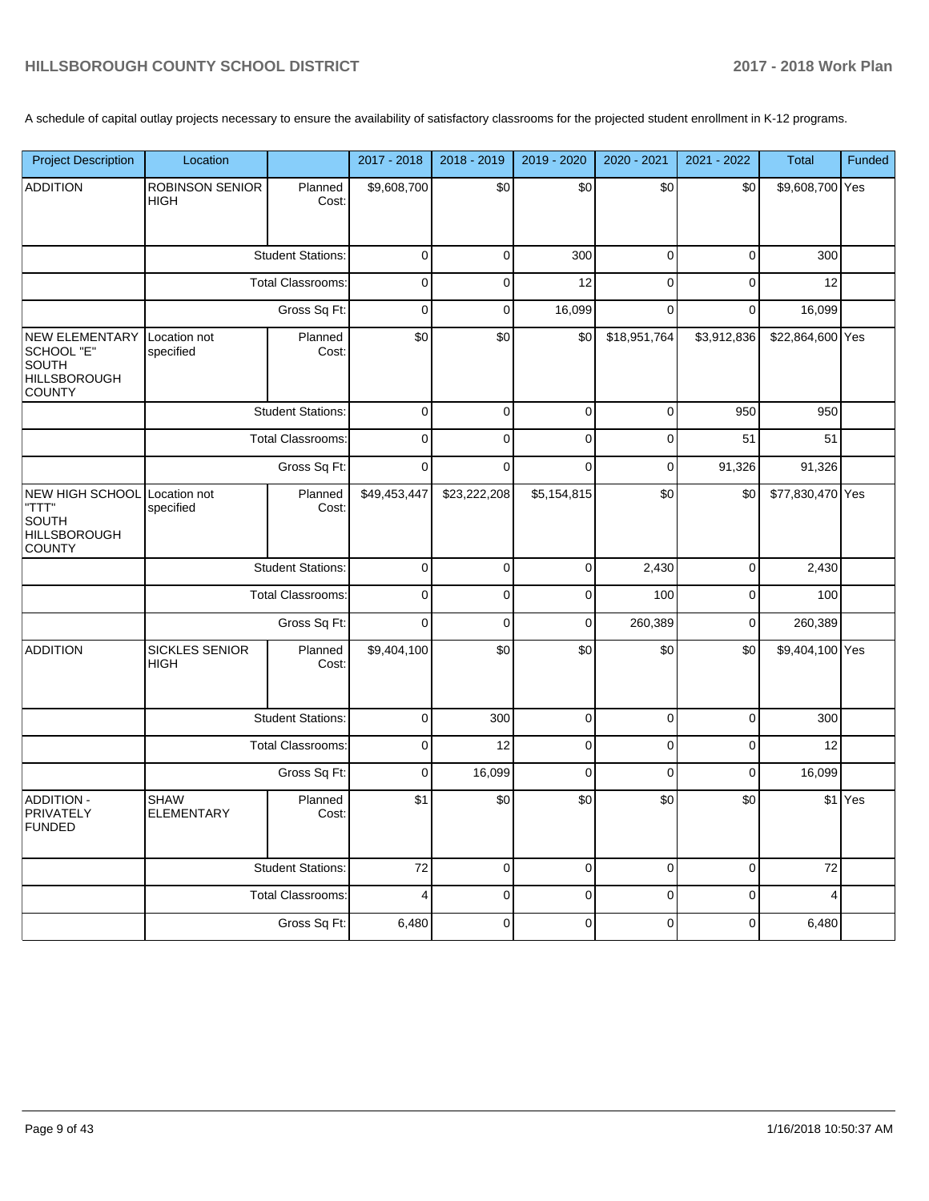A schedule of capital outlay projects necessary to ensure the availability of satisfactory classrooms for the projected student enrollment in K-12 programs.

| Project Description | Location | | 2017 - 2018 | 2018 - 2019 | 2019 - 2020 | 2020 - 2021 | 2021 - 2022 | Total | Funded |
|---|---|---|---|---|---|---|---|---|---|
| ADDITION | ROBINSON SENIOR HIGH | Planned Cost: | $9,608,700 | $0 | $0 | $0 | $0 | $9,608,700 | Yes |
| | | Student Stations: | 0 | 0 | 300 | 0 | 0 | 300 | |
| | | Total Classrooms: | 0 | 0 | 12 | 0 | 0 | 12 | |
| | | Gross Sq Ft: | 0 | 0 | 16,099 | 0 | 0 | 16,099 | |
| NEW ELEMENTARY SCHOOL "E" SOUTH HILLSBOROUGH COUNTY | Location not specified | Planned Cost: | $0 | $0 | $0 | $18,951,764 | $3,912,836 | $22,864,600 | Yes |
| | | Student Stations: | 0 | 0 | 0 | 0 | 950 | 950 | |
| | | Total Classrooms: | 0 | 0 | 0 | 0 | 51 | 51 | |
| | | Gross Sq Ft: | 0 | 0 | 0 | 0 | 91,326 | 91,326 | |
| NEW HIGH SCHOOL "TTT" SOUTH HILLSBOROUGH COUNTY | Location not specified | Planned Cost: | $49,453,447 | $23,222,208 | $5,154,815 | $0 | $0 | $77,830,470 | Yes |
| | | Student Stations: | 0 | 0 | 0 | 2,430 | 0 | 2,430 | |
| | | Total Classrooms: | 0 | 0 | 0 | 100 | 0 | 100 | |
| | | Gross Sq Ft: | 0 | 0 | 0 | 260,389 | 0 | 260,389 | |
| ADDITION | SICKLES SENIOR HIGH | Planned Cost: | $9,404,100 | $0 | $0 | $0 | $0 | $9,404,100 | Yes |
| | | Student Stations: | 0 | 300 | 0 | 0 | 0 | 300 | |
| | | Total Classrooms: | 0 | 12 | 0 | 0 | 0 | 12 | |
| | | Gross Sq Ft: | 0 | 16,099 | 0 | 0 | 0 | 16,099 | |
| ADDITION - PRIVATELY FUNDED | SHAW ELEMENTARY | Planned Cost: | $1 | $0 | $0 | $0 | $0 | $1 | Yes |
| | | Student Stations: | 72 | 0 | 0 | 0 | 0 | 72 | |
| | | Total Classrooms: | 4 | 0 | 0 | 0 | 0 | 4 | |
| | | Gross Sq Ft: | 6,480 | 0 | 0 | 0 | 0 | 6,480 | |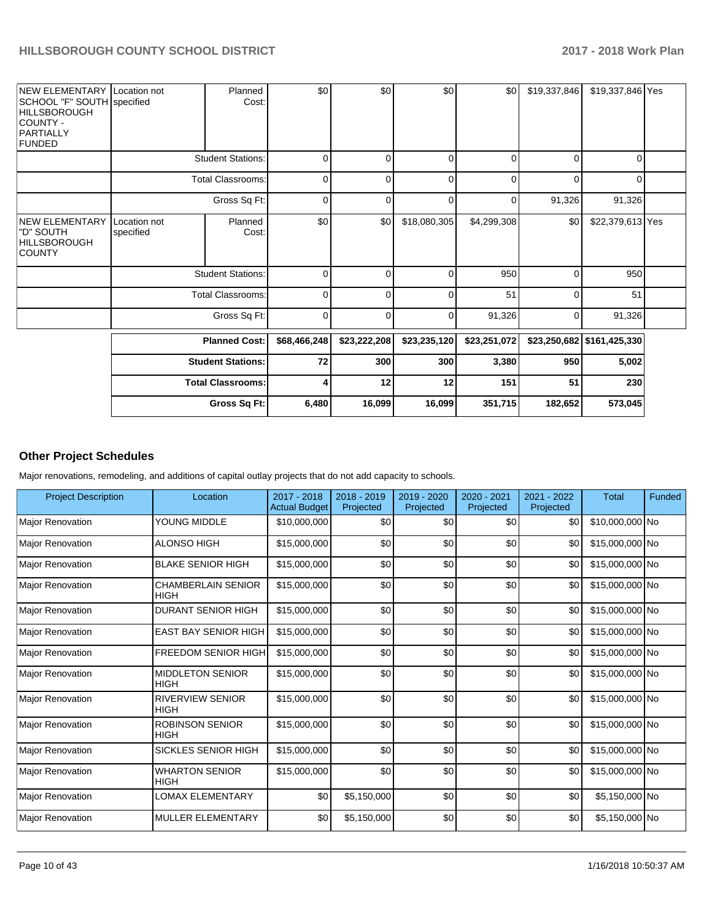| | | | | | | | | | |
|---|---|---|---|---|---|---|---|---|---|
| NEW ELEMENTARY SCHOOL "F" SOUTH HILLSBOROUGH COUNTY - PARTIALLY FUNDED | Location not specified | Planned Cost: | $0 | $0 | $0 | $0 | $19,337,846 | $19,337,846 | Yes |
| | | Student Stations: | 0 | 0 | 0 | 0 | 0 | 0 | |
| | | Total Classrooms: | 0 | 0 | 0 | 0 | 0 | 0 | |
| | | Gross Sq Ft: | 0 | 0 | 0 | 0 | 91,326 | 91,326 | |
| NEW ELEMENTARY "D" SOUTH HILLSBOROUGH COUNTY | Location not specified | Planned Cost: | $0 | $0 | $18,080,305 | $4,299,308 | $0 | $22,379,613 | Yes |
| | | Student Stations: | 0 | 0 | 0 | 950 | 0 | 950 | |
| | | Total Classrooms: | 0 | 0 | 0 | 51 | 0 | 51 | |
| | | Gross Sq Ft: | 0 | 0 | 0 | 91,326 | 0 | 91,326 | |

| | | | | | | |
|---|---|---|---|---|---|---|
| **Planned Cost:** | **$68,466,248** | **$23,222,208** | **$23,235,120** | **$23,251,072** | **$23,250,682** | **$161,425,330** |
| **Student Stations:** | **72** | **300** | **300** | **3,380** | **950** | **5,002** |
| **Total Classrooms:** | **4** | **12** | **12** | **151** | **51** | **230** |
| **Gross Sq Ft:** | **6,480** | **16,099** | **16,099** | **351,715** | **182,652** | **573,045** |

## Other Project Schedules

Major renovations, remodeling, and additions of capital outlay projects that do not add capacity to schools.

| Project Description | Location | 2017 - 2018 Actual Budget | 2018 - 2019 Projected | 2019 - 2020 Projected | 2020 - 2021 Projected | 2021 - 2022 Projected | Total | Funded |
|---|---|---|---|---|---|---|---|---|
| Major Renovation | YOUNG MIDDLE | $10,000,000 | $0 | $0 | $0 | $0 | $10,000,000 | No |
| Major Renovation | ALONSO HIGH | $15,000,000 | $0 | $0 | $0 | $0 | $15,000,000 | No |
| Major Renovation | BLAKE SENIOR HIGH | $15,000,000 | $0 | $0 | $0 | $0 | $15,000,000 | No |
| Major Renovation | CHAMBERLAIN SENIOR HIGH | $15,000,000 | $0 | $0 | $0 | $0 | $15,000,000 | No |
| Major Renovation | DURANT SENIOR HIGH | $15,000,000 | $0 | $0 | $0 | $0 | $15,000,000 | No |
| Major Renovation | EAST BAY SENIOR HIGH | $15,000,000 | $0 | $0 | $0 | $0 | $15,000,000 | No |
| Major Renovation | FREEDOM SENIOR HIGH | $15,000,000 | $0 | $0 | $0 | $0 | $15,000,000 | No |
| Major Renovation | MIDDLETON SENIOR HIGH | $15,000,000 | $0 | $0 | $0 | $0 | $15,000,000 | No |
| Major Renovation | RIVERVIEW SENIOR HIGH | $15,000,000 | $0 | $0 | $0 | $0 | $15,000,000 | No |
| Major Renovation | ROBINSON SENIOR HIGH | $15,000,000 | $0 | $0 | $0 | $0 | $15,000,000 | No |
| Major Renovation | SICKLES SENIOR HIGH | $15,000,000 | $0 | $0 | $0 | $0 | $15,000,000 | No |
| Major Renovation | WHARTON SENIOR HIGH | $15,000,000 | $0 | $0 | $0 | $0 | $15,000,000 | No |
| Major Renovation | LOMAX ELEMENTARY | $0 | $5,150,000 | $0 | $0 | $0 | $5,150,000 | No |
| Major Renovation | MULLER ELEMENTARY | $0 | $5,150,000 | $0 | $0 | $0 | $5,150,000 | No |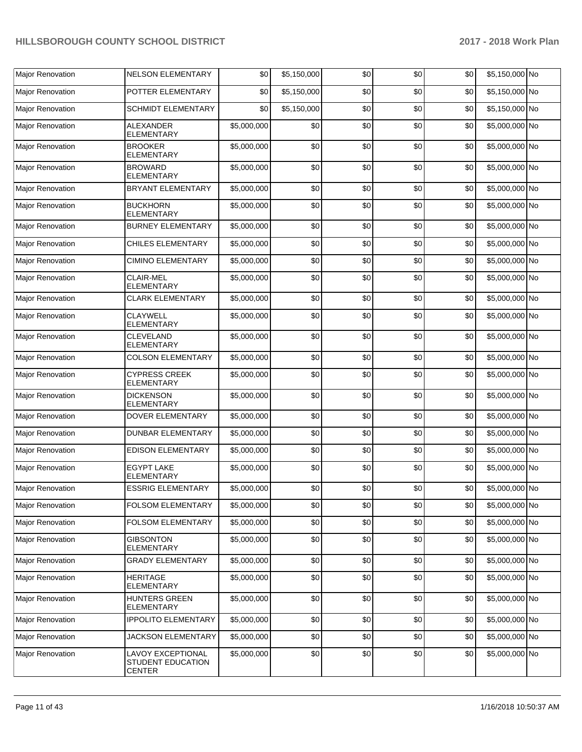| Major Renovation | NELSON ELEMENTARY | $0 | $5,150,000 | $0 | $0 | $0 | $5,150,000 | No |
|---|---|---|---|---|---|---|---|---|
| Major Renovation | POTTER ELEMENTARY | $0 | $5,150,000 | $0 | $0 | $0 | $5,150,000 | No |
| Major Renovation | SCHMIDT ELEMENTARY | $0 | $5,150,000 | $0 | $0 | $0 | $5,150,000 | No |
| Major Renovation | ALEXANDER ELEMENTARY | $5,000,000 | $0 | $0 | $0 | $0 | $5,000,000 | No |
| Major Renovation | BROOKER ELEMENTARY | $5,000,000 | $0 | $0 | $0 | $0 | $5,000,000 | No |
| Major Renovation | BROWARD ELEMENTARY | $5,000,000 | $0 | $0 | $0 | $0 | $5,000,000 | No |
| Major Renovation | BRYANT ELEMENTARY | $5,000,000 | $0 | $0 | $0 | $0 | $5,000,000 | No |
| Major Renovation | BUCKHORN ELEMENTARY | $5,000,000 | $0 | $0 | $0 | $0 | $5,000,000 | No |
| Major Renovation | BURNEY ELEMENTARY | $5,000,000 | $0 | $0 | $0 | $0 | $5,000,000 | No |
| Major Renovation | CHILES ELEMENTARY | $5,000,000 | $0 | $0 | $0 | $0 | $5,000,000 | No |
| Major Renovation | CIMINO ELEMENTARY | $5,000,000 | $0 | $0 | $0 | $0 | $5,000,000 | No |
| Major Renovation | CLAIR-MEL ELEMENTARY | $5,000,000 | $0 | $0 | $0 | $0 | $5,000,000 | No |
| Major Renovation | CLARK ELEMENTARY | $5,000,000 | $0 | $0 | $0 | $0 | $5,000,000 | No |
| Major Renovation | CLAYWELL ELEMENTARY | $5,000,000 | $0 | $0 | $0 | $0 | $5,000,000 | No |
| Major Renovation | CLEVELAND ELEMENTARY | $5,000,000 | $0 | $0 | $0 | $0 | $5,000,000 | No |
| Major Renovation | COLSON ELEMENTARY | $5,000,000 | $0 | $0 | $0 | $0 | $5,000,000 | No |
| Major Renovation | CYPRESS CREEK ELEMENTARY | $5,000,000 | $0 | $0 | $0 | $0 | $5,000,000 | No |
| Major Renovation | DICKENSON ELEMENTARY | $5,000,000 | $0 | $0 | $0 | $0 | $5,000,000 | No |
| Major Renovation | DOVER ELEMENTARY | $5,000,000 | $0 | $0 | $0 | $0 | $5,000,000 | No |
| Major Renovation | DUNBAR ELEMENTARY | $5,000,000 | $0 | $0 | $0 | $0 | $5,000,000 | No |
| Major Renovation | EDISON ELEMENTARY | $5,000,000 | $0 | $0 | $0 | $0 | $5,000,000 | No |
| Major Renovation | EGYPT LAKE ELEMENTARY | $5,000,000 | $0 | $0 | $0 | $0 | $5,000,000 | No |
| Major Renovation | ESSRIG ELEMENTARY | $5,000,000 | $0 | $0 | $0 | $0 | $5,000,000 | No |
| Major Renovation | FOLSOM ELEMENTARY | $5,000,000 | $0 | $0 | $0 | $0 | $5,000,000 | No |
| Major Renovation | FOLSOM ELEMENTARY | $5,000,000 | $0 | $0 | $0 | $0 | $5,000,000 | No |
| Major Renovation | GIBSONTON ELEMENTARY | $5,000,000 | $0 | $0 | $0 | $0 | $5,000,000 | No |
| Major Renovation | GRADY ELEMENTARY | $5,000,000 | $0 | $0 | $0 | $0 | $5,000,000 | No |
| Major Renovation | HERITAGE ELEMENTARY | $5,000,000 | $0 | $0 | $0 | $0 | $5,000,000 | No |
| Major Renovation | HUNTERS GREEN ELEMENTARY | $5,000,000 | $0 | $0 | $0 | $0 | $5,000,000 | No |
| Major Renovation | IPPOLITO ELEMENTARY | $5,000,000 | $0 | $0 | $0 | $0 | $5,000,000 | No |
| Major Renovation | JACKSON ELEMENTARY | $5,000,000 | $0 | $0 | $0 | $0 | $5,000,000 | No |
| Major Renovation | LAVOY EXCEPTIONAL STUDENT EDUCATION CENTER | $5,000,000 | $0 | $0 | $0 | $0 | $5,000,000 | No |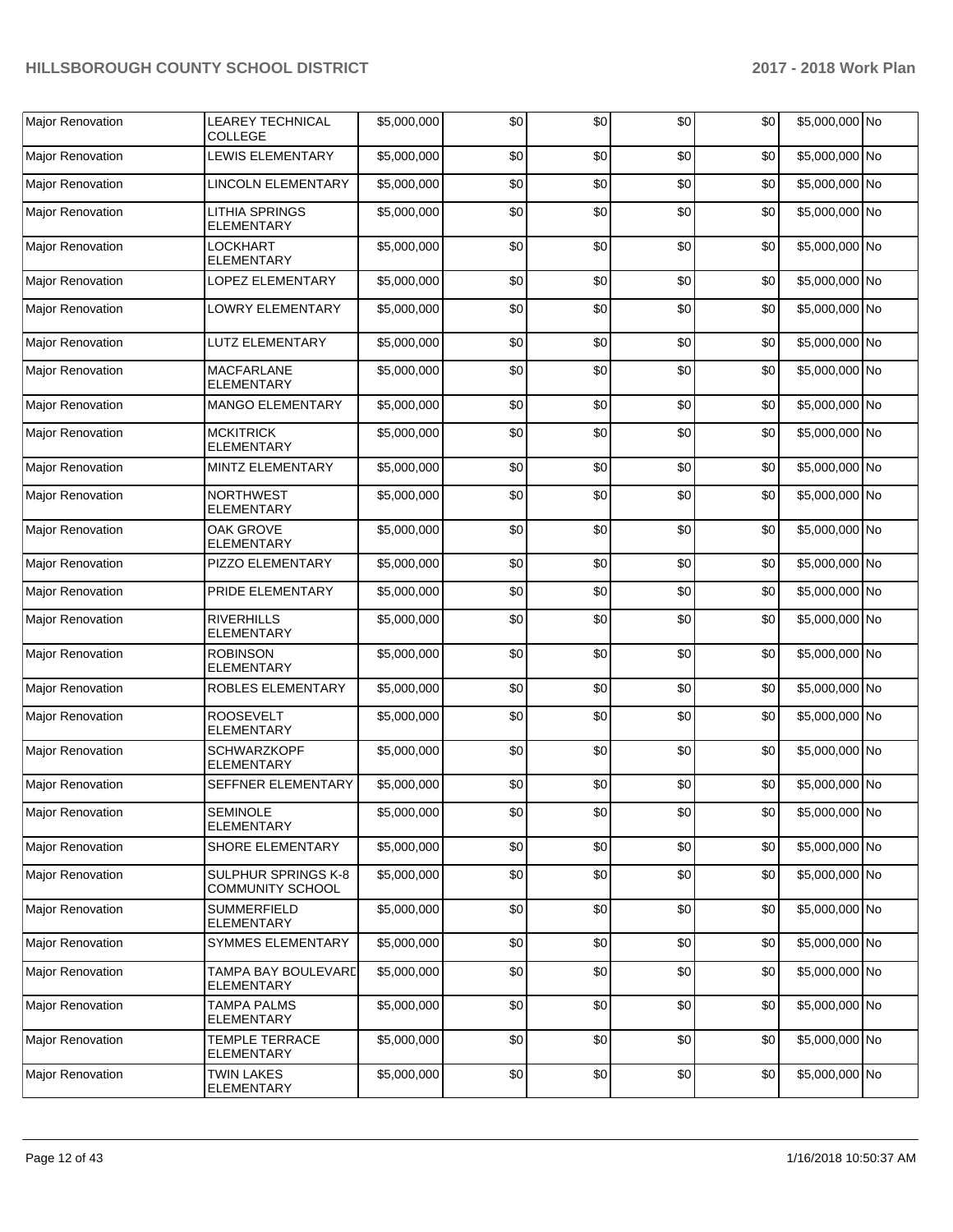| | | | | | | | | |
|---|---|---|---|---|---|---|---|---|
| Major Renovation | LEAREY TECHNICAL COLLEGE | $5,000,000 | $0 | $0 | $0 | $0 | $5,000,000 | No |
| Major Renovation | LEWIS ELEMENTARY | $5,000,000 | $0 | $0 | $0 | $0 | $5,000,000 | No |
| Major Renovation | LINCOLN ELEMENTARY | $5,000,000 | $0 | $0 | $0 | $0 | $5,000,000 | No |
| Major Renovation | LITHIA SPRINGS ELEMENTARY | $5,000,000 | $0 | $0 | $0 | $0 | $5,000,000 | No |
| Major Renovation | LOCKHART ELEMENTARY | $5,000,000 | $0 | $0 | $0 | $0 | $5,000,000 | No |
| Major Renovation | LOPEZ ELEMENTARY | $5,000,000 | $0 | $0 | $0 | $0 | $5,000,000 | No |
| Major Renovation | LOWRY ELEMENTARY | $5,000,000 | $0 | $0 | $0 | $0 | $5,000,000 | No |
| Major Renovation | LUTZ ELEMENTARY | $5,000,000 | $0 | $0 | $0 | $0 | $5,000,000 | No |
| Major Renovation | MACFARLANE ELEMENTARY | $5,000,000 | $0 | $0 | $0 | $0 | $5,000,000 | No |
| Major Renovation | MANGO ELEMENTARY | $5,000,000 | $0 | $0 | $0 | $0 | $5,000,000 | No |
| Major Renovation | MCKITRICK ELEMENTARY | $5,000,000 | $0 | $0 | $0 | $0 | $5,000,000 | No |
| Major Renovation | MINTZ ELEMENTARY | $5,000,000 | $0 | $0 | $0 | $0 | $5,000,000 | No |
| Major Renovation | NORTHWEST ELEMENTARY | $5,000,000 | $0 | $0 | $0 | $0 | $5,000,000 | No |
| Major Renovation | OAK GROVE ELEMENTARY | $5,000,000 | $0 | $0 | $0 | $0 | $5,000,000 | No |
| Major Renovation | PIZZO ELEMENTARY | $5,000,000 | $0 | $0 | $0 | $0 | $5,000,000 | No |
| Major Renovation | PRIDE ELEMENTARY | $5,000,000 | $0 | $0 | $0 | $0 | $5,000,000 | No |
| Major Renovation | RIVERHILLS ELEMENTARY | $5,000,000 | $0 | $0 | $0 | $0 | $5,000,000 | No |
| Major Renovation | ROBINSON ELEMENTARY | $5,000,000 | $0 | $0 | $0 | $0 | $5,000,000 | No |
| Major Renovation | ROBLES ELEMENTARY | $5,000,000 | $0 | $0 | $0 | $0 | $5,000,000 | No |
| Major Renovation | ROOSEVELT ELEMENTARY | $5,000,000 | $0 | $0 | $0 | $0 | $5,000,000 | No |
| Major Renovation | SCHWARZKOPF ELEMENTARY | $5,000,000 | $0 | $0 | $0 | $0 | $5,000,000 | No |
| Major Renovation | SEFFNER ELEMENTARY | $5,000,000 | $0 | $0 | $0 | $0 | $5,000,000 | No |
| Major Renovation | SEMINOLE ELEMENTARY | $5,000,000 | $0 | $0 | $0 | $0 | $5,000,000 | No |
| Major Renovation | SHORE ELEMENTARY | $5,000,000 | $0 | $0 | $0 | $0 | $5,000,000 | No |
| Major Renovation | SULPHUR SPRINGS K-8 COMMUNITY SCHOOL | $5,000,000 | $0 | $0 | $0 | $0 | $5,000,000 | No |
| Major Renovation | SUMMERFIELD ELEMENTARY | $5,000,000 | $0 | $0 | $0 | $0 | $5,000,000 | No |
| Major Renovation | SYMMES ELEMENTARY | $5,000,000 | $0 | $0 | $0 | $0 | $5,000,000 | No |
| Major Renovation | TAMPA BAY BOULEVARD ELEMENTARY | $5,000,000 | $0 | $0 | $0 | $0 | $5,000,000 | No |
| Major Renovation | TAMPA PALMS ELEMENTARY | $5,000,000 | $0 | $0 | $0 | $0 | $5,000,000 | No |
| Major Renovation | TEMPLE TERRACE ELEMENTARY | $5,000,000 | $0 | $0 | $0 | $0 | $5,000,000 | No |
| Major Renovation | TWIN LAKES ELEMENTARY | $5,000,000 | $0 | $0 | $0 | $0 | $5,000,000 | No |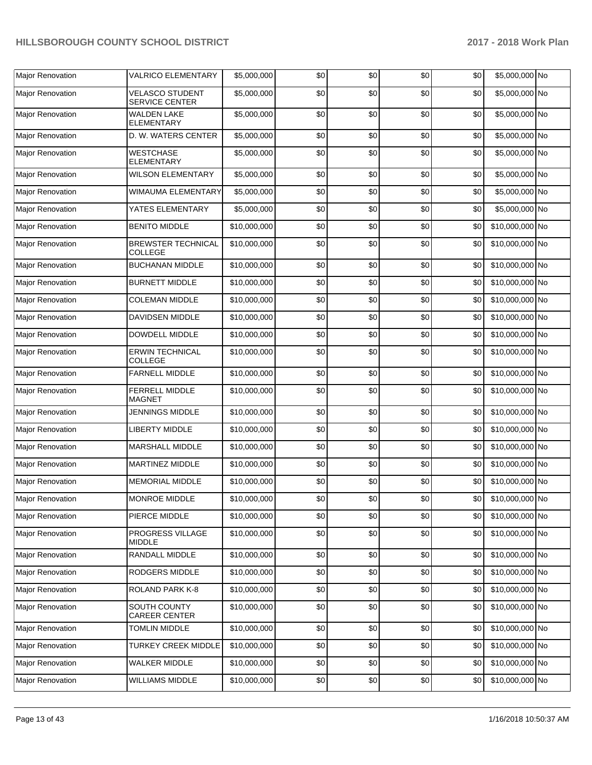| | | | | | | | | |
|---|---|---|---|---|---|---|---|---|
| Major Renovation | VALRICO ELEMENTARY | $5,000,000 | $0 | $0 | $0 | $0 | $5,000,000 | No |
| Major Renovation | VELASCO STUDENT SERVICE CENTER | $5,000,000 | $0 | $0 | $0 | $0 | $5,000,000 | No |
| Major Renovation | WALDEN LAKE ELEMENTARY | $5,000,000 | $0 | $0 | $0 | $0 | $5,000,000 | No |
| Major Renovation | D. W. WATERS CENTER | $5,000,000 | $0 | $0 | $0 | $0 | $5,000,000 | No |
| Major Renovation | WESTCHASE ELEMENTARY | $5,000,000 | $0 | $0 | $0 | $0 | $5,000,000 | No |
| Major Renovation | WILSON ELEMENTARY | $5,000,000 | $0 | $0 | $0 | $0 | $5,000,000 | No |
| Major Renovation | WIMAUMA ELEMENTARY | $5,000,000 | $0 | $0 | $0 | $0 | $5,000,000 | No |
| Major Renovation | YATES ELEMENTARY | $5,000,000 | $0 | $0 | $0 | $0 | $5,000,000 | No |
| Major Renovation | BENITO MIDDLE | $10,000,000 | $0 | $0 | $0 | $0 | $10,000,000 | No |
| Major Renovation | BREWSTER TECHNICAL COLLEGE | $10,000,000 | $0 | $0 | $0 | $0 | $10,000,000 | No |
| Major Renovation | BUCHANAN MIDDLE | $10,000,000 | $0 | $0 | $0 | $0 | $10,000,000 | No |
| Major Renovation | BURNETT MIDDLE | $10,000,000 | $0 | $0 | $0 | $0 | $10,000,000 | No |
| Major Renovation | COLEMAN MIDDLE | $10,000,000 | $0 | $0 | $0 | $0 | $10,000,000 | No |
| Major Renovation | DAVIDSEN MIDDLE | $10,000,000 | $0 | $0 | $0 | $0 | $10,000,000 | No |
| Major Renovation | DOWDELL MIDDLE | $10,000,000 | $0 | $0 | $0 | $0 | $10,000,000 | No |
| Major Renovation | ERWIN TECHNICAL COLLEGE | $10,000,000 | $0 | $0 | $0 | $0 | $10,000,000 | No |
| Major Renovation | FARNELL MIDDLE | $10,000,000 | $0 | $0 | $0 | $0 | $10,000,000 | No |
| Major Renovation | FERRELL MIDDLE MAGNET | $10,000,000 | $0 | $0 | $0 | $0 | $10,000,000 | No |
| Major Renovation | JENNINGS MIDDLE | $10,000,000 | $0 | $0 | $0 | $0 | $10,000,000 | No |
| Major Renovation | LIBERTY MIDDLE | $10,000,000 | $0 | $0 | $0 | $0 | $10,000,000 | No |
| Major Renovation | MARSHALL MIDDLE | $10,000,000 | $0 | $0 | $0 | $0 | $10,000,000 | No |
| Major Renovation | MARTINEZ MIDDLE | $10,000,000 | $0 | $0 | $0 | $0 | $10,000,000 | No |
| Major Renovation | MEMORIAL MIDDLE | $10,000,000 | $0 | $0 | $0 | $0 | $10,000,000 | No |
| Major Renovation | MONROE MIDDLE | $10,000,000 | $0 | $0 | $0 | $0 | $10,000,000 | No |
| Major Renovation | PIERCE MIDDLE | $10,000,000 | $0 | $0 | $0 | $0 | $10,000,000 | No |
| Major Renovation | PROGRESS VILLAGE MIDDLE | $10,000,000 | $0 | $0 | $0 | $0 | $10,000,000 | No |
| Major Renovation | RANDALL MIDDLE | $10,000,000 | $0 | $0 | $0 | $0 | $10,000,000 | No |
| Major Renovation | RODGERS MIDDLE | $10,000,000 | $0 | $0 | $0 | $0 | $10,000,000 | No |
| Major Renovation | ROLAND PARK K-8 | $10,000,000 | $0 | $0 | $0 | $0 | $10,000,000 | No |
| Major Renovation | SOUTH COUNTY CAREER CENTER | $10,000,000 | $0 | $0 | $0 | $0 | $10,000,000 | No |
| Major Renovation | TOMLIN MIDDLE | $10,000,000 | $0 | $0 | $0 | $0 | $10,000,000 | No |
| Major Renovation | TURKEY CREEK MIDDLE | $10,000,000 | $0 | $0 | $0 | $0 | $10,000,000 | No |
| Major Renovation | WALKER MIDDLE | $10,000,000 | $0 | $0 | $0 | $0 | $10,000,000 | No |
| Major Renovation | WILLIAMS MIDDLE | $10,000,000 | $0 | $0 | $0 | $0 | $10,000,000 | No |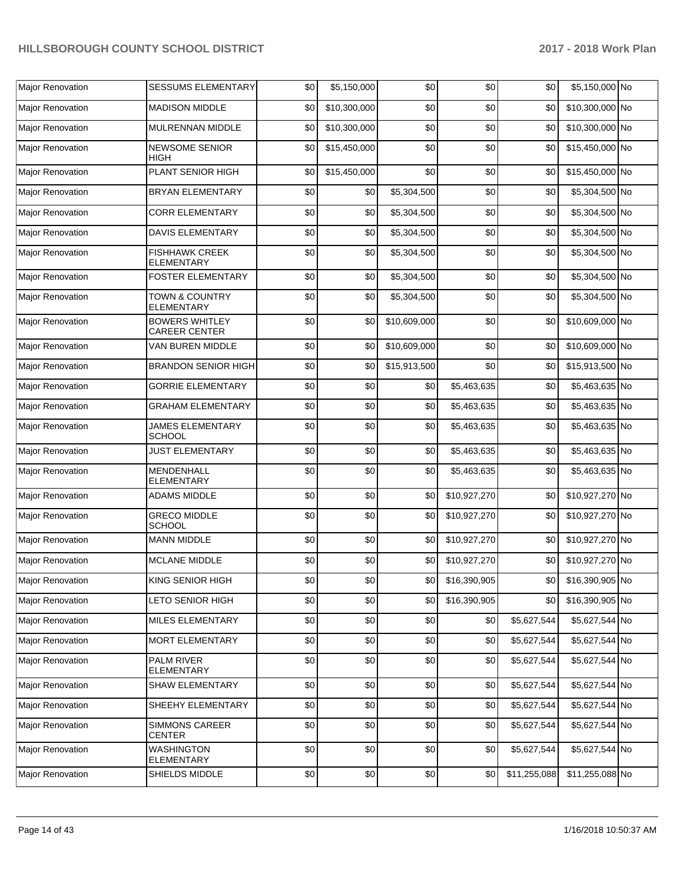| Major Renovation | SESSUMS ELEMENTARY | $0 | $5,150,000 | $0 | $0 | $0 | $5,150,000 | No |
|---|---|---|---|---|---|---|---|---|
| Major Renovation | MADISON MIDDLE | $0 | $10,300,000 | $0 | $0 | $0 | $10,300,000 | No |
| Major Renovation | MULRENNAN MIDDLE | $0 | $10,300,000 | $0 | $0 | $0 | $10,300,000 | No |
| Major Renovation | NEWSOME SENIOR HIGH | $0 | $15,450,000 | $0 | $0 | $0 | $15,450,000 | No |
| Major Renovation | PLANT SENIOR HIGH | $0 | $15,450,000 | $0 | $0 | $0 | $15,450,000 | No |
| Major Renovation | BRYAN ELEMENTARY | $0 | $0 | $5,304,500 | $0 | $0 | $5,304,500 | No |
| Major Renovation | CORR ELEMENTARY | $0 | $0 | $5,304,500 | $0 | $0 | $5,304,500 | No |
| Major Renovation | DAVIS ELEMENTARY | $0 | $0 | $5,304,500 | $0 | $0 | $5,304,500 | No |
| Major Renovation | FISHHAWK CREEK ELEMENTARY | $0 | $0 | $5,304,500 | $0 | $0 | $5,304,500 | No |
| Major Renovation | FOSTER ELEMENTARY | $0 | $0 | $5,304,500 | $0 | $0 | $5,304,500 | No |
| Major Renovation | TOWN & COUNTRY ELEMENTARY | $0 | $0 | $5,304,500 | $0 | $0 | $5,304,500 | No |
| Major Renovation | BOWERS WHITLEY CAREER CENTER | $0 | $0 | $10,609,000 | $0 | $0 | $10,609,000 | No |
| Major Renovation | VAN BUREN MIDDLE | $0 | $0 | $10,609,000 | $0 | $0 | $10,609,000 | No |
| Major Renovation | BRANDON SENIOR HIGH | $0 | $0 | $15,913,500 | $0 | $0 | $15,913,500 | No |
| Major Renovation | GORRIE ELEMENTARY | $0 | $0 | $0 | $5,463,635 | $0 | $5,463,635 | No |
| Major Renovation | GRAHAM ELEMENTARY | $0 | $0 | $0 | $5,463,635 | $0 | $5,463,635 | No |
| Major Renovation | JAMES ELEMENTARY SCHOOL | $0 | $0 | $0 | $5,463,635 | $0 | $5,463,635 | No |
| Major Renovation | JUST ELEMENTARY | $0 | $0 | $0 | $5,463,635 | $0 | $5,463,635 | No |
| Major Renovation | MENDENHALL ELEMENTARY | $0 | $0 | $0 | $5,463,635 | $0 | $5,463,635 | No |
| Major Renovation | ADAMS MIDDLE | $0 | $0 | $0 | $10,927,270 | $0 | $10,927,270 | No |
| Major Renovation | GRECO MIDDLE SCHOOL | $0 | $0 | $0 | $10,927,270 | $0 | $10,927,270 | No |
| Major Renovation | MANN MIDDLE | $0 | $0 | $0 | $10,927,270 | $0 | $10,927,270 | No |
| Major Renovation | MCLANE MIDDLE | $0 | $0 | $0 | $10,927,270 | $0 | $10,927,270 | No |
| Major Renovation | KING SENIOR HIGH | $0 | $0 | $0 | $16,390,905 | $0 | $16,390,905 | No |
| Major Renovation | LETO SENIOR HIGH | $0 | $0 | $0 | $16,390,905 | $0 | $16,390,905 | No |
| Major Renovation | MILES ELEMENTARY | $0 | $0 | $0 | $0 | $5,627,544 | $5,627,544 | No |
| Major Renovation | MORT ELEMENTARY | $0 | $0 | $0 | $0 | $5,627,544 | $5,627,544 | No |
| Major Renovation | PALM RIVER ELEMENTARY | $0 | $0 | $0 | $0 | $5,627,544 | $5,627,544 | No |
| Major Renovation | SHAW ELEMENTARY | $0 | $0 | $0 | $0 | $5,627,544 | $5,627,544 | No |
| Major Renovation | SHEEHY ELEMENTARY | $0 | $0 | $0 | $0 | $5,627,544 | $5,627,544 | No |
| Major Renovation | SIMMONS CAREER CENTER | $0 | $0 | $0 | $0 | $5,627,544 | $5,627,544 | No |
| Major Renovation | WASHINGTON ELEMENTARY | $0 | $0 | $0 | $0 | $5,627,544 | $5,627,544 | No |
| Major Renovation | SHIELDS MIDDLE | $0 | $0 | $0 | $0 | $11,255,088 | $11,255,088 | No |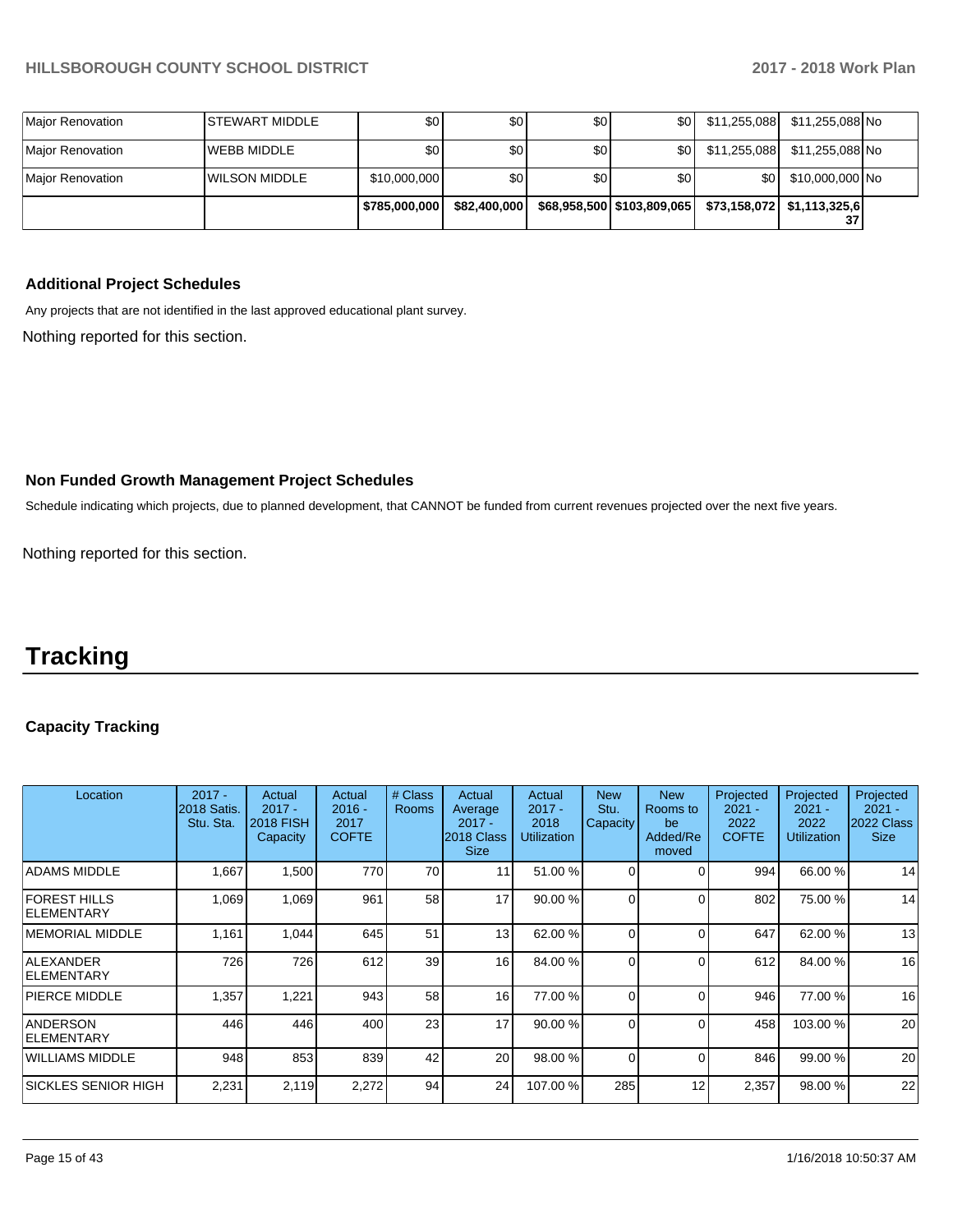| Major Renovation | STEWART MIDDLE | $0 | $0 | $0 | $0 | $11,255,088 | $11,255,088 | No |
|---|---|---|---|---|---|---|---|---|
| Major Renovation | WEBB MIDDLE | $0 | $0 | $0 | $0 | $11,255,088 | $11,255,088 | No |
| Major Renovation | WILSON MIDDLE | $10,000,000 | $0 | $0 | $0 | $0 | $10,000,000 | No |
| | | $785,000,000 | $82,400,000 | $68,958,500 | $103,809,065 | $73,158,072 | $1,113,325,637 | |

### Additional Project Schedules

Any projects that are not identified in the last approved educational plant survey.

Nothing reported for this section.

### Non Funded Growth Management Project Schedules

Schedule indicating which projects, due to planned development, that CANNOT be funded from current revenues projected over the next five years.

Nothing reported for this section.

# Tracking

### Capacity Tracking

| Location | 2017 - 2018 Satis. Stu. Sta. | Actual 2017 - 2018 FISH Capacity | Actual 2016 - 2017 COFTE | # Class Rooms | Actual Average 2017 - 2018 Class Size | Actual 2017 - 2018 Utilization | New Stu. Capacity | New Rooms to be Added/Removed | Projected 2021 - 2022 COFTE | Projected 2021 - 2022 Utilization | Projected 2021 - 2022 Class Size |
|---|---|---|---|---|---|---|---|---|---|---|---|
| ADAMS MIDDLE | 1,667 | 1,500 | 770 | 70 | 11 | 51.00 % | 0 | 0 | 994 | 66.00 % | 14 |
| FOREST HILLS ELEMENTARY | 1,069 | 1,069 | 961 | 58 | 17 | 90.00 % | 0 | 0 | 802 | 75.00 % | 14 |
| MEMORIAL MIDDLE | 1,161 | 1,044 | 645 | 51 | 13 | 62.00 % | 0 | 0 | 647 | 62.00 % | 13 |
| ALEXANDER ELEMENTARY | 726 | 726 | 612 | 39 | 16 | 84.00 % | 0 | 0 | 612 | 84.00 % | 16 |
| PIERCE MIDDLE | 1,357 | 1,221 | 943 | 58 | 16 | 77.00 % | 0 | 0 | 946 | 77.00 % | 16 |
| ANDERSON ELEMENTARY | 446 | 446 | 400 | 23 | 17 | 90.00 % | 0 | 0 | 458 | 103.00 % | 20 |
| WILLIAMS MIDDLE | 948 | 853 | 839 | 42 | 20 | 98.00 % | 0 | 0 | 846 | 99.00 % | 20 |
| SICKLES SENIOR HIGH | 2,231 | 2,119 | 2,272 | 94 | 24 | 107.00 % | 285 | 12 | 2,357 | 98.00 % | 22 |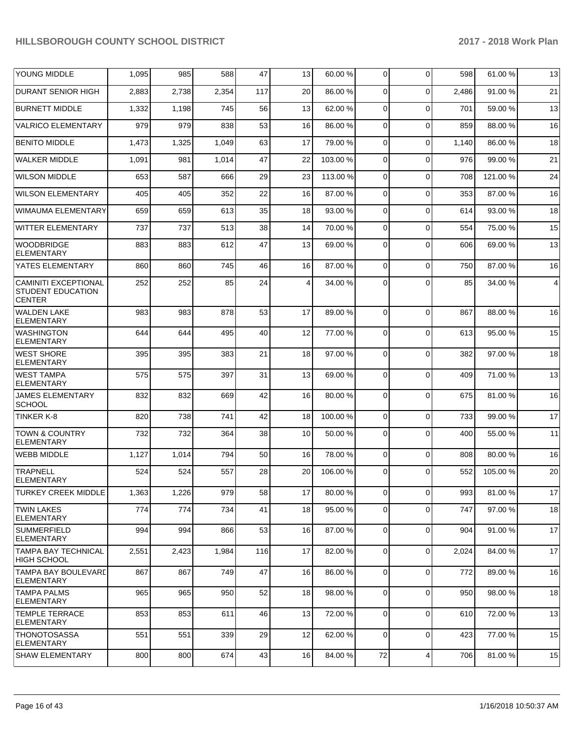| | | | | | | | | | | | |
|---|---|---|---|---|---|---|---|---|---|---|---|
| YOUNG MIDDLE | 1,095 | 985 | 588 | 47 | 13 | 60.00 % | 0 | 0 | 598 | 61.00 % | 13 |
| DURANT SENIOR HIGH | 2,883 | 2,738 | 2,354 | 117 | 20 | 86.00 % | 0 | 0 | 2,486 | 91.00 % | 21 |
| BURNETT MIDDLE | 1,332 | 1,198 | 745 | 56 | 13 | 62.00 % | 0 | 0 | 701 | 59.00 % | 13 |
| VALRICO ELEMENTARY | 979 | 979 | 838 | 53 | 16 | 86.00 % | 0 | 0 | 859 | 88.00 % | 16 |
| BENITO MIDDLE | 1,473 | 1,325 | 1,049 | 63 | 17 | 79.00 % | 0 | 0 | 1,140 | 86.00 % | 18 |
| WALKER MIDDLE | 1,091 | 981 | 1,014 | 47 | 22 | 103.00 % | 0 | 0 | 976 | 99.00 % | 21 |
| WILSON MIDDLE | 653 | 587 | 666 | 29 | 23 | 113.00 % | 0 | 0 | 708 | 121.00 % | 24 |
| WILSON ELEMENTARY | 405 | 405 | 352 | 22 | 16 | 87.00 % | 0 | 0 | 353 | 87.00 % | 16 |
| WIMAUMA ELEMENTARY | 659 | 659 | 613 | 35 | 18 | 93.00 % | 0 | 0 | 614 | 93.00 % | 18 |
| WITTER ELEMENTARY | 737 | 737 | 513 | 38 | 14 | 70.00 % | 0 | 0 | 554 | 75.00 % | 15 |
| WOODBRIDGE ELEMENTARY | 883 | 883 | 612 | 47 | 13 | 69.00 % | 0 | 0 | 606 | 69.00 % | 13 |
| YATES ELEMENTARY | 860 | 860 | 745 | 46 | 16 | 87.00 % | 0 | 0 | 750 | 87.00 % | 16 |
| CAMINITI EXCEPTIONAL STUDENT EDUCATION CENTER | 252 | 252 | 85 | 24 | 4 | 34.00 % | 0 | 0 | 85 | 34.00 % | 4 |
| WALDEN LAKE ELEMENTARY | 983 | 983 | 878 | 53 | 17 | 89.00 % | 0 | 0 | 867 | 88.00 % | 16 |
| WASHINGTON ELEMENTARY | 644 | 644 | 495 | 40 | 12 | 77.00 % | 0 | 0 | 613 | 95.00 % | 15 |
| WEST SHORE ELEMENTARY | 395 | 395 | 383 | 21 | 18 | 97.00 % | 0 | 0 | 382 | 97.00 % | 18 |
| WEST TAMPA ELEMENTARY | 575 | 575 | 397 | 31 | 13 | 69.00 % | 0 | 0 | 409 | 71.00 % | 13 |
| JAMES ELEMENTARY SCHOOL | 832 | 832 | 669 | 42 | 16 | 80.00 % | 0 | 0 | 675 | 81.00 % | 16 |
| TINKER K-8 | 820 | 738 | 741 | 42 | 18 | 100.00 % | 0 | 0 | 733 | 99.00 % | 17 |
| TOWN & COUNTRY ELEMENTARY | 732 | 732 | 364 | 38 | 10 | 50.00 % | 0 | 0 | 400 | 55.00 % | 11 |
| WEBB MIDDLE | 1,127 | 1,014 | 794 | 50 | 16 | 78.00 % | 0 | 0 | 808 | 80.00 % | 16 |
| TRAPNELL ELEMENTARY | 524 | 524 | 557 | 28 | 20 | 106.00 % | 0 | 0 | 552 | 105.00 % | 20 |
| TURKEY CREEK MIDDLE | 1,363 | 1,226 | 979 | 58 | 17 | 80.00 % | 0 | 0 | 993 | 81.00 % | 17 |
| TWIN LAKES ELEMENTARY | 774 | 774 | 734 | 41 | 18 | 95.00 % | 0 | 0 | 747 | 97.00 % | 18 |
| SUMMERFIELD ELEMENTARY | 994 | 994 | 866 | 53 | 16 | 87.00 % | 0 | 0 | 904 | 91.00 % | 17 |
| TAMPA BAY TECHNICAL HIGH SCHOOL | 2,551 | 2,423 | 1,984 | 116 | 17 | 82.00 % | 0 | 0 | 2,024 | 84.00 % | 17 |
| TAMPA BAY BOULEVARD ELEMENTARY | 867 | 867 | 749 | 47 | 16 | 86.00 % | 0 | 0 | 772 | 89.00 % | 16 |
| TAMPA PALMS ELEMENTARY | 965 | 965 | 950 | 52 | 18 | 98.00 % | 0 | 0 | 950 | 98.00 % | 18 |
| TEMPLE TERRACE ELEMENTARY | 853 | 853 | 611 | 46 | 13 | 72.00 % | 0 | 0 | 610 | 72.00 % | 13 |
| THONOTOSASSA ELEMENTARY | 551 | 551 | 339 | 29 | 12 | 62.00 % | 0 | 0 | 423 | 77.00 % | 15 |
| SHAW ELEMENTARY | 800 | 800 | 674 | 43 | 16 | 84.00 % | 72 | 4 | 706 | 81.00 % | 15 |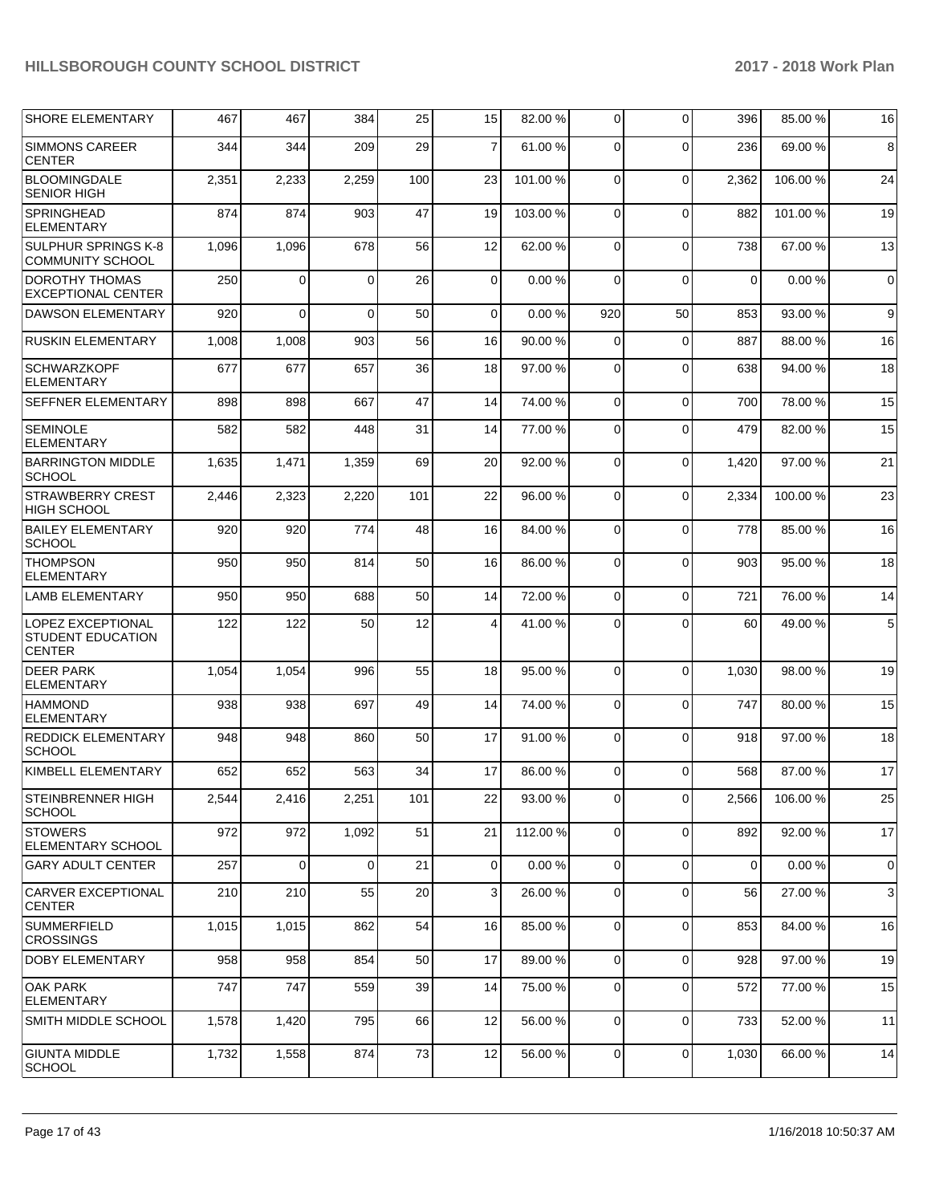| SHORE ELEMENTARY | 467 | 467 | 384 | 25 | 15 | 82.00 % | 0 | 0 | 396 | 85.00 % | 16 |
|---|---|---|---|---|---|---|---|---|---|---|---|
| SIMMONS CAREER CENTER | 344 | 344 | 209 | 29 | 7 | 61.00 % | 0 | 0 | 236 | 69.00 % | 8 |
| BLOOMINGDALE SENIOR HIGH | 2,351 | 2,233 | 2,259 | 100 | 23 | 101.00 % | 0 | 0 | 2,362 | 106.00 % | 24 |
| SPRINGHEAD ELEMENTARY | 874 | 874 | 903 | 47 | 19 | 103.00 % | 0 | 0 | 882 | 101.00 % | 19 |
| SULPHUR SPRINGS K-8 COMMUNITY SCHOOL | 1,096 | 1,096 | 678 | 56 | 12 | 62.00 % | 0 | 0 | 738 | 67.00 % | 13 |
| DOROTHY THOMAS EXCEPTIONAL CENTER | 250 | 0 | 0 | 26 | 0 | 0.00 % | 0 | 0 | 0 | 0.00 % | 0 |
| DAWSON ELEMENTARY | 920 | 0 | 0 | 50 | 0 | 0.00 % | 920 | 50 | 853 | 93.00 % | 9 |
| RUSKIN ELEMENTARY | 1,008 | 1,008 | 903 | 56 | 16 | 90.00 % | 0 | 0 | 887 | 88.00 % | 16 |
| SCHWARZKOPF ELEMENTARY | 677 | 677 | 657 | 36 | 18 | 97.00 % | 0 | 0 | 638 | 94.00 % | 18 |
| SEFFNER ELEMENTARY | 898 | 898 | 667 | 47 | 14 | 74.00 % | 0 | 0 | 700 | 78.00 % | 15 |
| SEMINOLE ELEMENTARY | 582 | 582 | 448 | 31 | 14 | 77.00 % | 0 | 0 | 479 | 82.00 % | 15 |
| BARRINGTON MIDDLE SCHOOL | 1,635 | 1,471 | 1,359 | 69 | 20 | 92.00 % | 0 | 0 | 1,420 | 97.00 % | 21 |
| STRAWBERRY CREST HIGH SCHOOL | 2,446 | 2,323 | 2,220 | 101 | 22 | 96.00 % | 0 | 0 | 2,334 | 100.00 % | 23 |
| BAILEY ELEMENTARY SCHOOL | 920 | 920 | 774 | 48 | 16 | 84.00 % | 0 | 0 | 778 | 85.00 % | 16 |
| THOMPSON ELEMENTARY | 950 | 950 | 814 | 50 | 16 | 86.00 % | 0 | 0 | 903 | 95.00 % | 18 |
| LAMB ELEMENTARY | 950 | 950 | 688 | 50 | 14 | 72.00 % | 0 | 0 | 721 | 76.00 % | 14 |
| LOPEZ EXCEPTIONAL STUDENT EDUCATION CENTER | 122 | 122 | 50 | 12 | 4 | 41.00 % | 0 | 0 | 60 | 49.00 % | 5 |
| DEER PARK ELEMENTARY | 1,054 | 1,054 | 996 | 55 | 18 | 95.00 % | 0 | 0 | 1,030 | 98.00 % | 19 |
| HAMMOND ELEMENTARY | 938 | 938 | 697 | 49 | 14 | 74.00 % | 0 | 0 | 747 | 80.00 % | 15 |
| REDDICK ELEMENTARY SCHOOL | 948 | 948 | 860 | 50 | 17 | 91.00 % | 0 | 0 | 918 | 97.00 % | 18 |
| KIMBELL ELEMENTARY | 652 | 652 | 563 | 34 | 17 | 86.00 % | 0 | 0 | 568 | 87.00 % | 17 |
| STEINBRENNER HIGH SCHOOL | 2,544 | 2,416 | 2,251 | 101 | 22 | 93.00 % | 0 | 0 | 2,566 | 106.00 % | 25 |
| STOWERS ELEMENTARY SCHOOL | 972 | 972 | 1,092 | 51 | 21 | 112.00 % | 0 | 0 | 892 | 92.00 % | 17 |
| GARY ADULT CENTER | 257 | 0 | 0 | 21 | 0 | 0.00 % | 0 | 0 | 0 | 0.00 % | 0 |
| CARVER EXCEPTIONAL CENTER | 210 | 210 | 55 | 20 | 3 | 26.00 % | 0 | 0 | 56 | 27.00 % | 3 |
| SUMMERFIELD CROSSINGS | 1,015 | 1,015 | 862 | 54 | 16 | 85.00 % | 0 | 0 | 853 | 84.00 % | 16 |
| DOBY ELEMENTARY | 958 | 958 | 854 | 50 | 17 | 89.00 % | 0 | 0 | 928 | 97.00 % | 19 |
| OAK PARK ELEMENTARY | 747 | 747 | 559 | 39 | 14 | 75.00 % | 0 | 0 | 572 | 77.00 % | 15 |
| SMITH MIDDLE SCHOOL | 1,578 | 1,420 | 795 | 66 | 12 | 56.00 % | 0 | 0 | 733 | 52.00 % | 11 |
| GIUNTA MIDDLE SCHOOL | 1,732 | 1,558 | 874 | 73 | 12 | 56.00 % | 0 | 0 | 1,030 | 66.00 % | 14 |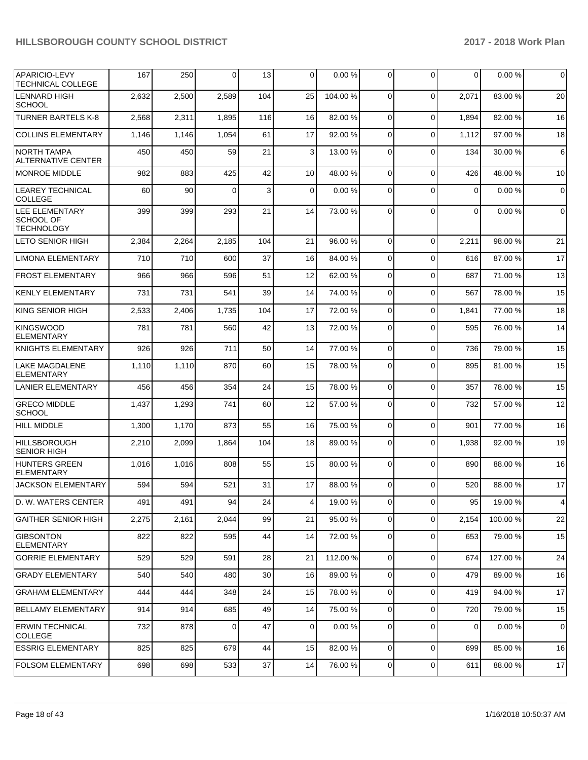| | | | | | | | | | | |
|---|---|---|---|---|---|---|---|---|---|---|
| APARICIO-LEVY TECHNICAL COLLEGE | 167 | 250 | 0 | 13 | 0 | 0.00 % | 0 | 0 | 0 | 0.00 % | 0 |
| LENNARD HIGH SCHOOL | 2,632 | 2,500 | 2,589 | 104 | 25 | 104.00 % | 0 | 0 | 2,071 | 83.00 % | 20 |
| TURNER BARTELS K-8 | 2,568 | 2,311 | 1,895 | 116 | 16 | 82.00 % | 0 | 0 | 1,894 | 82.00 % | 16 |
| COLLINS ELEMENTARY | 1,146 | 1,146 | 1,054 | 61 | 17 | 92.00 % | 0 | 0 | 1,112 | 97.00 % | 18 |
| NORTH TAMPA ALTERNATIVE CENTER | 450 | 450 | 59 | 21 | 3 | 13.00 % | 0 | 0 | 134 | 30.00 % | 6 |
| MONROE MIDDLE | 982 | 883 | 425 | 42 | 10 | 48.00 % | 0 | 0 | 426 | 48.00 % | 10 |
| LEAREY TECHNICAL COLLEGE | 60 | 90 | 0 | 3 | 0 | 0.00 % | 0 | 0 | 0 | 0.00 % | 0 |
| LEE ELEMENTARY SCHOOL OF TECHNOLOGY | 399 | 399 | 293 | 21 | 14 | 73.00 % | 0 | 0 | 0 | 0.00 % | 0 |
| LETO SENIOR HIGH | 2,384 | 2,264 | 2,185 | 104 | 21 | 96.00 % | 0 | 0 | 2,211 | 98.00 % | 21 |
| LIMONA ELEMENTARY | 710 | 710 | 600 | 37 | 16 | 84.00 % | 0 | 0 | 616 | 87.00 % | 17 |
| FROST ELEMENTARY | 966 | 966 | 596 | 51 | 12 | 62.00 % | 0 | 0 | 687 | 71.00 % | 13 |
| KENLY ELEMENTARY | 731 | 731 | 541 | 39 | 14 | 74.00 % | 0 | 0 | 567 | 78.00 % | 15 |
| KING SENIOR HIGH | 2,533 | 2,406 | 1,735 | 104 | 17 | 72.00 % | 0 | 0 | 1,841 | 77.00 % | 18 |
| KINGSWOOD ELEMENTARY | 781 | 781 | 560 | 42 | 13 | 72.00 % | 0 | 0 | 595 | 76.00 % | 14 |
| KNIGHTS ELEMENTARY | 926 | 926 | 711 | 50 | 14 | 77.00 % | 0 | 0 | 736 | 79.00 % | 15 |
| LAKE MAGDALENE ELEMENTARY | 1,110 | 1,110 | 870 | 60 | 15 | 78.00 % | 0 | 0 | 895 | 81.00 % | 15 |
| LANIER ELEMENTARY | 456 | 456 | 354 | 24 | 15 | 78.00 % | 0 | 0 | 357 | 78.00 % | 15 |
| GRECO MIDDLE SCHOOL | 1,437 | 1,293 | 741 | 60 | 12 | 57.00 % | 0 | 0 | 732 | 57.00 % | 12 |
| HILL MIDDLE | 1,300 | 1,170 | 873 | 55 | 16 | 75.00 % | 0 | 0 | 901 | 77.00 % | 16 |
| HILLSBOROUGH SENIOR HIGH | 2,210 | 2,099 | 1,864 | 104 | 18 | 89.00 % | 0 | 0 | 1,938 | 92.00 % | 19 |
| HUNTERS GREEN ELEMENTARY | 1,016 | 1,016 | 808 | 55 | 15 | 80.00 % | 0 | 0 | 890 | 88.00 % | 16 |
| JACKSON ELEMENTARY | 594 | 594 | 521 | 31 | 17 | 88.00 % | 0 | 0 | 520 | 88.00 % | 17 |
| D. W. WATERS CENTER | 491 | 491 | 94 | 24 | 4 | 19.00 % | 0 | 0 | 95 | 19.00 % | 4 |
| GAITHER SENIOR HIGH | 2,275 | 2,161 | 2,044 | 99 | 21 | 95.00 % | 0 | 0 | 2,154 | 100.00 % | 22 |
| GIBSONTON ELEMENTARY | 822 | 822 | 595 | 44 | 14 | 72.00 % | 0 | 0 | 653 | 79.00 % | 15 |
| GORRIE ELEMENTARY | 529 | 529 | 591 | 28 | 21 | 112.00 % | 0 | 0 | 674 | 127.00 % | 24 |
| GRADY ELEMENTARY | 540 | 540 | 480 | 30 | 16 | 89.00 % | 0 | 0 | 479 | 89.00 % | 16 |
| GRAHAM ELEMENTARY | 444 | 444 | 348 | 24 | 15 | 78.00 % | 0 | 0 | 419 | 94.00 % | 17 |
| BELLAMY ELEMENTARY | 914 | 914 | 685 | 49 | 14 | 75.00 % | 0 | 0 | 720 | 79.00 % | 15 |
| ERWIN TECHNICAL COLLEGE | 732 | 878 | 0 | 47 | 0 | 0.00 % | 0 | 0 | 0 | 0.00 % | 0 |
| ESSRIG ELEMENTARY | 825 | 825 | 679 | 44 | 15 | 82.00 % | 0 | 0 | 699 | 85.00 % | 16 |
| FOLSOM ELEMENTARY | 698 | 698 | 533 | 37 | 14 | 76.00 % | 0 | 0 | 611 | 88.00 % | 17 |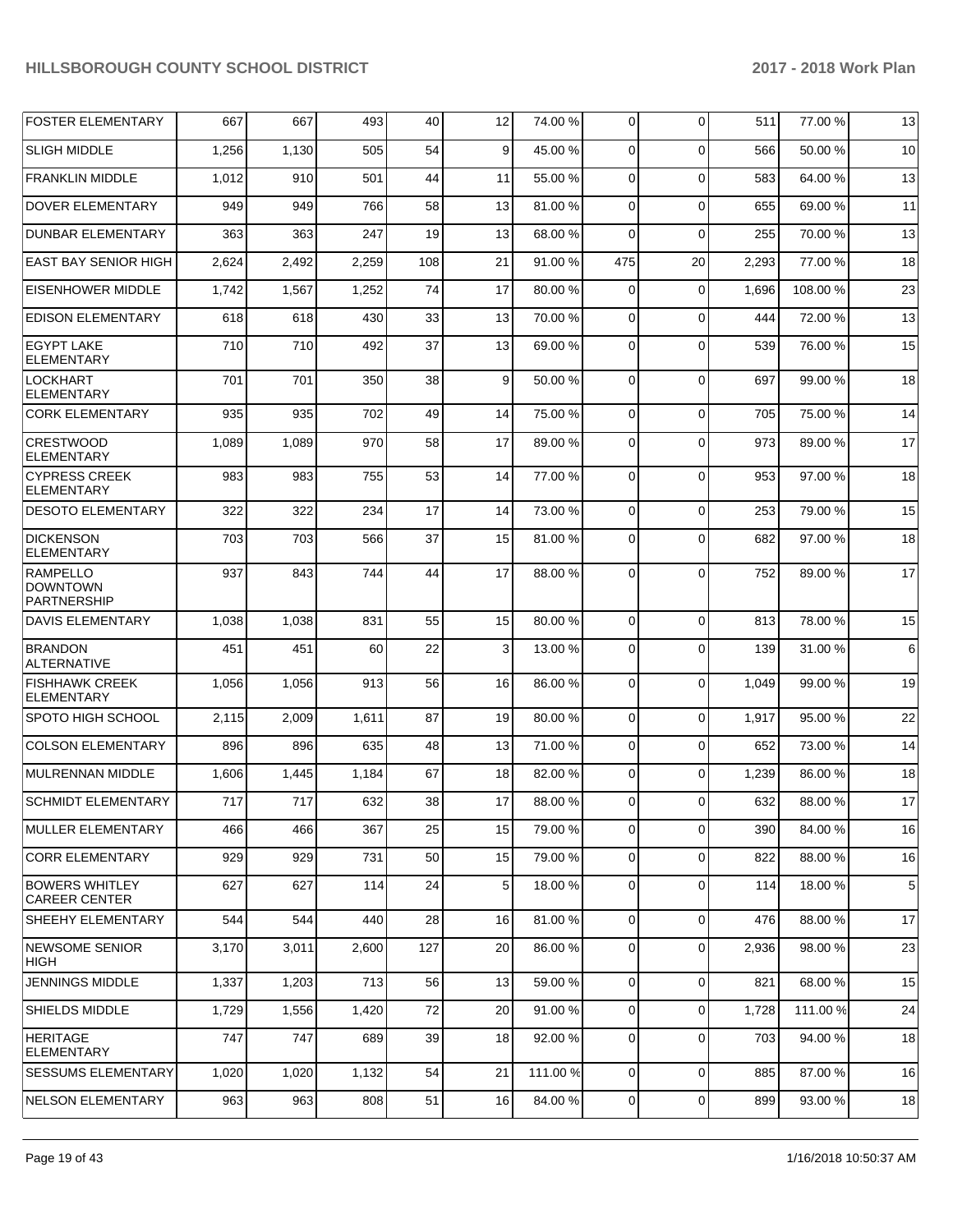| | | | | | | | | | | |
|---|---|---|---|---|---|---|---|---|---|---|
| FOSTER ELEMENTARY | 667 | 667 | 493 | 40 | 12 | 74.00 % | 0 | 0 | 511 | 77.00 % | 13 |
| SLIGH MIDDLE | 1,256 | 1,130 | 505 | 54 | 9 | 45.00 % | 0 | 0 | 566 | 50.00 % | 10 |
| FRANKLIN MIDDLE | 1,012 | 910 | 501 | 44 | 11 | 55.00 % | 0 | 0 | 583 | 64.00 % | 13 |
| DOVER ELEMENTARY | 949 | 949 | 766 | 58 | 13 | 81.00 % | 0 | 0 | 655 | 69.00 % | 11 |
| DUNBAR ELEMENTARY | 363 | 363 | 247 | 19 | 13 | 68.00 % | 0 | 0 | 255 | 70.00 % | 13 |
| EAST BAY SENIOR HIGH | 2,624 | 2,492 | 2,259 | 108 | 21 | 91.00 % | 475 | 20 | 2,293 | 77.00 % | 18 |
| EISENHOWER MIDDLE | 1,742 | 1,567 | 1,252 | 74 | 17 | 80.00 % | 0 | 0 | 1,696 | 108.00 % | 23 |
| EDISON ELEMENTARY | 618 | 618 | 430 | 33 | 13 | 70.00 % | 0 | 0 | 444 | 72.00 % | 13 |
| EGYPT LAKE ELEMENTARY | 710 | 710 | 492 | 37 | 13 | 69.00 % | 0 | 0 | 539 | 76.00 % | 15 |
| LOCKHART ELEMENTARY | 701 | 701 | 350 | 38 | 9 | 50.00 % | 0 | 0 | 697 | 99.00 % | 18 |
| CORK ELEMENTARY | 935 | 935 | 702 | 49 | 14 | 75.00 % | 0 | 0 | 705 | 75.00 % | 14 |
| CRESTWOOD ELEMENTARY | 1,089 | 1,089 | 970 | 58 | 17 | 89.00 % | 0 | 0 | 973 | 89.00 % | 17 |
| CYPRESS CREEK ELEMENTARY | 983 | 983 | 755 | 53 | 14 | 77.00 % | 0 | 0 | 953 | 97.00 % | 18 |
| DESOTO ELEMENTARY | 322 | 322 | 234 | 17 | 14 | 73.00 % | 0 | 0 | 253 | 79.00 % | 15 |
| DICKENSON ELEMENTARY | 703 | 703 | 566 | 37 | 15 | 81.00 % | 0 | 0 | 682 | 97.00 % | 18 |
| RAMPELLO DOWNTOWN PARTNERSHIP | 937 | 843 | 744 | 44 | 17 | 88.00 % | 0 | 0 | 752 | 89.00 % | 17 |
| DAVIS ELEMENTARY | 1,038 | 1,038 | 831 | 55 | 15 | 80.00 % | 0 | 0 | 813 | 78.00 % | 15 |
| BRANDON ALTERNATIVE | 451 | 451 | 60 | 22 | 3 | 13.00 % | 0 | 0 | 139 | 31.00 % | 6 |
| FISHHAWK CREEK ELEMENTARY | 1,056 | 1,056 | 913 | 56 | 16 | 86.00 % | 0 | 0 | 1,049 | 99.00 % | 19 |
| SPOTO HIGH SCHOOL | 2,115 | 2,009 | 1,611 | 87 | 19 | 80.00 % | 0 | 0 | 1,917 | 95.00 % | 22 |
| COLSON ELEMENTARY | 896 | 896 | 635 | 48 | 13 | 71.00 % | 0 | 0 | 652 | 73.00 % | 14 |
| MULRENNAN MIDDLE | 1,606 | 1,445 | 1,184 | 67 | 18 | 82.00 % | 0 | 0 | 1,239 | 86.00 % | 18 |
| SCHMIDT ELEMENTARY | 717 | 717 | 632 | 38 | 17 | 88.00 % | 0 | 0 | 632 | 88.00 % | 17 |
| MULLER ELEMENTARY | 466 | 466 | 367 | 25 | 15 | 79.00 % | 0 | 0 | 390 | 84.00 % | 16 |
| CORR ELEMENTARY | 929 | 929 | 731 | 50 | 15 | 79.00 % | 0 | 0 | 822 | 88.00 % | 16 |
| BOWERS WHITLEY CAREER CENTER | 627 | 627 | 114 | 24 | 5 | 18.00 % | 0 | 0 | 114 | 18.00 % | 5 |
| SHEEHY ELEMENTARY | 544 | 544 | 440 | 28 | 16 | 81.00 % | 0 | 0 | 476 | 88.00 % | 17 |
| NEWSOME SENIOR HIGH | 3,170 | 3,011 | 2,600 | 127 | 20 | 86.00 % | 0 | 0 | 2,936 | 98.00 % | 23 |
| JENNINGS MIDDLE | 1,337 | 1,203 | 713 | 56 | 13 | 59.00 % | 0 | 0 | 821 | 68.00 % | 15 |
| SHIELDS MIDDLE | 1,729 | 1,556 | 1,420 | 72 | 20 | 91.00 % | 0 | 0 | 1,728 | 111.00 % | 24 |
| HERITAGE ELEMENTARY | 747 | 747 | 689 | 39 | 18 | 92.00 % | 0 | 0 | 703 | 94.00 % | 18 |
| SESSUMS ELEMENTARY | 1,020 | 1,020 | 1,132 | 54 | 21 | 111.00 % | 0 | 0 | 885 | 87.00 % | 16 |
| NELSON ELEMENTARY | 963 | 963 | 808 | 51 | 16 | 84.00 % | 0 | 0 | 899 | 93.00 % | 18 |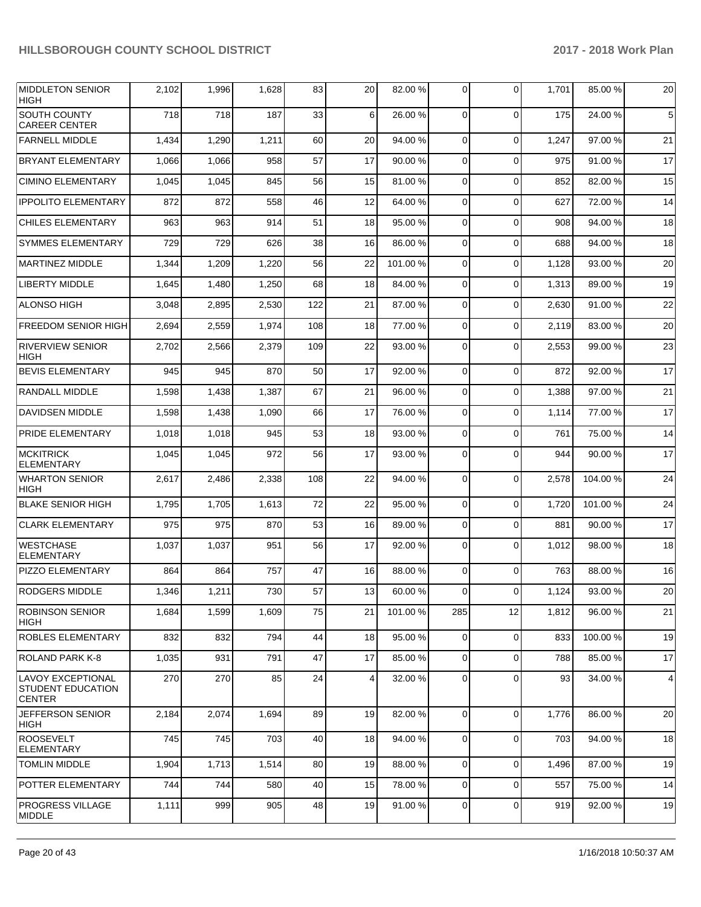| | | | | | | | | | | | |
|---|---|---|---|---|---|---|---|---|---|---|---|
| MIDDLETON SENIOR HIGH | 2,102 | 1,996 | 1,628 | 83 | 20 | 82.00 % | 0 | 0 | 1,701 | 85.00 % | 20 |
| SOUTH COUNTY CAREER CENTER | 718 | 718 | 187 | 33 | 6 | 26.00 % | 0 | 0 | 175 | 24.00 % | 5 |
| FARNELL MIDDLE | 1,434 | 1,290 | 1,211 | 60 | 20 | 94.00 % | 0 | 0 | 1,247 | 97.00 % | 21 |
| BRYANT ELEMENTARY | 1,066 | 1,066 | 958 | 57 | 17 | 90.00 % | 0 | 0 | 975 | 91.00 % | 17 |
| CIMINO ELEMENTARY | 1,045 | 1,045 | 845 | 56 | 15 | 81.00 % | 0 | 0 | 852 | 82.00 % | 15 |
| IPPOLITO ELEMENTARY | 872 | 872 | 558 | 46 | 12 | 64.00 % | 0 | 0 | 627 | 72.00 % | 14 |
| CHILES ELEMENTARY | 963 | 963 | 914 | 51 | 18 | 95.00 % | 0 | 0 | 908 | 94.00 % | 18 |
| SYMMES ELEMENTARY | 729 | 729 | 626 | 38 | 16 | 86.00 % | 0 | 0 | 688 | 94.00 % | 18 |
| MARTINEZ MIDDLE | 1,344 | 1,209 | 1,220 | 56 | 22 | 101.00 % | 0 | 0 | 1,128 | 93.00 % | 20 |
| LIBERTY MIDDLE | 1,645 | 1,480 | 1,250 | 68 | 18 | 84.00 % | 0 | 0 | 1,313 | 89.00 % | 19 |
| ALONSO HIGH | 3,048 | 2,895 | 2,530 | 122 | 21 | 87.00 % | 0 | 0 | 2,630 | 91.00 % | 22 |
| FREEDOM SENIOR HIGH | 2,694 | 2,559 | 1,974 | 108 | 18 | 77.00 % | 0 | 0 | 2,119 | 83.00 % | 20 |
| RIVERVIEW SENIOR HIGH | 2,702 | 2,566 | 2,379 | 109 | 22 | 93.00 % | 0 | 0 | 2,553 | 99.00 % | 23 |
| BEVIS ELEMENTARY | 945 | 945 | 870 | 50 | 17 | 92.00 % | 0 | 0 | 872 | 92.00 % | 17 |
| RANDALL MIDDLE | 1,598 | 1,438 | 1,387 | 67 | 21 | 96.00 % | 0 | 0 | 1,388 | 97.00 % | 21 |
| DAVIDSEN MIDDLE | 1,598 | 1,438 | 1,090 | 66 | 17 | 76.00 % | 0 | 0 | 1,114 | 77.00 % | 17 |
| PRIDE ELEMENTARY | 1,018 | 1,018 | 945 | 53 | 18 | 93.00 % | 0 | 0 | 761 | 75.00 % | 14 |
| MCKITRICK ELEMENTARY | 1,045 | 1,045 | 972 | 56 | 17 | 93.00 % | 0 | 0 | 944 | 90.00 % | 17 |
| WHARTON SENIOR HIGH | 2,617 | 2,486 | 2,338 | 108 | 22 | 94.00 % | 0 | 0 | 2,578 | 104.00 % | 24 |
| BLAKE SENIOR HIGH | 1,795 | 1,705 | 1,613 | 72 | 22 | 95.00 % | 0 | 0 | 1,720 | 101.00 % | 24 |
| CLARK ELEMENTARY | 975 | 975 | 870 | 53 | 16 | 89.00 % | 0 | 0 | 881 | 90.00 % | 17 |
| WESTCHASE ELEMENTARY | 1,037 | 1,037 | 951 | 56 | 17 | 92.00 % | 0 | 0 | 1,012 | 98.00 % | 18 |
| PIZZO ELEMENTARY | 864 | 864 | 757 | 47 | 16 | 88.00 % | 0 | 0 | 763 | 88.00 % | 16 |
| RODGERS MIDDLE | 1,346 | 1,211 | 730 | 57 | 13 | 60.00 % | 0 | 0 | 1,124 | 93.00 % | 20 |
| ROBINSON SENIOR HIGH | 1,684 | 1,599 | 1,609 | 75 | 21 | 101.00 % | 285 | 12 | 1,812 | 96.00 % | 21 |
| ROBLES ELEMENTARY | 832 | 832 | 794 | 44 | 18 | 95.00 % | 0 | 0 | 833 | 100.00 % | 19 |
| ROLAND PARK K-8 | 1,035 | 931 | 791 | 47 | 17 | 85.00 % | 0 | 0 | 788 | 85.00 % | 17 |
| LAVOY EXCEPTIONAL STUDENT EDUCATION CENTER | 270 | 270 | 85 | 24 | 4 | 32.00 % | 0 | 0 | 93 | 34.00 % | 4 |
| JEFFERSON SENIOR HIGH | 2,184 | 2,074 | 1,694 | 89 | 19 | 82.00 % | 0 | 0 | 1,776 | 86.00 % | 20 |
| ROOSEVELT ELEMENTARY | 745 | 745 | 703 | 40 | 18 | 94.00 % | 0 | 0 | 703 | 94.00 % | 18 |
| TOMLIN MIDDLE | 1,904 | 1,713 | 1,514 | 80 | 19 | 88.00 % | 0 | 0 | 1,496 | 87.00 % | 19 |
| POTTER ELEMENTARY | 744 | 744 | 580 | 40 | 15 | 78.00 % | 0 | 0 | 557 | 75.00 % | 14 |
| PROGRESS VILLAGE MIDDLE | 1,111 | 999 | 905 | 48 | 19 | 91.00 % | 0 | 0 | 919 | 92.00 % | 19 |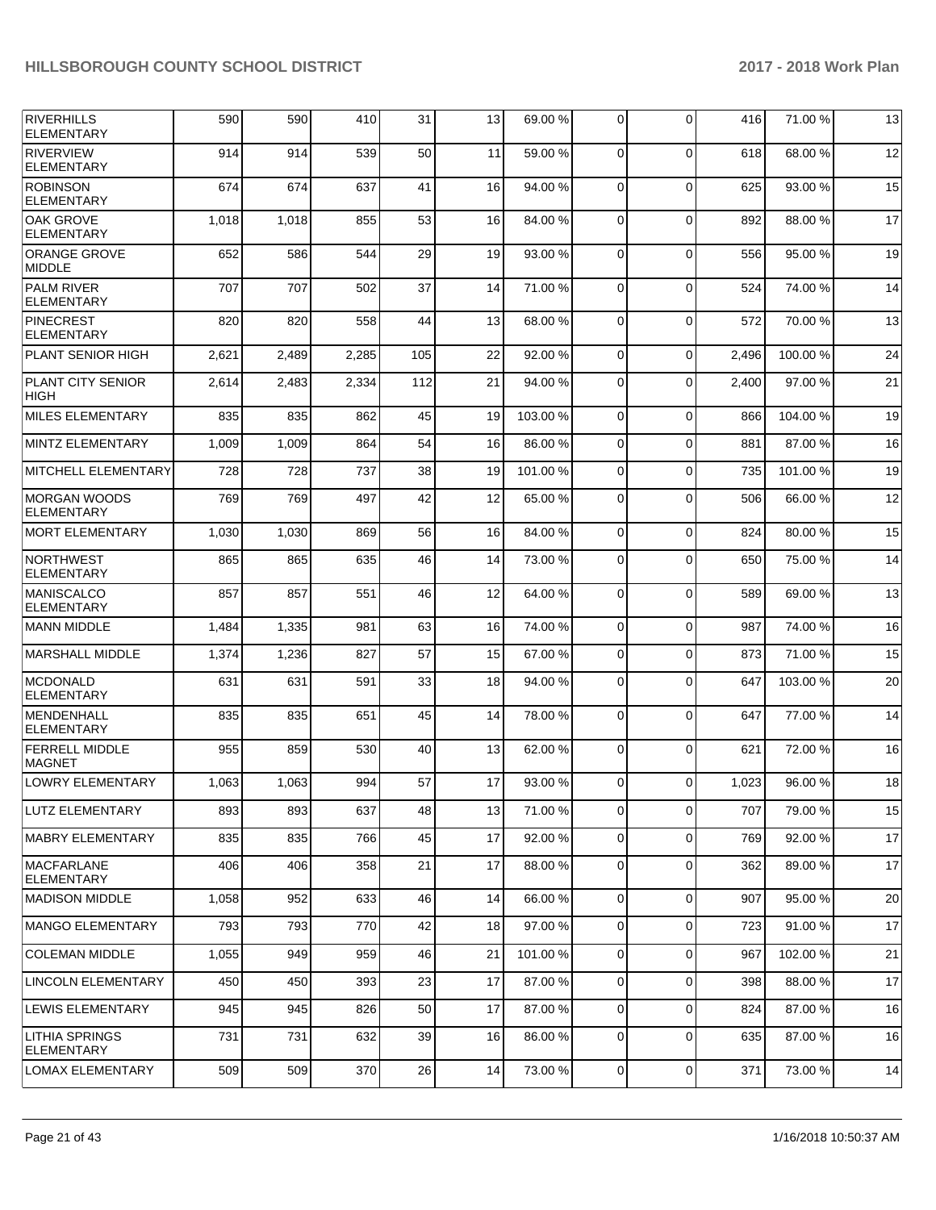| | | | | | | | | | | | |
|---|---|---|---|---|---|---|---|---|---|---|---|
| RIVERHILLS ELEMENTARY | 590 | 590 | 410 | 31 | 13 | 69.00 % | 0 | 0 | 416 | 71.00 % | 13 |
| RIVERVIEW ELEMENTARY | 914 | 914 | 539 | 50 | 11 | 59.00 % | 0 | 0 | 618 | 68.00 % | 12 |
| ROBINSON ELEMENTARY | 674 | 674 | 637 | 41 | 16 | 94.00 % | 0 | 0 | 625 | 93.00 % | 15 |
| OAK GROVE ELEMENTARY | 1,018 | 1,018 | 855 | 53 | 16 | 84.00 % | 0 | 0 | 892 | 88.00 % | 17 |
| ORANGE GROVE MIDDLE | 652 | 586 | 544 | 29 | 19 | 93.00 % | 0 | 0 | 556 | 95.00 % | 19 |
| PALM RIVER ELEMENTARY | 707 | 707 | 502 | 37 | 14 | 71.00 % | 0 | 0 | 524 | 74.00 % | 14 |
| PINECREST ELEMENTARY | 820 | 820 | 558 | 44 | 13 | 68.00 % | 0 | 0 | 572 | 70.00 % | 13 |
| PLANT SENIOR HIGH | 2,621 | 2,489 | 2,285 | 105 | 22 | 92.00 % | 0 | 0 | 2,496 | 100.00 % | 24 |
| PLANT CITY SENIOR HIGH | 2,614 | 2,483 | 2,334 | 112 | 21 | 94.00 % | 0 | 0 | 2,400 | 97.00 % | 21 |
| MILES ELEMENTARY | 835 | 835 | 862 | 45 | 19 | 103.00 % | 0 | 0 | 866 | 104.00 % | 19 |
| MINTZ ELEMENTARY | 1,009 | 1,009 | 864 | 54 | 16 | 86.00 % | 0 | 0 | 881 | 87.00 % | 16 |
| MITCHELL ELEMENTARY | 728 | 728 | 737 | 38 | 19 | 101.00 % | 0 | 0 | 735 | 101.00 % | 19 |
| MORGAN WOODS ELEMENTARY | 769 | 769 | 497 | 42 | 12 | 65.00 % | 0 | 0 | 506 | 66.00 % | 12 |
| MORT ELEMENTARY | 1,030 | 1,030 | 869 | 56 | 16 | 84.00 % | 0 | 0 | 824 | 80.00 % | 15 |
| NORTHWEST ELEMENTARY | 865 | 865 | 635 | 46 | 14 | 73.00 % | 0 | 0 | 650 | 75.00 % | 14 |
| MANISCALCO ELEMENTARY | 857 | 857 | 551 | 46 | 12 | 64.00 % | 0 | 0 | 589 | 69.00 % | 13 |
| MANN MIDDLE | 1,484 | 1,335 | 981 | 63 | 16 | 74.00 % | 0 | 0 | 987 | 74.00 % | 16 |
| MARSHALL MIDDLE | 1,374 | 1,236 | 827 | 57 | 15 | 67.00 % | 0 | 0 | 873 | 71.00 % | 15 |
| MCDONALD ELEMENTARY | 631 | 631 | 591 | 33 | 18 | 94.00 % | 0 | 0 | 647 | 103.00 % | 20 |
| MENDENHALL ELEMENTARY | 835 | 835 | 651 | 45 | 14 | 78.00 % | 0 | 0 | 647 | 77.00 % | 14 |
| FERRELL MIDDLE MAGNET | 955 | 859 | 530 | 40 | 13 | 62.00 % | 0 | 0 | 621 | 72.00 % | 16 |
| LOWRY ELEMENTARY | 1,063 | 1,063 | 994 | 57 | 17 | 93.00 % | 0 | 0 | 1,023 | 96.00 % | 18 |
| LUTZ ELEMENTARY | 893 | 893 | 637 | 48 | 13 | 71.00 % | 0 | 0 | 707 | 79.00 % | 15 |
| MABRY ELEMENTARY | 835 | 835 | 766 | 45 | 17 | 92.00 % | 0 | 0 | 769 | 92.00 % | 17 |
| MACFARLANE ELEMENTARY | 406 | 406 | 358 | 21 | 17 | 88.00 % | 0 | 0 | 362 | 89.00 % | 17 |
| MADISON MIDDLE | 1,058 | 952 | 633 | 46 | 14 | 66.00 % | 0 | 0 | 907 | 95.00 % | 20 |
| MANGO ELEMENTARY | 793 | 793 | 770 | 42 | 18 | 97.00 % | 0 | 0 | 723 | 91.00 % | 17 |
| COLEMAN MIDDLE | 1,055 | 949 | 959 | 46 | 21 | 101.00 % | 0 | 0 | 967 | 102.00 % | 21 |
| LINCOLN ELEMENTARY | 450 | 450 | 393 | 23 | 17 | 87.00 % | 0 | 0 | 398 | 88.00 % | 17 |
| LEWIS ELEMENTARY | 945 | 945 | 826 | 50 | 17 | 87.00 % | 0 | 0 | 824 | 87.00 % | 16 |
| LITHIA SPRINGS ELEMENTARY | 731 | 731 | 632 | 39 | 16 | 86.00 % | 0 | 0 | 635 | 87.00 % | 16 |
| LOMAX ELEMENTARY | 509 | 509 | 370 | 26 | 14 | 73.00 % | 0 | 0 | 371 | 73.00 % | 14 |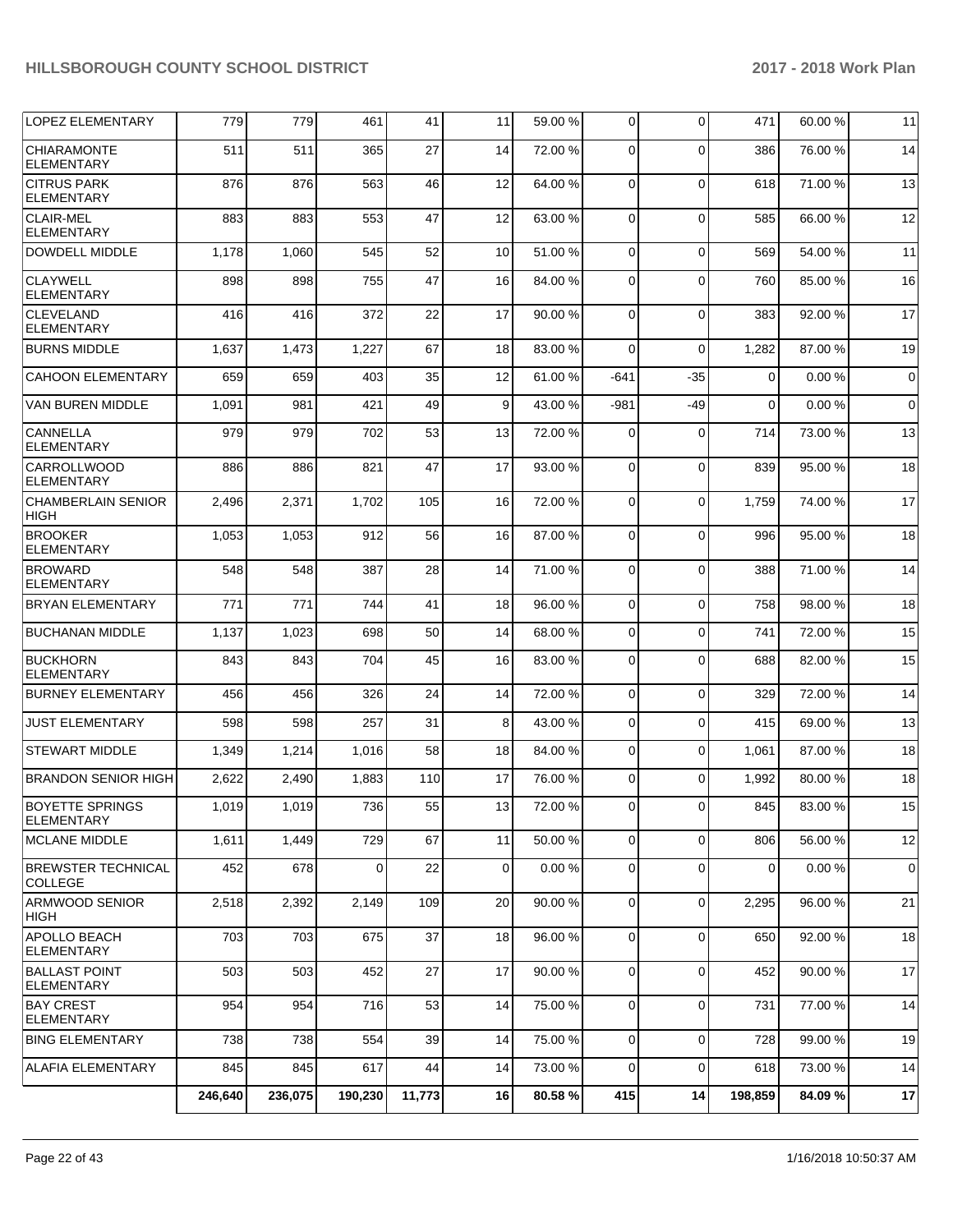| | | | | | | | | | | |
|---|---|---|---|---|---|---|---|---|---|---|
| LOPEZ ELEMENTARY | 779 | 779 | 461 | 41 | 11 | 59.00 % | 0 | 0 | 471 | 60.00 % | 11 |
| CHIARAMONTE ELEMENTARY | 511 | 511 | 365 | 27 | 14 | 72.00 % | 0 | 0 | 386 | 76.00 % | 14 |
| CITRUS PARK ELEMENTARY | 876 | 876 | 563 | 46 | 12 | 64.00 % | 0 | 0 | 618 | 71.00 % | 13 |
| CLAIR-MEL ELEMENTARY | 883 | 883 | 553 | 47 | 12 | 63.00 % | 0 | 0 | 585 | 66.00 % | 12 |
| DOWDELL MIDDLE | 1,178 | 1,060 | 545 | 52 | 10 | 51.00 % | 0 | 0 | 569 | 54.00 % | 11 |
| CLAYWELL ELEMENTARY | 898 | 898 | 755 | 47 | 16 | 84.00 % | 0 | 0 | 760 | 85.00 % | 16 |
| CLEVELAND ELEMENTARY | 416 | 416 | 372 | 22 | 17 | 90.00 % | 0 | 0 | 383 | 92.00 % | 17 |
| BURNS MIDDLE | 1,637 | 1,473 | 1,227 | 67 | 18 | 83.00 % | 0 | 0 | 1,282 | 87.00 % | 19 |
| CAHOON ELEMENTARY | 659 | 659 | 403 | 35 | 12 | 61.00 % | -641 | -35 | 0 | 0.00 % | 0 |
| VAN BUREN MIDDLE | 1,091 | 981 | 421 | 49 | 9 | 43.00 % | -981 | -49 | 0 | 0.00 % | 0 |
| CANNELLA ELEMENTARY | 979 | 979 | 702 | 53 | 13 | 72.00 % | 0 | 0 | 714 | 73.00 % | 13 |
| CARROLLWOOD ELEMENTARY | 886 | 886 | 821 | 47 | 17 | 93.00 % | 0 | 0 | 839 | 95.00 % | 18 |
| CHAMBERLAIN SENIOR HIGH | 2,496 | 2,371 | 1,702 | 105 | 16 | 72.00 % | 0 | 0 | 1,759 | 74.00 % | 17 |
| BROOKER ELEMENTARY | 1,053 | 1,053 | 912 | 56 | 16 | 87.00 % | 0 | 0 | 996 | 95.00 % | 18 |
| BROWARD ELEMENTARY | 548 | 548 | 387 | 28 | 14 | 71.00 % | 0 | 0 | 388 | 71.00 % | 14 |
| BRYAN ELEMENTARY | 771 | 771 | 744 | 41 | 18 | 96.00 % | 0 | 0 | 758 | 98.00 % | 18 |
| BUCHANAN MIDDLE | 1,137 | 1,023 | 698 | 50 | 14 | 68.00 % | 0 | 0 | 741 | 72.00 % | 15 |
| BUCKHORN ELEMENTARY | 843 | 843 | 704 | 45 | 16 | 83.00 % | 0 | 0 | 688 | 82.00 % | 15 |
| BURNEY ELEMENTARY | 456 | 456 | 326 | 24 | 14 | 72.00 % | 0 | 0 | 329 | 72.00 % | 14 |
| JUST ELEMENTARY | 598 | 598 | 257 | 31 | 8 | 43.00 % | 0 | 0 | 415 | 69.00 % | 13 |
| STEWART MIDDLE | 1,349 | 1,214 | 1,016 | 58 | 18 | 84.00 % | 0 | 0 | 1,061 | 87.00 % | 18 |
| BRANDON SENIOR HIGH | 2,622 | 2,490 | 1,883 | 110 | 17 | 76.00 % | 0 | 0 | 1,992 | 80.00 % | 18 |
| BOYETTE SPRINGS ELEMENTARY | 1,019 | 1,019 | 736 | 55 | 13 | 72.00 % | 0 | 0 | 845 | 83.00 % | 15 |
| MCLANE MIDDLE | 1,611 | 1,449 | 729 | 67 | 11 | 50.00 % | 0 | 0 | 806 | 56.00 % | 12 |
| BREWSTER TECHNICAL COLLEGE | 452 | 678 | 0 | 22 | 0 | 0.00 % | 0 | 0 | 0 | 0.00 % | 0 |
| ARMWOOD SENIOR HIGH | 2,518 | 2,392 | 2,149 | 109 | 20 | 90.00 % | 0 | 0 | 2,295 | 96.00 % | 21 |
| APOLLO BEACH ELEMENTARY | 703 | 703 | 675 | 37 | 18 | 96.00 % | 0 | 0 | 650 | 92.00 % | 18 |
| BALLAST POINT ELEMENTARY | 503 | 503 | 452 | 27 | 17 | 90.00 % | 0 | 0 | 452 | 90.00 % | 17 |
| BAY CREST ELEMENTARY | 954 | 954 | 716 | 53 | 14 | 75.00 % | 0 | 0 | 731 | 77.00 % | 14 |
| BING ELEMENTARY | 738 | 738 | 554 | 39 | 14 | 75.00 % | 0 | 0 | 728 | 99.00 % | 19 |
| ALAFIA ELEMENTARY | 845 | 845 | 617 | 44 | 14 | 73.00 % | 0 | 0 | 618 | 73.00 % | 14 |
| | **246,640** | **236,075** | **190,230** | **11,773** | **16** | **80.58 %** | **415** | **14** | **198,859** | **84.09 %** | **17** |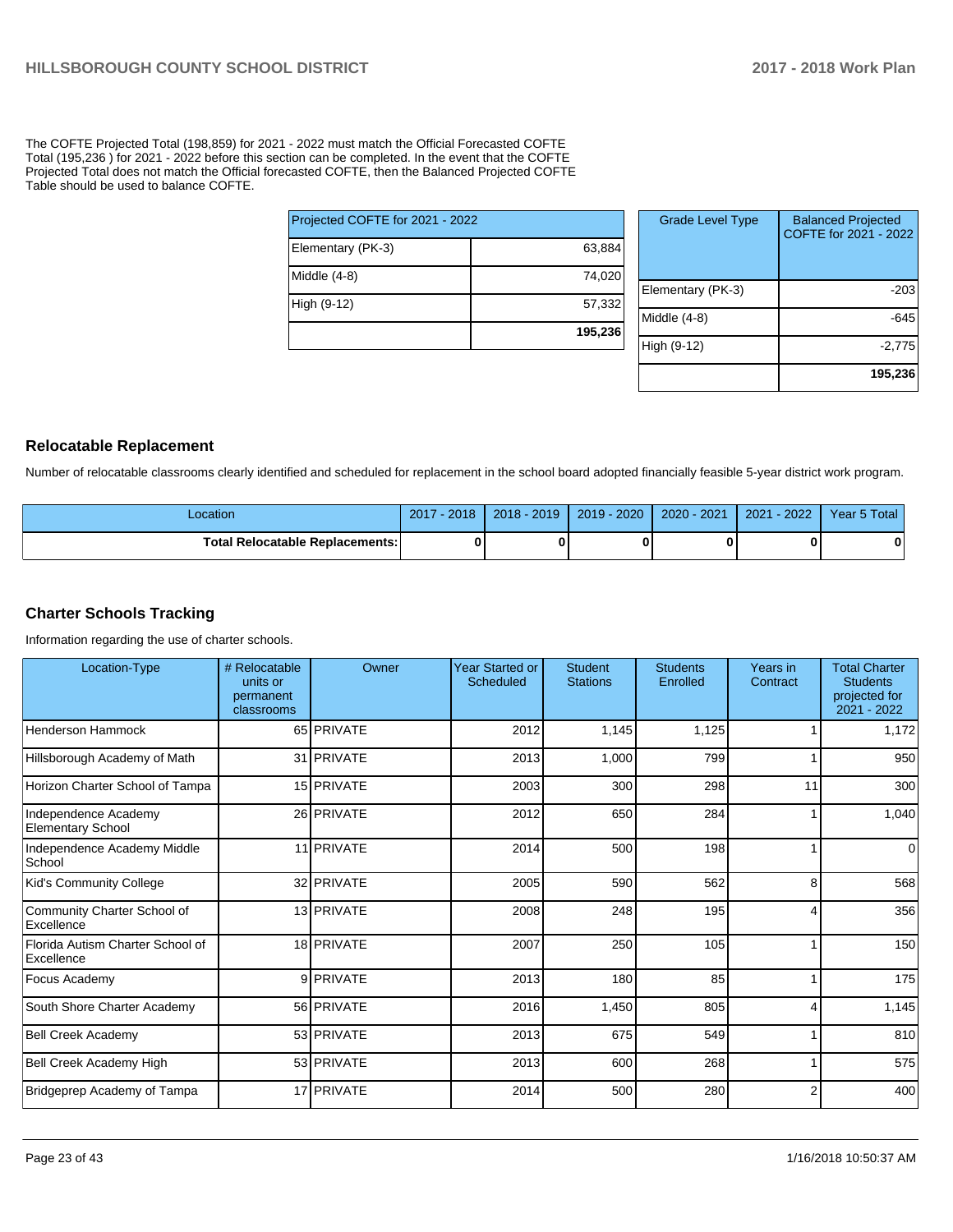The COFTE Projected Total (198,859) for 2021 - 2022 must match the Official Forecasted COFTE Total (195,236 ) for 2021 - 2022 before this section can be completed. In the event that the COFTE Projected Total does not match the Official forecasted COFTE, then the Balanced Projected COFTE Table should be used to balance COFTE.

| Projected COFTE for 2021 - 2022 | |
|---|---|
| Elementary (PK-3) | 63,884 |
| Middle (4-8) | 74,020 |
| High (9-12) | 57,332 |
| | **195,236** |

| Grade Level Type | Balanced Projected COFTE for 2021 - 2022 |
|---|---|
| Elementary (PK-3) | -203 |
| Middle (4-8) | -645 |
| High (9-12) | -2,775 |
| | **195,236** |

## Relocatable Replacement

Number of relocatable classrooms clearly identified and scheduled for replacement in the school board adopted financially feasible 5-year district work program.

| Location | 2017 - 2018 | 2018 - 2019 | 2019 - 2020 | 2020 - 2021 | 2021 - 2022 | Year 5 Total |
|---|---|---|---|---|---|---|
| **Total Relocatable Replacements:** | **0** | **0** | **0** | **0** | **0** | **0** |

## Charter Schools Tracking

Information regarding the use of charter schools.

| Location-Type | # Relocatable units or permanent classrooms | Owner | Year Started or Scheduled | Student Stations | Students Enrolled | Years in Contract | Total Charter Students projected for 2021 - 2022 |
|---|---|---|---|---|---|---|---|
| Henderson Hammock | 65 | PRIVATE | 2012 | 1,145 | 1,125 | 1 | 1,172 |
| Hillsborough Academy of Math | 31 | PRIVATE | 2013 | 1,000 | 799 | 1 | 950 |
| Horizon Charter School of Tampa | 15 | PRIVATE | 2003 | 300 | 298 | 11 | 300 |
| Independence Academy Elementary School | 26 | PRIVATE | 2012 | 650 | 284 | 1 | 1,040 |
| Independence Academy Middle School | 11 | PRIVATE | 2014 | 500 | 198 | 1 | 0 |
| Kid's Community College | 32 | PRIVATE | 2005 | 590 | 562 | 8 | 568 |
| Community Charter School of Excellence | 13 | PRIVATE | 2008 | 248 | 195 | 4 | 356 |
| Florida Autism Charter School of Excellence | 18 | PRIVATE | 2007 | 250 | 105 | 1 | 150 |
| Focus Academy | 9 | PRIVATE | 2013 | 180 | 85 | 1 | 175 |
| South Shore Charter Academy | 56 | PRIVATE | 2016 | 1,450 | 805 | 4 | 1,145 |
| Bell Creek Academy | 53 | PRIVATE | 2013 | 675 | 549 | 1 | 810 |
| Bell Creek Academy High | 53 | PRIVATE | 2013 | 600 | 268 | 1 | 575 |
| Bridgeprep Academy of Tampa | 17 | PRIVATE | 2014 | 500 | 280 | 2 | 400 |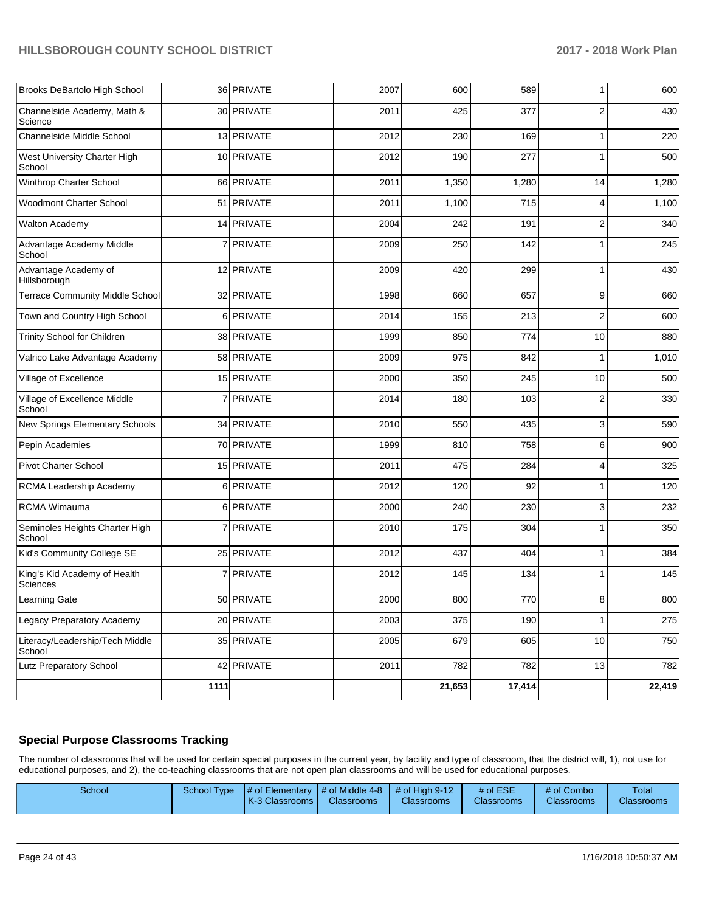| | | | | | | | |
|---|---|---|---|---|---|---|---|
| Brooks DeBartolo High School | 36 | PRIVATE | 2007 | 600 | 589 | 1 | 600 |
| Channelside Academy, Math & Science | 30 | PRIVATE | 2011 | 425 | 377 | 2 | 430 |
| Channelside Middle School | 13 | PRIVATE | 2012 | 230 | 169 | 1 | 220 |
| West University Charter High School | 10 | PRIVATE | 2012 | 190 | 277 | 1 | 500 |
| Winthrop Charter School | 66 | PRIVATE | 2011 | 1,350 | 1,280 | 14 | 1,280 |
| Woodmont Charter School | 51 | PRIVATE | 2011 | 1,100 | 715 | 4 | 1,100 |
| Walton Academy | 14 | PRIVATE | 2004 | 242 | 191 | 2 | 340 |
| Advantage Academy Middle School | 7 | PRIVATE | 2009 | 250 | 142 | 1 | 245 |
| Advantage Academy of Hillsborough | 12 | PRIVATE | 2009 | 420 | 299 | 1 | 430 |
| Terrace Community Middle School | 32 | PRIVATE | 1998 | 660 | 657 | 9 | 660 |
| Town and Country High School | 6 | PRIVATE | 2014 | 155 | 213 | 2 | 600 |
| Trinity School for Children | 38 | PRIVATE | 1999 | 850 | 774 | 10 | 880 |
| Valrico Lake Advantage Academy | 58 | PRIVATE | 2009 | 975 | 842 | 1 | 1,010 |
| Village of Excellence | 15 | PRIVATE | 2000 | 350 | 245 | 10 | 500 |
| Village of Excellence Middle School | 7 | PRIVATE | 2014 | 180 | 103 | 2 | 330 |
| New Springs Elementary Schools | 34 | PRIVATE | 2010 | 550 | 435 | 3 | 590 |
| Pepin Academies | 70 | PRIVATE | 1999 | 810 | 758 | 6 | 900 |
| Pivot Charter School | 15 | PRIVATE | 2011 | 475 | 284 | 4 | 325 |
| RCMA Leadership Academy | 6 | PRIVATE | 2012 | 120 | 92 | 1 | 120 |
| RCMA Wimauma | 6 | PRIVATE | 2000 | 240 | 230 | 3 | 232 |
| Seminoles Heights Charter High School | 7 | PRIVATE | 2010 | 175 | 304 | 1 | 350 |
| Kid's Community College SE | 25 | PRIVATE | 2012 | 437 | 404 | 1 | 384 |
| King's Kid Academy of Health Sciences | 7 | PRIVATE | 2012 | 145 | 134 | 1 | 145 |
| Learning Gate | 50 | PRIVATE | 2000 | 800 | 770 | 8 | 800 |
| Legacy Preparatory Academy | 20 | PRIVATE | 2003 | 375 | 190 | 1 | 275 |
| Literacy/Leadership/Tech Middle School | 35 | PRIVATE | 2005 | 679 | 605 | 10 | 750 |
| Lutz Preparatory School | 42 | PRIVATE | 2011 | 782 | 782 | 13 | 782 |
| | 1111 | | | 21,653 | 17,414 | | 22,419 |

## Special Purpose Classrooms Tracking

The number of classrooms that will be used for certain special purposes in the current year, by facility and type of classroom, that the district will, 1), not use for educational purposes, and 2), the co-teaching classrooms that are not open plan classrooms and will be used for educational purposes.

| School | School Type | # of Elementary K-3 Classrooms | # of Middle 4-8 Classrooms | # of High 9-12 Classrooms | # of ESE Classrooms | # of Combo Classrooms | Total Classrooms |
|---|---|---|---|---|---|---|---|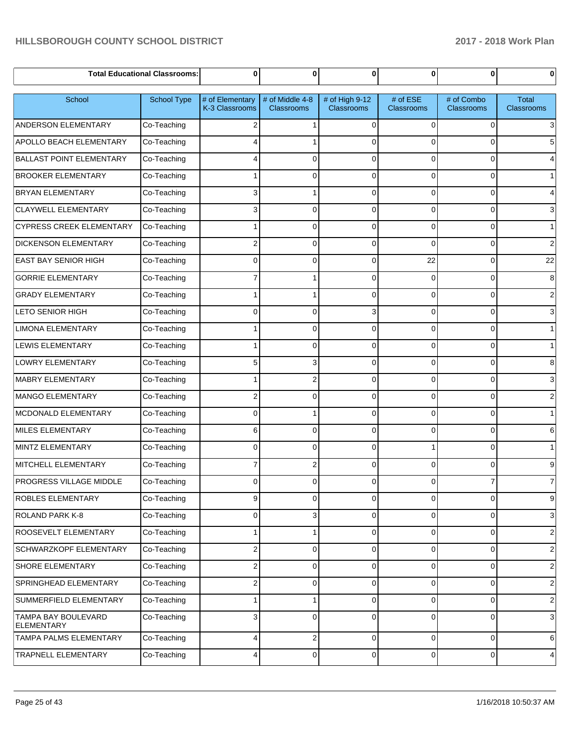| Total Educational Classrooms: | | 0 | 0 | 0 | 0 | 0 | 0 |
|---|---|---|---|---|---|---|---|

| School | School Type | # of Elementary K-3 Classrooms | # of Middle 4-8 Classrooms | # of High 9-12 Classrooms | # of ESE Classrooms | # of Combo Classrooms | Total Classrooms |
|---|---|---|---|---|---|---|---|
| ANDERSON ELEMENTARY | Co-Teaching | 2 | 1 | 0 | 0 | 0 | 3 |
| APOLLO BEACH ELEMENTARY | Co-Teaching | 4 | 1 | 0 | 0 | 0 | 5 |
| BALLAST POINT ELEMENTARY | Co-Teaching | 4 | 0 | 0 | 0 | 0 | 4 |
| BROOKER ELEMENTARY | Co-Teaching | 1 | 0 | 0 | 0 | 0 | 1 |
| BRYAN ELEMENTARY | Co-Teaching | 3 | 1 | 0 | 0 | 0 | 4 |
| CLAYWELL ELEMENTARY | Co-Teaching | 3 | 0 | 0 | 0 | 0 | 3 |
| CYPRESS CREEK ELEMENTARY | Co-Teaching | 1 | 0 | 0 | 0 | 0 | 1 |
| DICKENSON ELEMENTARY | Co-Teaching | 2 | 0 | 0 | 0 | 0 | 2 |
| EAST BAY SENIOR HIGH | Co-Teaching | 0 | 0 | 0 | 22 | 0 | 22 |
| GORRIE ELEMENTARY | Co-Teaching | 7 | 1 | 0 | 0 | 0 | 8 |
| GRADY ELEMENTARY | Co-Teaching | 1 | 1 | 0 | 0 | 0 | 2 |
| LETO SENIOR HIGH | Co-Teaching | 0 | 0 | 3 | 0 | 0 | 3 |
| LIMONA ELEMENTARY | Co-Teaching | 1 | 0 | 0 | 0 | 0 | 1 |
| LEWIS ELEMENTARY | Co-Teaching | 1 | 0 | 0 | 0 | 0 | 1 |
| LOWRY ELEMENTARY | Co-Teaching | 5 | 3 | 0 | 0 | 0 | 8 |
| MABRY ELEMENTARY | Co-Teaching | 1 | 2 | 0 | 0 | 0 | 3 |
| MANGO ELEMENTARY | Co-Teaching | 2 | 0 | 0 | 0 | 0 | 2 |
| MCDONALD ELEMENTARY | Co-Teaching | 0 | 1 | 0 | 0 | 0 | 1 |
| MILES ELEMENTARY | Co-Teaching | 6 | 0 | 0 | 0 | 0 | 6 |
| MINTZ ELEMENTARY | Co-Teaching | 0 | 0 | 0 | 1 | 0 | 1 |
| MITCHELL ELEMENTARY | Co-Teaching | 7 | 2 | 0 | 0 | 0 | 9 |
| PROGRESS VILLAGE MIDDLE | Co-Teaching | 0 | 0 | 0 | 0 | 7 | 7 |
| ROBLES ELEMENTARY | Co-Teaching | 9 | 0 | 0 | 0 | 0 | 9 |
| ROLAND PARK K-8 | Co-Teaching | 0 | 3 | 0 | 0 | 0 | 3 |
| ROOSEVELT ELEMENTARY | Co-Teaching | 1 | 1 | 0 | 0 | 0 | 2 |
| SCHWARZKOPF ELEMENTARY | Co-Teaching | 2 | 0 | 0 | 0 | 0 | 2 |
| SHORE ELEMENTARY | Co-Teaching | 2 | 0 | 0 | 0 | 0 | 2 |
| SPRINGHEAD ELEMENTARY | Co-Teaching | 2 | 0 | 0 | 0 | 0 | 2 |
| SUMMERFIELD ELEMENTARY | Co-Teaching | 1 | 1 | 0 | 0 | 0 | 2 |
| TAMPA BAY BOULEVARD ELEMENTARY | Co-Teaching | 3 | 0 | 0 | 0 | 0 | 3 |
| TAMPA PALMS ELEMENTARY | Co-Teaching | 4 | 2 | 0 | 0 | 0 | 6 |
| TRAPNELL ELEMENTARY | Co-Teaching | 4 | 0 | 0 | 0 | 0 | 4 |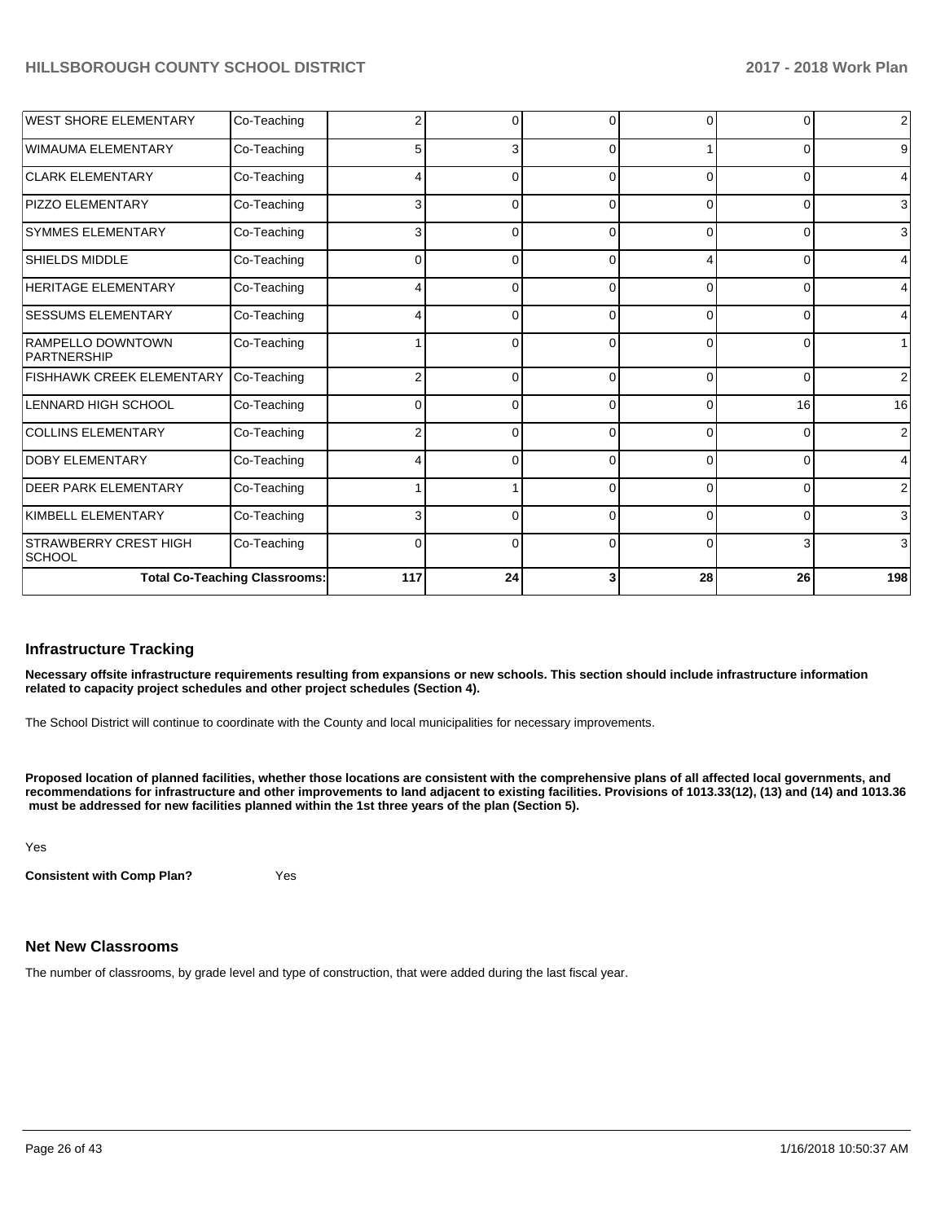| | | | | | | | |
|---|---|---|---|---|---|---|---|
| WEST SHORE ELEMENTARY | Co-Teaching | 2 | 0 | 0 | 0 | 0 | 2 |
| WIMAUMA ELEMENTARY | Co-Teaching | 5 | 3 | 0 | 1 | 0 | 9 |
| CLARK ELEMENTARY | Co-Teaching | 4 | 0 | 0 | 0 | 0 | 4 |
| PIZZO ELEMENTARY | Co-Teaching | 3 | 0 | 0 | 0 | 0 | 3 |
| SYMMES ELEMENTARY | Co-Teaching | 3 | 0 | 0 | 0 | 0 | 3 |
| SHIELDS MIDDLE | Co-Teaching | 0 | 0 | 0 | 4 | 0 | 4 |
| HERITAGE ELEMENTARY | Co-Teaching | 4 | 0 | 0 | 0 | 0 | 4 |
| SESSUMS ELEMENTARY | Co-Teaching | 4 | 0 | 0 | 0 | 0 | 4 |
| RAMPELLO DOWNTOWN PARTNERSHIP | Co-Teaching | 1 | 0 | 0 | 0 | 0 | 1 |
| FISHHAWK CREEK ELEMENTARY | Co-Teaching | 2 | 0 | 0 | 0 | 0 | 2 |
| LENNARD HIGH SCHOOL | Co-Teaching | 0 | 0 | 0 | 0 | 16 | 16 |
| COLLINS ELEMENTARY | Co-Teaching | 2 | 0 | 0 | 0 | 0 | 2 |
| DOBY ELEMENTARY | Co-Teaching | 4 | 0 | 0 | 0 | 0 | 4 |
| DEER PARK ELEMENTARY | Co-Teaching | 1 | 1 | 0 | 0 | 0 | 2 |
| KIMBELL ELEMENTARY | Co-Teaching | 3 | 0 | 0 | 0 | 0 | 3 |
| STRAWBERRY CREST HIGH SCHOOL | Co-Teaching | 0 | 0 | 0 | 0 | 3 | 3 |
| **Total Co-Teaching Classrooms:** | | **117** | **24** | **3** | **28** | **26** | **198** |

## Infrastructure Tracking

**Necessary offsite infrastructure requirements resulting from expansions or new schools. This section should include infrastructure information related to capacity project schedules and other project schedules (Section 4).**

The School District will continue to coordinate with the County and local municipalities for necessary improvements.

**Proposed location of planned facilities, whether those locations are consistent with the comprehensive plans of all affected local governments, and recommendations for infrastructure and other improvements to land adjacent to existing facilities. Provisions of 1013.33(12), (13) and (14) and 1013.36 must be addressed for new facilities planned within the 1st three years of the plan (Section 5).**

Yes

**Consistent with Comp Plan?** Yes

## Net New Classrooms

The number of classrooms, by grade level and type of construction, that were added during the last fiscal year.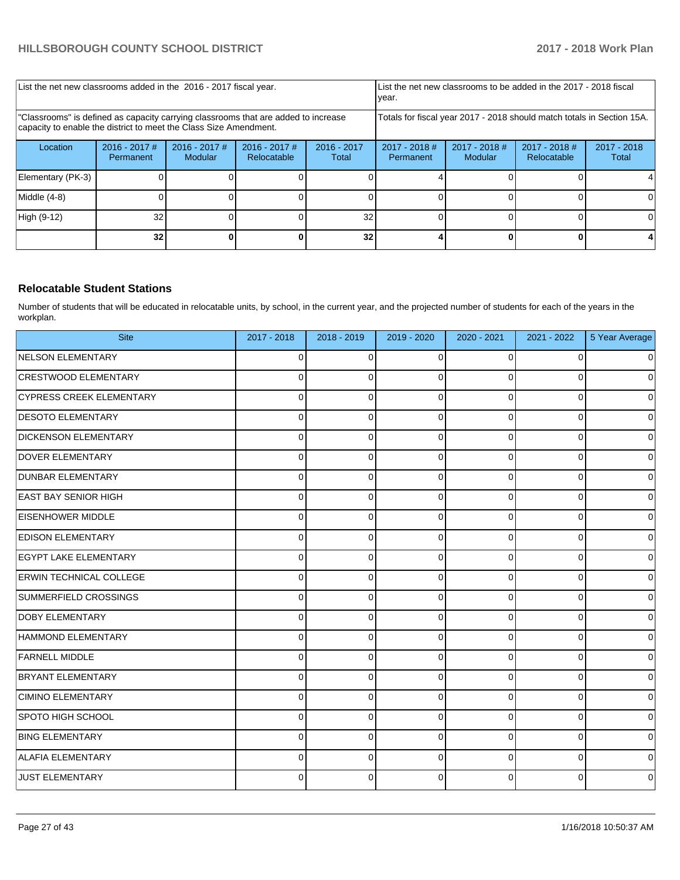| List the net new classrooms added in the 2016 - 2017 fiscal year. | | | | List the net new classrooms to be added in the 2017 - 2018 fiscal year. | | | |
|---|---|---|---|---|---|---|---|
| "Classrooms" is defined as capacity carrying classrooms that are added to increase capacity to enable the district to meet the Class Size Amendment. | | | | Totals for fiscal year 2017 - 2018 should match totals in Section 15A. | | | |
| Location | 2016 - 2017 # Permanent | 2016 - 2017 # Modular | 2016 - 2017 # Relocatable | 2016 - 2017 Total | 2017 - 2018 # Permanent | 2017 - 2018 # Modular | 2017 - 2018 # Relocatable | 2017 - 2018 Total |
| Elementary (PK-3) | 0 | 0 | 0 | 0 | 4 | 0 | 0 | 4 |
| Middle (4-8) | 0 | 0 | 0 | 0 | 0 | 0 | 0 | 0 |
| High (9-12) | 32 | 0 | 0 | 32 | 0 | 0 | 0 | 0 |
| | **32** | **0** | **0** | **32** | **4** | **0** | **0** | **4** |

### Relocatable Student Stations

Number of students that will be educated in relocatable units, by school, in the current year, and the projected number of students for each of the years in the workplan.

| Site | 2017 - 2018 | 2018 - 2019 | 2019 - 2020 | 2020 - 2021 | 2021 - 2022 | 5 Year Average |
|---|---|---|---|---|---|---|
| NELSON ELEMENTARY | 0 | 0 | 0 | 0 | 0 | 0 |
| CRESTWOOD ELEMENTARY | 0 | 0 | 0 | 0 | 0 | 0 |
| CYPRESS CREEK ELEMENTARY | 0 | 0 | 0 | 0 | 0 | 0 |
| DESOTO ELEMENTARY | 0 | 0 | 0 | 0 | 0 | 0 |
| DICKENSON ELEMENTARY | 0 | 0 | 0 | 0 | 0 | 0 |
| DOVER ELEMENTARY | 0 | 0 | 0 | 0 | 0 | 0 |
| DUNBAR ELEMENTARY | 0 | 0 | 0 | 0 | 0 | 0 |
| EAST BAY SENIOR HIGH | 0 | 0 | 0 | 0 | 0 | 0 |
| EISENHOWER MIDDLE | 0 | 0 | 0 | 0 | 0 | 0 |
| EDISON ELEMENTARY | 0 | 0 | 0 | 0 | 0 | 0 |
| EGYPT LAKE ELEMENTARY | 0 | 0 | 0 | 0 | 0 | 0 |
| ERWIN TECHNICAL COLLEGE | 0 | 0 | 0 | 0 | 0 | 0 |
| SUMMERFIELD CROSSINGS | 0 | 0 | 0 | 0 | 0 | 0 |
| DOBY ELEMENTARY | 0 | 0 | 0 | 0 | 0 | 0 |
| HAMMOND ELEMENTARY | 0 | 0 | 0 | 0 | 0 | 0 |
| FARNELL MIDDLE | 0 | 0 | 0 | 0 | 0 | 0 |
| BRYANT ELEMENTARY | 0 | 0 | 0 | 0 | 0 | 0 |
| CIMINO ELEMENTARY | 0 | 0 | 0 | 0 | 0 | 0 |
| SPOTO HIGH SCHOOL | 0 | 0 | 0 | 0 | 0 | 0 |
| BING ELEMENTARY | 0 | 0 | 0 | 0 | 0 | 0 |
| ALAFIA ELEMENTARY | 0 | 0 | 0 | 0 | 0 | 0 |
| JUST ELEMENTARY | 0 | 0 | 0 | 0 | 0 | 0 |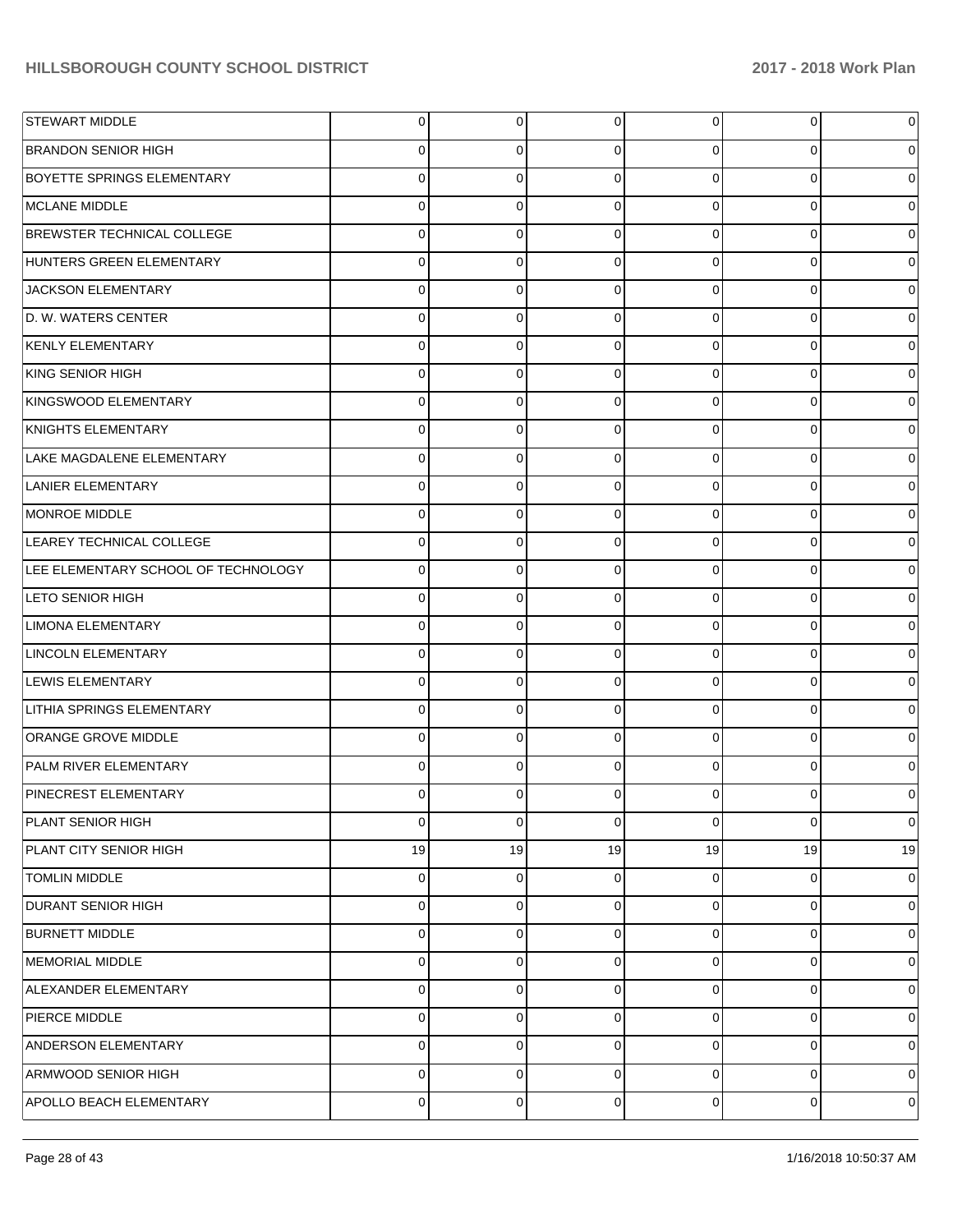| | | | | | | |
|---|---|---|---|---|---|---|
| STEWART MIDDLE | 0 | 0 | 0 | 0 | 0 | 0 |
| BRANDON SENIOR HIGH | 0 | 0 | 0 | 0 | 0 | 0 |
| BOYETTE SPRINGS ELEMENTARY | 0 | 0 | 0 | 0 | 0 | 0 |
| MCLANE MIDDLE | 0 | 0 | 0 | 0 | 0 | 0 |
| BREWSTER TECHNICAL COLLEGE | 0 | 0 | 0 | 0 | 0 | 0 |
| HUNTERS GREEN ELEMENTARY | 0 | 0 | 0 | 0 | 0 | 0 |
| JACKSON ELEMENTARY | 0 | 0 | 0 | 0 | 0 | 0 |
| D. W. WATERS CENTER | 0 | 0 | 0 | 0 | 0 | 0 |
| KENLY ELEMENTARY | 0 | 0 | 0 | 0 | 0 | 0 |
| KING SENIOR HIGH | 0 | 0 | 0 | 0 | 0 | 0 |
| KINGSWOOD ELEMENTARY | 0 | 0 | 0 | 0 | 0 | 0 |
| KNIGHTS ELEMENTARY | 0 | 0 | 0 | 0 | 0 | 0 |
| LAKE MAGDALENE ELEMENTARY | 0 | 0 | 0 | 0 | 0 | 0 |
| LANIER ELEMENTARY | 0 | 0 | 0 | 0 | 0 | 0 |
| MONROE MIDDLE | 0 | 0 | 0 | 0 | 0 | 0 |
| LEAREY TECHNICAL COLLEGE | 0 | 0 | 0 | 0 | 0 | 0 |
| LEE ELEMENTARY SCHOOL OF TECHNOLOGY | 0 | 0 | 0 | 0 | 0 | 0 |
| LETO SENIOR HIGH | 0 | 0 | 0 | 0 | 0 | 0 |
| LIMONA ELEMENTARY | 0 | 0 | 0 | 0 | 0 | 0 |
| LINCOLN ELEMENTARY | 0 | 0 | 0 | 0 | 0 | 0 |
| LEWIS ELEMENTARY | 0 | 0 | 0 | 0 | 0 | 0 |
| LITHIA SPRINGS ELEMENTARY | 0 | 0 | 0 | 0 | 0 | 0 |
| ORANGE GROVE MIDDLE | 0 | 0 | 0 | 0 | 0 | 0 |
| PALM RIVER ELEMENTARY | 0 | 0 | 0 | 0 | 0 | 0 |
| PINECREST ELEMENTARY | 0 | 0 | 0 | 0 | 0 | 0 |
| PLANT SENIOR HIGH | 0 | 0 | 0 | 0 | 0 | 0 |
| PLANT CITY SENIOR HIGH | 19 | 19 | 19 | 19 | 19 | 19 |
| TOMLIN MIDDLE | 0 | 0 | 0 | 0 | 0 | 0 |
| DURANT SENIOR HIGH | 0 | 0 | 0 | 0 | 0 | 0 |
| BURNETT MIDDLE | 0 | 0 | 0 | 0 | 0 | 0 |
| MEMORIAL MIDDLE | 0 | 0 | 0 | 0 | 0 | 0 |
| ALEXANDER ELEMENTARY | 0 | 0 | 0 | 0 | 0 | 0 |
| PIERCE MIDDLE | 0 | 0 | 0 | 0 | 0 | 0 |
| ANDERSON ELEMENTARY | 0 | 0 | 0 | 0 | 0 | 0 |
| ARMWOOD SENIOR HIGH | 0 | 0 | 0 | 0 | 0 | 0 |
| APOLLO BEACH ELEMENTARY | 0 | 0 | 0 | 0 | 0 | 0 |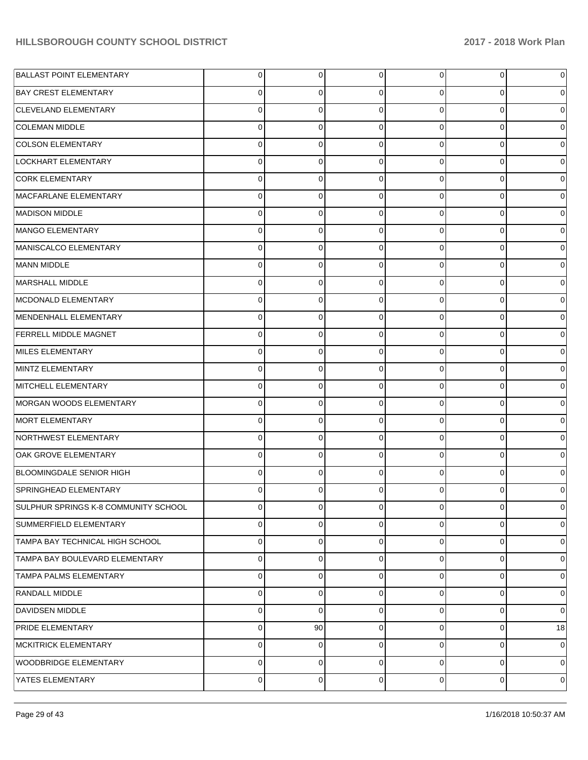| | | | | | | |
|---|---|---|---|---|---|---|
| BALLAST POINT ELEMENTARY | 0 | 0 | 0 | 0 | 0 | 0 |
| BAY CREST ELEMENTARY | 0 | 0 | 0 | 0 | 0 | 0 |
| CLEVELAND ELEMENTARY | 0 | 0 | 0 | 0 | 0 | 0 |
| COLEMAN MIDDLE | 0 | 0 | 0 | 0 | 0 | 0 |
| COLSON ELEMENTARY | 0 | 0 | 0 | 0 | 0 | 0 |
| LOCKHART ELEMENTARY | 0 | 0 | 0 | 0 | 0 | 0 |
| CORK ELEMENTARY | 0 | 0 | 0 | 0 | 0 | 0 |
| MACFARLANE ELEMENTARY | 0 | 0 | 0 | 0 | 0 | 0 |
| MADISON MIDDLE | 0 | 0 | 0 | 0 | 0 | 0 |
| MANGO ELEMENTARY | 0 | 0 | 0 | 0 | 0 | 0 |
| MANISCALCO ELEMENTARY | 0 | 0 | 0 | 0 | 0 | 0 |
| MANN MIDDLE | 0 | 0 | 0 | 0 | 0 | 0 |
| MARSHALL MIDDLE | 0 | 0 | 0 | 0 | 0 | 0 |
| MCDONALD ELEMENTARY | 0 | 0 | 0 | 0 | 0 | 0 |
| MENDENHALL ELEMENTARY | 0 | 0 | 0 | 0 | 0 | 0 |
| FERRELL MIDDLE MAGNET | 0 | 0 | 0 | 0 | 0 | 0 |
| MILES ELEMENTARY | 0 | 0 | 0 | 0 | 0 | 0 |
| MINTZ ELEMENTARY | 0 | 0 | 0 | 0 | 0 | 0 |
| MITCHELL ELEMENTARY | 0 | 0 | 0 | 0 | 0 | 0 |
| MORGAN WOODS ELEMENTARY | 0 | 0 | 0 | 0 | 0 | 0 |
| MORT ELEMENTARY | 0 | 0 | 0 | 0 | 0 | 0 |
| NORTHWEST ELEMENTARY | 0 | 0 | 0 | 0 | 0 | 0 |
| OAK GROVE ELEMENTARY | 0 | 0 | 0 | 0 | 0 | 0 |
| BLOOMINGDALE SENIOR HIGH | 0 | 0 | 0 | 0 | 0 | 0 |
| SPRINGHEAD ELEMENTARY | 0 | 0 | 0 | 0 | 0 | 0 |
| SULPHUR SPRINGS K-8 COMMUNITY SCHOOL | 0 | 0 | 0 | 0 | 0 | 0 |
| SUMMERFIELD ELEMENTARY | 0 | 0 | 0 | 0 | 0 | 0 |
| TAMPA BAY TECHNICAL HIGH SCHOOL | 0 | 0 | 0 | 0 | 0 | 0 |
| TAMPA BAY BOULEVARD ELEMENTARY | 0 | 0 | 0 | 0 | 0 | 0 |
| TAMPA PALMS ELEMENTARY | 0 | 0 | 0 | 0 | 0 | 0 |
| RANDALL MIDDLE | 0 | 0 | 0 | 0 | 0 | 0 |
| DAVIDSEN MIDDLE | 0 | 0 | 0 | 0 | 0 | 0 |
| PRIDE ELEMENTARY | 0 | 90 | 0 | 0 | 0 | 18 |
| MCKITRICK ELEMENTARY | 0 | 0 | 0 | 0 | 0 | 0 |
| WOODBRIDGE ELEMENTARY | 0 | 0 | 0 | 0 | 0 | 0 |
| YATES ELEMENTARY | 0 | 0 | 0 | 0 | 0 | 0 |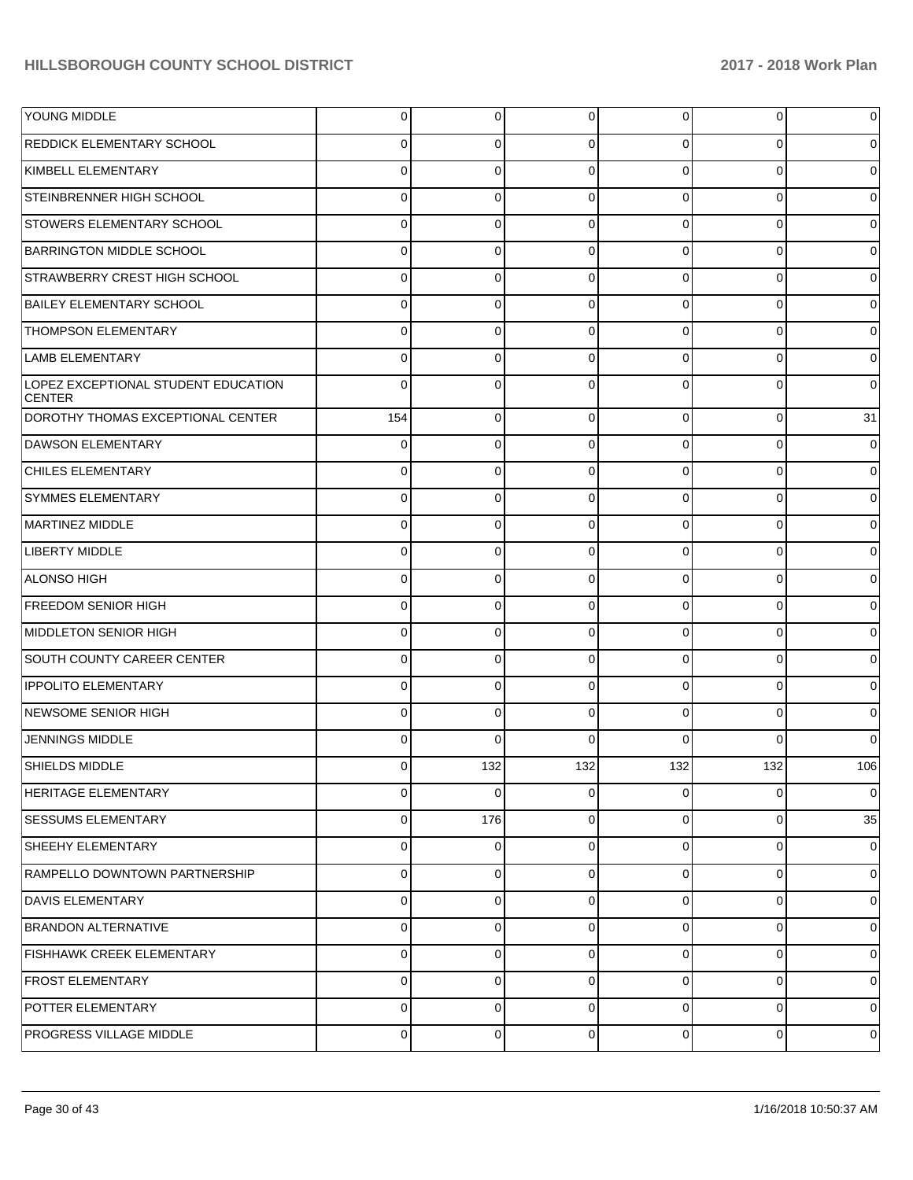| | | | | | | |
|---|---|---|---|---|---|---|
| YOUNG MIDDLE | 0 | 0 | 0 | 0 | 0 | 0 |
| REDDICK ELEMENTARY SCHOOL | 0 | 0 | 0 | 0 | 0 | 0 |
| KIMBELL ELEMENTARY | 0 | 0 | 0 | 0 | 0 | 0 |
| STEINBRENNER HIGH SCHOOL | 0 | 0 | 0 | 0 | 0 | 0 |
| STOWERS ELEMENTARY SCHOOL | 0 | 0 | 0 | 0 | 0 | 0 |
| BARRINGTON MIDDLE SCHOOL | 0 | 0 | 0 | 0 | 0 | 0 |
| STRAWBERRY CREST HIGH SCHOOL | 0 | 0 | 0 | 0 | 0 | 0 |
| BAILEY ELEMENTARY SCHOOL | 0 | 0 | 0 | 0 | 0 | 0 |
| THOMPSON ELEMENTARY | 0 | 0 | 0 | 0 | 0 | 0 |
| LAMB ELEMENTARY | 0 | 0 | 0 | 0 | 0 | 0 |
| LOPEZ EXCEPTIONAL STUDENT EDUCATION CENTER | 0 | 0 | 0 | 0 | 0 | 0 |
| DOROTHY THOMAS EXCEPTIONAL CENTER | 154 | 0 | 0 | 0 | 0 | 31 |
| DAWSON ELEMENTARY | 0 | 0 | 0 | 0 | 0 | 0 |
| CHILES ELEMENTARY | 0 | 0 | 0 | 0 | 0 | 0 |
| SYMMES ELEMENTARY | 0 | 0 | 0 | 0 | 0 | 0 |
| MARTINEZ MIDDLE | 0 | 0 | 0 | 0 | 0 | 0 |
| LIBERTY MIDDLE | 0 | 0 | 0 | 0 | 0 | 0 |
| ALONSO HIGH | 0 | 0 | 0 | 0 | 0 | 0 |
| FREEDOM SENIOR HIGH | 0 | 0 | 0 | 0 | 0 | 0 |
| MIDDLETON SENIOR HIGH | 0 | 0 | 0 | 0 | 0 | 0 |
| SOUTH COUNTY CAREER CENTER | 0 | 0 | 0 | 0 | 0 | 0 |
| IPPOLITO ELEMENTARY | 0 | 0 | 0 | 0 | 0 | 0 |
| NEWSOME SENIOR HIGH | 0 | 0 | 0 | 0 | 0 | 0 |
| JENNINGS MIDDLE | 0 | 0 | 0 | 0 | 0 | 0 |
| SHIELDS MIDDLE | 0 | 132 | 132 | 132 | 132 | 106 |
| HERITAGE ELEMENTARY | 0 | 0 | 0 | 0 | 0 | 0 |
| SESSUMS ELEMENTARY | 0 | 176 | 0 | 0 | 0 | 35 |
| SHEEHY ELEMENTARY | 0 | 0 | 0 | 0 | 0 | 0 |
| RAMPELLO DOWNTOWN PARTNERSHIP | 0 | 0 | 0 | 0 | 0 | 0 |
| DAVIS ELEMENTARY | 0 | 0 | 0 | 0 | 0 | 0 |
| BRANDON ALTERNATIVE | 0 | 0 | 0 | 0 | 0 | 0 |
| FISHHAWK CREEK ELEMENTARY | 0 | 0 | 0 | 0 | 0 | 0 |
| FROST ELEMENTARY | 0 | 0 | 0 | 0 | 0 | 0 |
| POTTER ELEMENTARY | 0 | 0 | 0 | 0 | 0 | 0 |
| PROGRESS VILLAGE MIDDLE | 0 | 0 | 0 | 0 | 0 | 0 |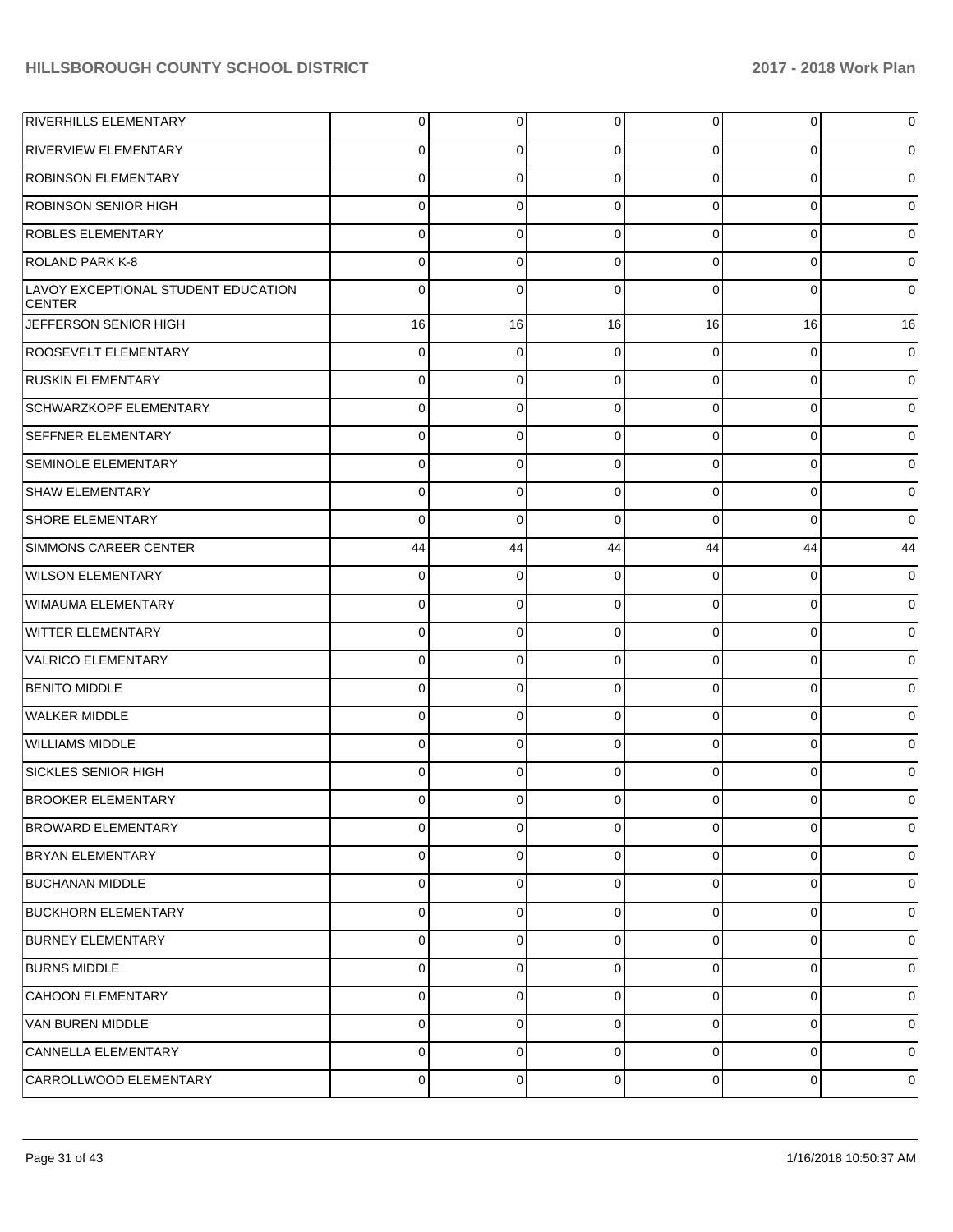| | | | | | | |
|---|---|---|---|---|---|---|
| RIVERHILLS ELEMENTARY | 0 | 0 | 0 | 0 | 0 | 0 |
| RIVERVIEW ELEMENTARY | 0 | 0 | 0 | 0 | 0 | 0 |
| ROBINSON ELEMENTARY | 0 | 0 | 0 | 0 | 0 | 0 |
| ROBINSON SENIOR HIGH | 0 | 0 | 0 | 0 | 0 | 0 |
| ROBLES ELEMENTARY | 0 | 0 | 0 | 0 | 0 | 0 |
| ROLAND PARK K-8 | 0 | 0 | 0 | 0 | 0 | 0 |
| LAVOY EXCEPTIONAL STUDENT EDUCATION CENTER | 0 | 0 | 0 | 0 | 0 | 0 |
| JEFFERSON SENIOR HIGH | 16 | 16 | 16 | 16 | 16 | 16 |
| ROOSEVELT ELEMENTARY | 0 | 0 | 0 | 0 | 0 | 0 |
| RUSKIN ELEMENTARY | 0 | 0 | 0 | 0 | 0 | 0 |
| SCHWARZKOPF ELEMENTARY | 0 | 0 | 0 | 0 | 0 | 0 |
| SEFFNER ELEMENTARY | 0 | 0 | 0 | 0 | 0 | 0 |
| SEMINOLE ELEMENTARY | 0 | 0 | 0 | 0 | 0 | 0 |
| SHAW ELEMENTARY | 0 | 0 | 0 | 0 | 0 | 0 |
| SHORE ELEMENTARY | 0 | 0 | 0 | 0 | 0 | 0 |
| SIMMONS CAREER CENTER | 44 | 44 | 44 | 44 | 44 | 44 |
| WILSON ELEMENTARY | 0 | 0 | 0 | 0 | 0 | 0 |
| WIMAUMA ELEMENTARY | 0 | 0 | 0 | 0 | 0 | 0 |
| WITTER ELEMENTARY | 0 | 0 | 0 | 0 | 0 | 0 |
| VALRICO ELEMENTARY | 0 | 0 | 0 | 0 | 0 | 0 |
| BENITO MIDDLE | 0 | 0 | 0 | 0 | 0 | 0 |
| WALKER MIDDLE | 0 | 0 | 0 | 0 | 0 | 0 |
| WILLIAMS MIDDLE | 0 | 0 | 0 | 0 | 0 | 0 |
| SICKLES SENIOR HIGH | 0 | 0 | 0 | 0 | 0 | 0 |
| BROOKER ELEMENTARY | 0 | 0 | 0 | 0 | 0 | 0 |
| BROWARD ELEMENTARY | 0 | 0 | 0 | 0 | 0 | 0 |
| BRYAN ELEMENTARY | 0 | 0 | 0 | 0 | 0 | 0 |
| BUCHANAN MIDDLE | 0 | 0 | 0 | 0 | 0 | 0 |
| BUCKHORN ELEMENTARY | 0 | 0 | 0 | 0 | 0 | 0 |
| BURNEY ELEMENTARY | 0 | 0 | 0 | 0 | 0 | 0 |
| BURNS MIDDLE | 0 | 0 | 0 | 0 | 0 | 0 |
| CAHOON ELEMENTARY | 0 | 0 | 0 | 0 | 0 | 0 |
| VAN BUREN MIDDLE | 0 | 0 | 0 | 0 | 0 | 0 |
| CANNELLA ELEMENTARY | 0 | 0 | 0 | 0 | 0 | 0 |
| CARROLLWOOD ELEMENTARY | 0 | 0 | 0 | 0 | 0 | 0 |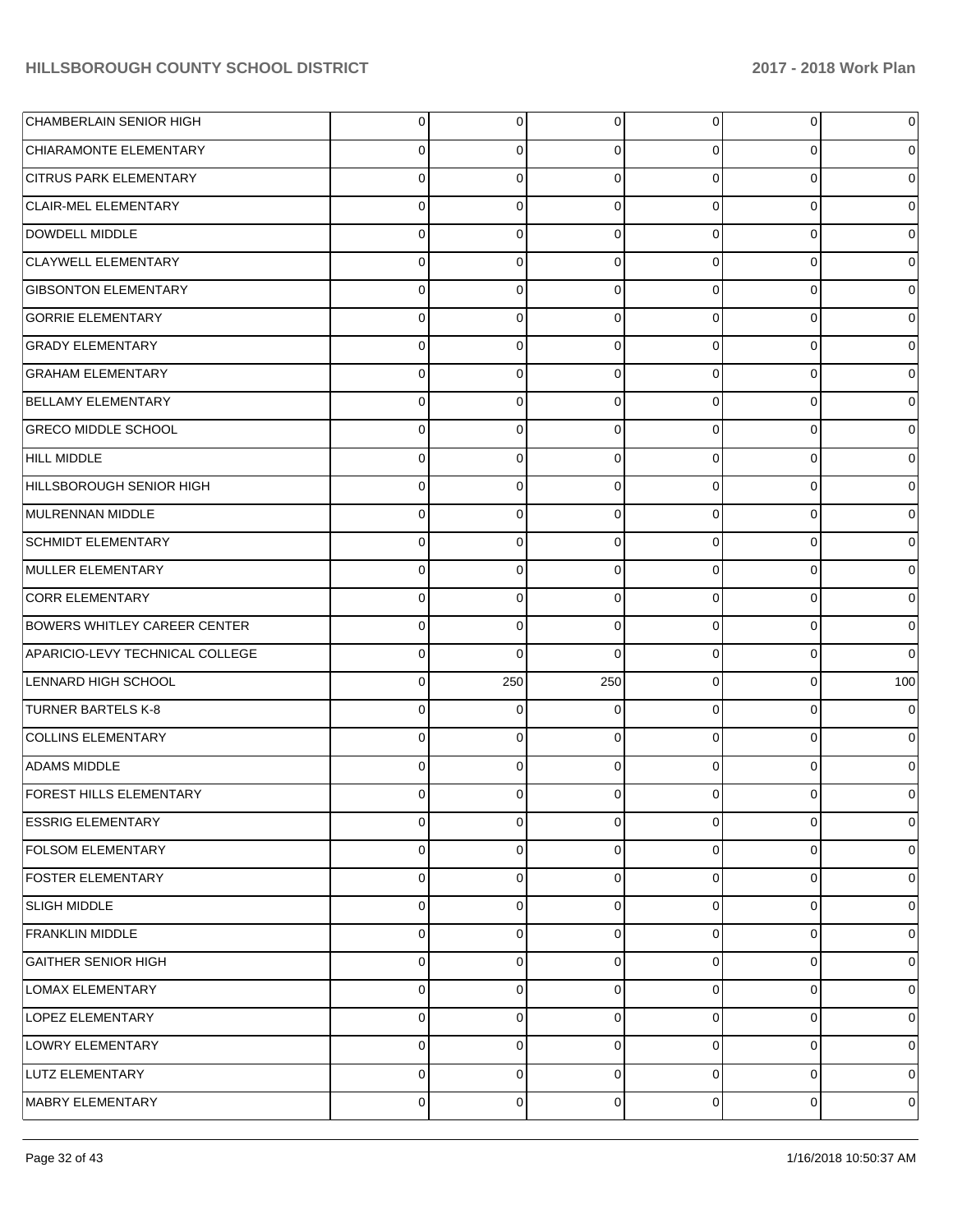| | | | | | | |
|---|---|---|---|---|---|---|
| CHAMBERLAIN SENIOR HIGH | 0 | 0 | 0 | 0 | 0 | 0 |
| CHIARAMONTE ELEMENTARY | 0 | 0 | 0 | 0 | 0 | 0 |
| CITRUS PARK ELEMENTARY | 0 | 0 | 0 | 0 | 0 | 0 |
| CLAIR-MEL ELEMENTARY | 0 | 0 | 0 | 0 | 0 | 0 |
| DOWDELL MIDDLE | 0 | 0 | 0 | 0 | 0 | 0 |
| CLAYWELL ELEMENTARY | 0 | 0 | 0 | 0 | 0 | 0 |
| GIBSONTON ELEMENTARY | 0 | 0 | 0 | 0 | 0 | 0 |
| GORRIE ELEMENTARY | 0 | 0 | 0 | 0 | 0 | 0 |
| GRADY ELEMENTARY | 0 | 0 | 0 | 0 | 0 | 0 |
| GRAHAM ELEMENTARY | 0 | 0 | 0 | 0 | 0 | 0 |
| BELLAMY ELEMENTARY | 0 | 0 | 0 | 0 | 0 | 0 |
| GRECO MIDDLE SCHOOL | 0 | 0 | 0 | 0 | 0 | 0 |
| HILL MIDDLE | 0 | 0 | 0 | 0 | 0 | 0 |
| HILLSBOROUGH SENIOR HIGH | 0 | 0 | 0 | 0 | 0 | 0 |
| MULRENNAN MIDDLE | 0 | 0 | 0 | 0 | 0 | 0 |
| SCHMIDT ELEMENTARY | 0 | 0 | 0 | 0 | 0 | 0 |
| MULLER ELEMENTARY | 0 | 0 | 0 | 0 | 0 | 0 |
| CORR ELEMENTARY | 0 | 0 | 0 | 0 | 0 | 0 |
| BOWERS WHITLEY CAREER CENTER | 0 | 0 | 0 | 0 | 0 | 0 |
| APARICIO-LEVY TECHNICAL COLLEGE | 0 | 0 | 0 | 0 | 0 | 0 |
| LENNARD HIGH SCHOOL | 0 | 250 | 250 | 0 | 0 | 100 |
| TURNER BARTELS K-8 | 0 | 0 | 0 | 0 | 0 | 0 |
| COLLINS ELEMENTARY | 0 | 0 | 0 | 0 | 0 | 0 |
| ADAMS MIDDLE | 0 | 0 | 0 | 0 | 0 | 0 |
| FOREST HILLS ELEMENTARY | 0 | 0 | 0 | 0 | 0 | 0 |
| ESSRIG ELEMENTARY | 0 | 0 | 0 | 0 | 0 | 0 |
| FOLSOM ELEMENTARY | 0 | 0 | 0 | 0 | 0 | 0 |
| FOSTER ELEMENTARY | 0 | 0 | 0 | 0 | 0 | 0 |
| SLIGH MIDDLE | 0 | 0 | 0 | 0 | 0 | 0 |
| FRANKLIN MIDDLE | 0 | 0 | 0 | 0 | 0 | 0 |
| GAITHER SENIOR HIGH | 0 | 0 | 0 | 0 | 0 | 0 |
| LOMAX ELEMENTARY | 0 | 0 | 0 | 0 | 0 | 0 |
| LOPEZ ELEMENTARY | 0 | 0 | 0 | 0 | 0 | 0 |
| LOWRY ELEMENTARY | 0 | 0 | 0 | 0 | 0 | 0 |
| LUTZ ELEMENTARY | 0 | 0 | 0 | 0 | 0 | 0 |
| MABRY ELEMENTARY | 0 | 0 | 0 | 0 | 0 | 0 |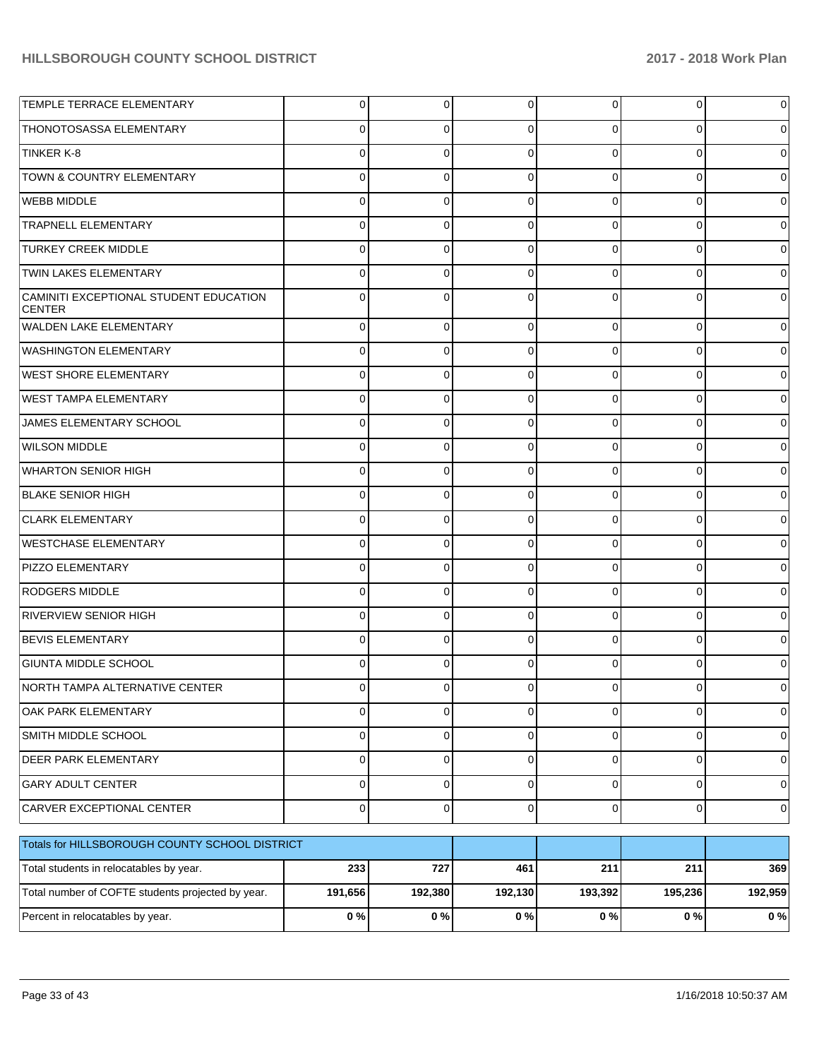| | | | | | | |
|---|---|---|---|---|---|---|
| TEMPLE TERRACE ELEMENTARY | 0 | 0 | 0 | 0 | 0 | 0 |
| THONOTOSASSA ELEMENTARY | 0 | 0 | 0 | 0 | 0 | 0 |
| TINKER K-8 | 0 | 0 | 0 | 0 | 0 | 0 |
| TOWN & COUNTRY ELEMENTARY | 0 | 0 | 0 | 0 | 0 | 0 |
| WEBB MIDDLE | 0 | 0 | 0 | 0 | 0 | 0 |
| TRAPNELL ELEMENTARY | 0 | 0 | 0 | 0 | 0 | 0 |
| TURKEY CREEK MIDDLE | 0 | 0 | 0 | 0 | 0 | 0 |
| TWIN LAKES ELEMENTARY | 0 | 0 | 0 | 0 | 0 | 0 |
| CAMINITI EXCEPTIONAL STUDENT EDUCATION CENTER | 0 | 0 | 0 | 0 | 0 | 0 |
| WALDEN LAKE ELEMENTARY | 0 | 0 | 0 | 0 | 0 | 0 |
| WASHINGTON ELEMENTARY | 0 | 0 | 0 | 0 | 0 | 0 |
| WEST SHORE ELEMENTARY | 0 | 0 | 0 | 0 | 0 | 0 |
| WEST TAMPA ELEMENTARY | 0 | 0 | 0 | 0 | 0 | 0 |
| JAMES ELEMENTARY SCHOOL | 0 | 0 | 0 | 0 | 0 | 0 |
| WILSON MIDDLE | 0 | 0 | 0 | 0 | 0 | 0 |
| WHARTON SENIOR HIGH | 0 | 0 | 0 | 0 | 0 | 0 |
| BLAKE SENIOR HIGH | 0 | 0 | 0 | 0 | 0 | 0 |
| CLARK ELEMENTARY | 0 | 0 | 0 | 0 | 0 | 0 |
| WESTCHASE ELEMENTARY | 0 | 0 | 0 | 0 | 0 | 0 |
| PIZZO ELEMENTARY | 0 | 0 | 0 | 0 | 0 | 0 |
| RODGERS MIDDLE | 0 | 0 | 0 | 0 | 0 | 0 |
| RIVERVIEW SENIOR HIGH | 0 | 0 | 0 | 0 | 0 | 0 |
| BEVIS ELEMENTARY | 0 | 0 | 0 | 0 | 0 | 0 |
| GIUNTA MIDDLE SCHOOL | 0 | 0 | 0 | 0 | 0 | 0 |
| NORTH TAMPA ALTERNATIVE CENTER | 0 | 0 | 0 | 0 | 0 | 0 |
| OAK PARK ELEMENTARY | 0 | 0 | 0 | 0 | 0 | 0 |
| SMITH MIDDLE SCHOOL | 0 | 0 | 0 | 0 | 0 | 0 |
| DEER PARK ELEMENTARY | 0 | 0 | 0 | 0 | 0 | 0 |
| GARY ADULT CENTER | 0 | 0 | 0 | 0 | 0 | 0 |
| CARVER EXCEPTIONAL CENTER | 0 | 0 | 0 | 0 | 0 | 0 |

| Totals for HILLSBOROUGH COUNTY SCHOOL DISTRICT | | | | | | |
|---|---|---|---|---|---|---|
| Total students in relocatables by year. | **233** | **727** | **461** | **211** | **211** | **369** |
| Total number of COFTE students projected by year. | **191,656** | **192,380** | **192,130** | **193,392** | **195,236** | **192,959** |
| Percent in relocatables by year. | **0 %** | **0 %** | **0 %** | **0 %** | **0 %** | **0 %** |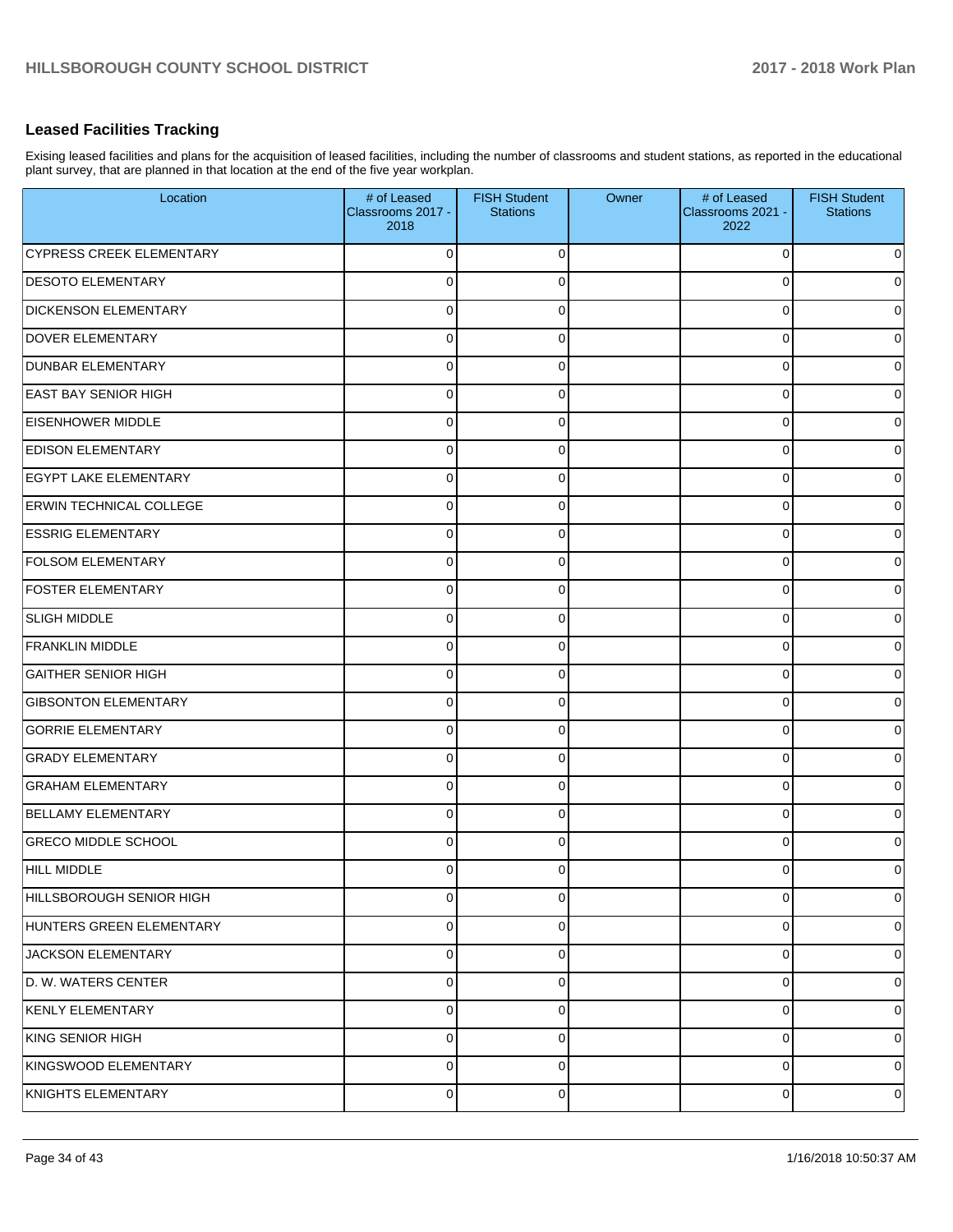## Leased Facilities Tracking

Exising leased facilities and plans for the acquisition of leased facilities, including the number of classrooms and student stations, as reported in the educational plant survey, that are planned in that location at the end of the five year workplan.

| Location | # of Leased Classrooms 2017 - 2018 | FISH Student Stations | Owner | # of Leased Classrooms 2021 - 2022 | FISH Student Stations |
|---|---|---|---|---|---|
| CYPRESS CREEK ELEMENTARY | 0 | 0 | | 0 | 0 |
| DESOTO ELEMENTARY | 0 | 0 | | 0 | 0 |
| DICKENSON ELEMENTARY | 0 | 0 | | 0 | 0 |
| DOVER ELEMENTARY | 0 | 0 | | 0 | 0 |
| DUNBAR ELEMENTARY | 0 | 0 | | 0 | 0 |
| EAST BAY SENIOR HIGH | 0 | 0 | | 0 | 0 |
| EISENHOWER MIDDLE | 0 | 0 | | 0 | 0 |
| EDISON ELEMENTARY | 0 | 0 | | 0 | 0 |
| EGYPT LAKE ELEMENTARY | 0 | 0 | | 0 | 0 |
| ERWIN TECHNICAL COLLEGE | 0 | 0 | | 0 | 0 |
| ESSRIG ELEMENTARY | 0 | 0 | | 0 | 0 |
| FOLSOM ELEMENTARY | 0 | 0 | | 0 | 0 |
| FOSTER ELEMENTARY | 0 | 0 | | 0 | 0 |
| SLIGH MIDDLE | 0 | 0 | | 0 | 0 |
| FRANKLIN MIDDLE | 0 | 0 | | 0 | 0 |
| GAITHER SENIOR HIGH | 0 | 0 | | 0 | 0 |
| GIBSONTON ELEMENTARY | 0 | 0 | | 0 | 0 |
| GORRIE ELEMENTARY | 0 | 0 | | 0 | 0 |
| GRADY ELEMENTARY | 0 | 0 | | 0 | 0 |
| GRAHAM ELEMENTARY | 0 | 0 | | 0 | 0 |
| BELLAMY ELEMENTARY | 0 | 0 | | 0 | 0 |
| GRECO MIDDLE SCHOOL | 0 | 0 | | 0 | 0 |
| HILL MIDDLE | 0 | 0 | | 0 | 0 |
| HILLSBOROUGH SENIOR HIGH | 0 | 0 | | 0 | 0 |
| HUNTERS GREEN ELEMENTARY | 0 | 0 | | 0 | 0 |
| JACKSON ELEMENTARY | 0 | 0 | | 0 | 0 |
| D. W. WATERS CENTER | 0 | 0 | | 0 | 0 |
| KENLY ELEMENTARY | 0 | 0 | | 0 | 0 |
| KING SENIOR HIGH | 0 | 0 | | 0 | 0 |
| KINGSWOOD ELEMENTARY | 0 | 0 | | 0 | 0 |
| KNIGHTS ELEMENTARY | 0 | 0 | | 0 | 0 |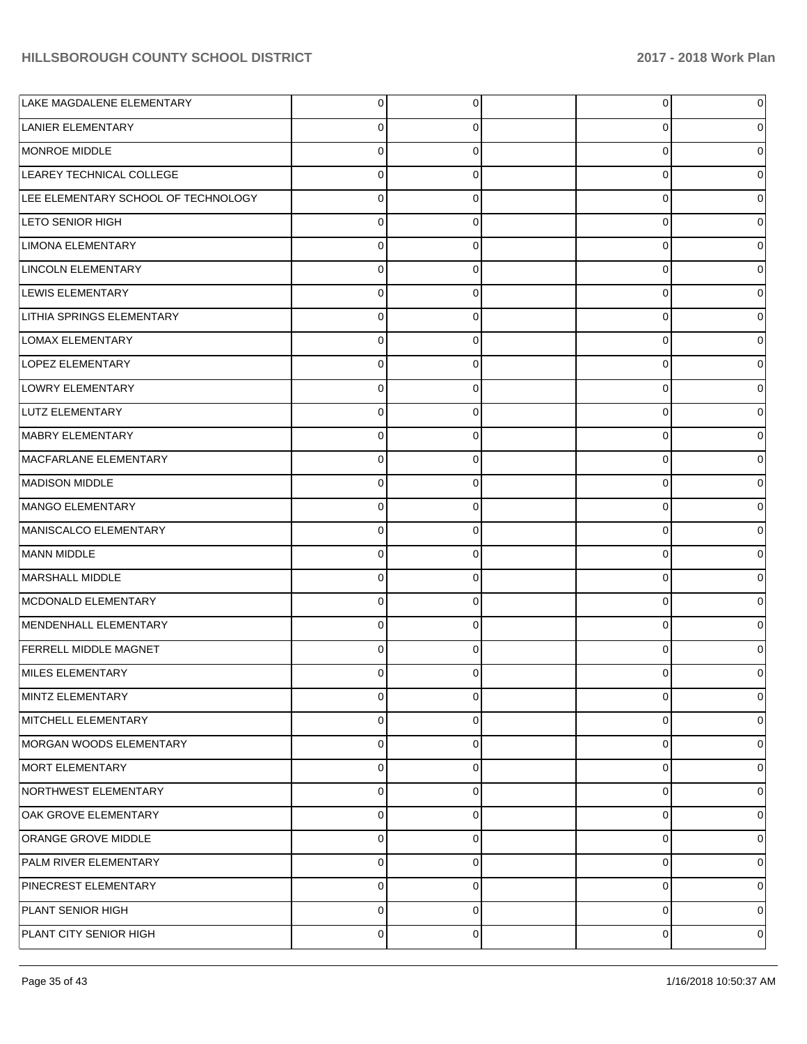| | | | | | |
|---|---|---|---|---|---|
| LAKE MAGDALENE ELEMENTARY | 0 | 0 | | 0 | 0 |
| LANIER ELEMENTARY | 0 | 0 | | 0 | 0 |
| MONROE MIDDLE | 0 | 0 | | 0 | 0 |
| LEAREY TECHNICAL COLLEGE | 0 | 0 | | 0 | 0 |
| LEE ELEMENTARY SCHOOL OF TECHNOLOGY | 0 | 0 | | 0 | 0 |
| LETO SENIOR HIGH | 0 | 0 | | 0 | 0 |
| LIMONA ELEMENTARY | 0 | 0 | | 0 | 0 |
| LINCOLN ELEMENTARY | 0 | 0 | | 0 | 0 |
| LEWIS ELEMENTARY | 0 | 0 | | 0 | 0 |
| LITHIA SPRINGS ELEMENTARY | 0 | 0 | | 0 | 0 |
| LOMAX ELEMENTARY | 0 | 0 | | 0 | 0 |
| LOPEZ ELEMENTARY | 0 | 0 | | 0 | 0 |
| LOWRY ELEMENTARY | 0 | 0 | | 0 | 0 |
| LUTZ ELEMENTARY | 0 | 0 | | 0 | 0 |
| MABRY ELEMENTARY | 0 | 0 | | 0 | 0 |
| MACFARLANE ELEMENTARY | 0 | 0 | | 0 | 0 |
| MADISON MIDDLE | 0 | 0 | | 0 | 0 |
| MANGO ELEMENTARY | 0 | 0 | | 0 | 0 |
| MANISCALCO ELEMENTARY | 0 | 0 | | 0 | 0 |
| MANN MIDDLE | 0 | 0 | | 0 | 0 |
| MARSHALL MIDDLE | 0 | 0 | | 0 | 0 |
| MCDONALD ELEMENTARY | 0 | 0 | | 0 | 0 |
| MENDENHALL ELEMENTARY | 0 | 0 | | 0 | 0 |
| FERRELL MIDDLE MAGNET | 0 | 0 | | 0 | 0 |
| MILES ELEMENTARY | 0 | 0 | | 0 | 0 |
| MINTZ ELEMENTARY | 0 | 0 | | 0 | 0 |
| MITCHELL ELEMENTARY | 0 | 0 | | 0 | 0 |
| MORGAN WOODS ELEMENTARY | 0 | 0 | | 0 | 0 |
| MORT ELEMENTARY | 0 | 0 | | 0 | 0 |
| NORTHWEST ELEMENTARY | 0 | 0 | | 0 | 0 |
| OAK GROVE ELEMENTARY | 0 | 0 | | 0 | 0 |
| ORANGE GROVE MIDDLE | 0 | 0 | | 0 | 0 |
| PALM RIVER ELEMENTARY | 0 | 0 | | 0 | 0 |
| PINECREST ELEMENTARY | 0 | 0 | | 0 | 0 |
| PLANT SENIOR HIGH | 0 | 0 | | 0 | 0 |
| PLANT CITY SENIOR HIGH | 0 | 0 | | 0 | 0 |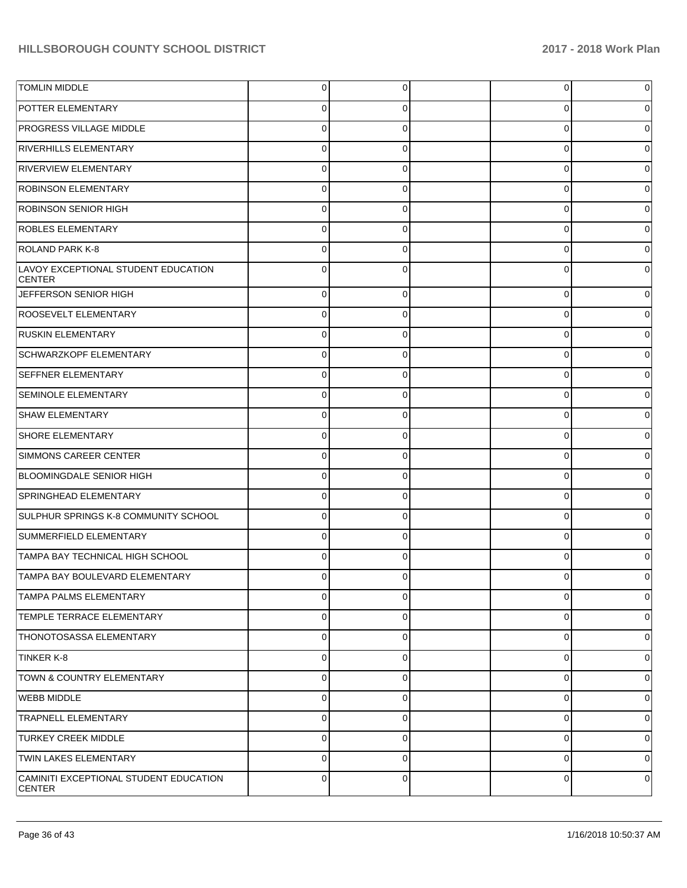| | | | | | |
|---|---|---|---|---|---|
| TOMLIN MIDDLE | 0 | 0 | | 0 | 0 |
| POTTER ELEMENTARY | 0 | 0 | | 0 | 0 |
| PROGRESS VILLAGE MIDDLE | 0 | 0 | | 0 | 0 |
| RIVERHILLS ELEMENTARY | 0 | 0 | | 0 | 0 |
| RIVERVIEW ELEMENTARY | 0 | 0 | | 0 | 0 |
| ROBINSON ELEMENTARY | 0 | 0 | | 0 | 0 |
| ROBINSON SENIOR HIGH | 0 | 0 | | 0 | 0 |
| ROBLES ELEMENTARY | 0 | 0 | | 0 | 0 |
| ROLAND PARK K-8 | 0 | 0 | | 0 | 0 |
| LAVOY EXCEPTIONAL STUDENT EDUCATION CENTER | 0 | 0 | | 0 | 0 |
| JEFFERSON SENIOR HIGH | 0 | 0 | | 0 | 0 |
| ROOSEVELT ELEMENTARY | 0 | 0 | | 0 | 0 |
| RUSKIN ELEMENTARY | 0 | 0 | | 0 | 0 |
| SCHWARZKOPF ELEMENTARY | 0 | 0 | | 0 | 0 |
| SEFFNER ELEMENTARY | 0 | 0 | | 0 | 0 |
| SEMINOLE ELEMENTARY | 0 | 0 | | 0 | 0 |
| SHAW ELEMENTARY | 0 | 0 | | 0 | 0 |
| SHORE ELEMENTARY | 0 | 0 | | 0 | 0 |
| SIMMONS CAREER CENTER | 0 | 0 | | 0 | 0 |
| BLOOMINGDALE SENIOR HIGH | 0 | 0 | | 0 | 0 |
| SPRINGHEAD ELEMENTARY | 0 | 0 | | 0 | 0 |
| SULPHUR SPRINGS K-8 COMMUNITY SCHOOL | 0 | 0 | | 0 | 0 |
| SUMMERFIELD ELEMENTARY | 0 | 0 | | 0 | 0 |
| TAMPA BAY TECHNICAL HIGH SCHOOL | 0 | 0 | | 0 | 0 |
| TAMPA BAY BOULEVARD ELEMENTARY | 0 | 0 | | 0 | 0 |
| TAMPA PALMS ELEMENTARY | 0 | 0 | | 0 | 0 |
| TEMPLE TERRACE ELEMENTARY | 0 | 0 | | 0 | 0 |
| THONOTOSASSA ELEMENTARY | 0 | 0 | | 0 | 0 |
| TINKER K-8 | 0 | 0 | | 0 | 0 |
| TOWN & COUNTRY ELEMENTARY | 0 | 0 | | 0 | 0 |
| WEBB MIDDLE | 0 | 0 | | 0 | 0 |
| TRAPNELL ELEMENTARY | 0 | 0 | | 0 | 0 |
| TURKEY CREEK MIDDLE | 0 | 0 | | 0 | 0 |
| TWIN LAKES ELEMENTARY | 0 | 0 | | 0 | 0 |
| CAMINITI EXCEPTIONAL STUDENT EDUCATION CENTER | 0 | 0 | | 0 | 0 |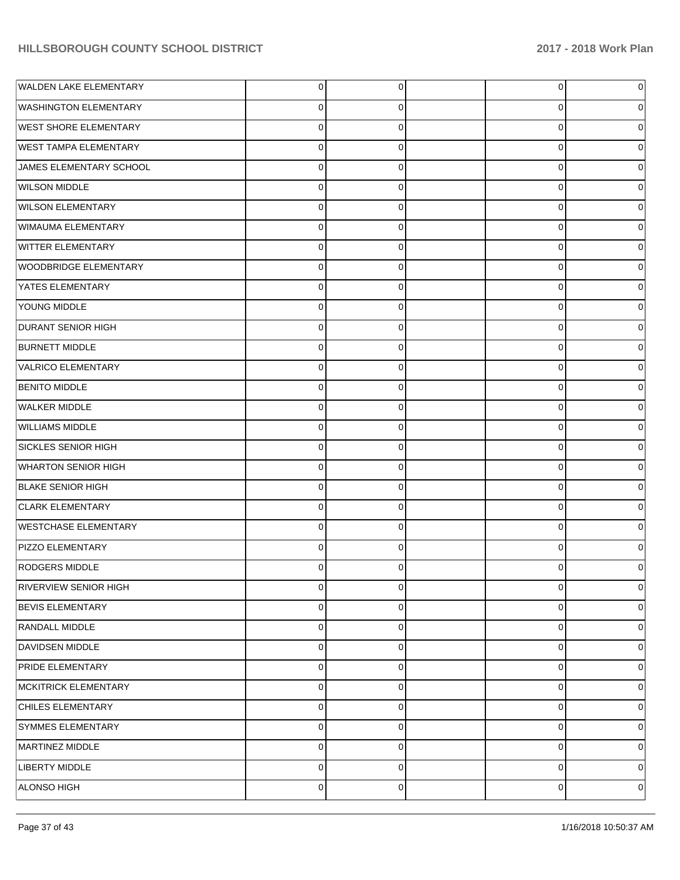| | | | | | |
|---|---|---|---|---|---|
| WALDEN LAKE ELEMENTARY | 0 | 0 | | 0 | 0 |
| WASHINGTON ELEMENTARY | 0 | 0 | | 0 | 0 |
| WEST SHORE ELEMENTARY | 0 | 0 | | 0 | 0 |
| WEST TAMPA ELEMENTARY | 0 | 0 | | 0 | 0 |
| JAMES ELEMENTARY SCHOOL | 0 | 0 | | 0 | 0 |
| WILSON MIDDLE | 0 | 0 | | 0 | 0 |
| WILSON ELEMENTARY | 0 | 0 | | 0 | 0 |
| WIMAUMA ELEMENTARY | 0 | 0 | | 0 | 0 |
| WITTER ELEMENTARY | 0 | 0 | | 0 | 0 |
| WOODBRIDGE ELEMENTARY | 0 | 0 | | 0 | 0 |
| YATES ELEMENTARY | 0 | 0 | | 0 | 0 |
| YOUNG MIDDLE | 0 | 0 | | 0 | 0 |
| DURANT SENIOR HIGH | 0 | 0 | | 0 | 0 |
| BURNETT MIDDLE | 0 | 0 | | 0 | 0 |
| VALRICO ELEMENTARY | 0 | 0 | | 0 | 0 |
| BENITO MIDDLE | 0 | 0 | | 0 | 0 |
| WALKER MIDDLE | 0 | 0 | | 0 | 0 |
| WILLIAMS MIDDLE | 0 | 0 | | 0 | 0 |
| SICKLES SENIOR HIGH | 0 | 0 | | 0 | 0 |
| WHARTON SENIOR HIGH | 0 | 0 | | 0 | 0 |
| BLAKE SENIOR HIGH | 0 | 0 | | 0 | 0 |
| CLARK ELEMENTARY | 0 | 0 | | 0 | 0 |
| WESTCHASE ELEMENTARY | 0 | 0 | | 0 | 0 |
| PIZZO ELEMENTARY | 0 | 0 | | 0 | 0 |
| RODGERS MIDDLE | 0 | 0 | | 0 | 0 |
| RIVERVIEW SENIOR HIGH | 0 | 0 | | 0 | 0 |
| BEVIS ELEMENTARY | 0 | 0 | | 0 | 0 |
| RANDALL MIDDLE | 0 | 0 | | 0 | 0 |
| DAVIDSEN MIDDLE | 0 | 0 | | 0 | 0 |
| PRIDE ELEMENTARY | 0 | 0 | | 0 | 0 |
| MCKITRICK ELEMENTARY | 0 | 0 | | 0 | 0 |
| CHILES ELEMENTARY | 0 | 0 | | 0 | 0 |
| SYMMES ELEMENTARY | 0 | 0 | | 0 | 0 |
| MARTINEZ MIDDLE | 0 | 0 | | 0 | 0 |
| LIBERTY MIDDLE | 0 | 0 | | 0 | 0 |
| ALONSO HIGH | 0 | 0 | | 0 | 0 |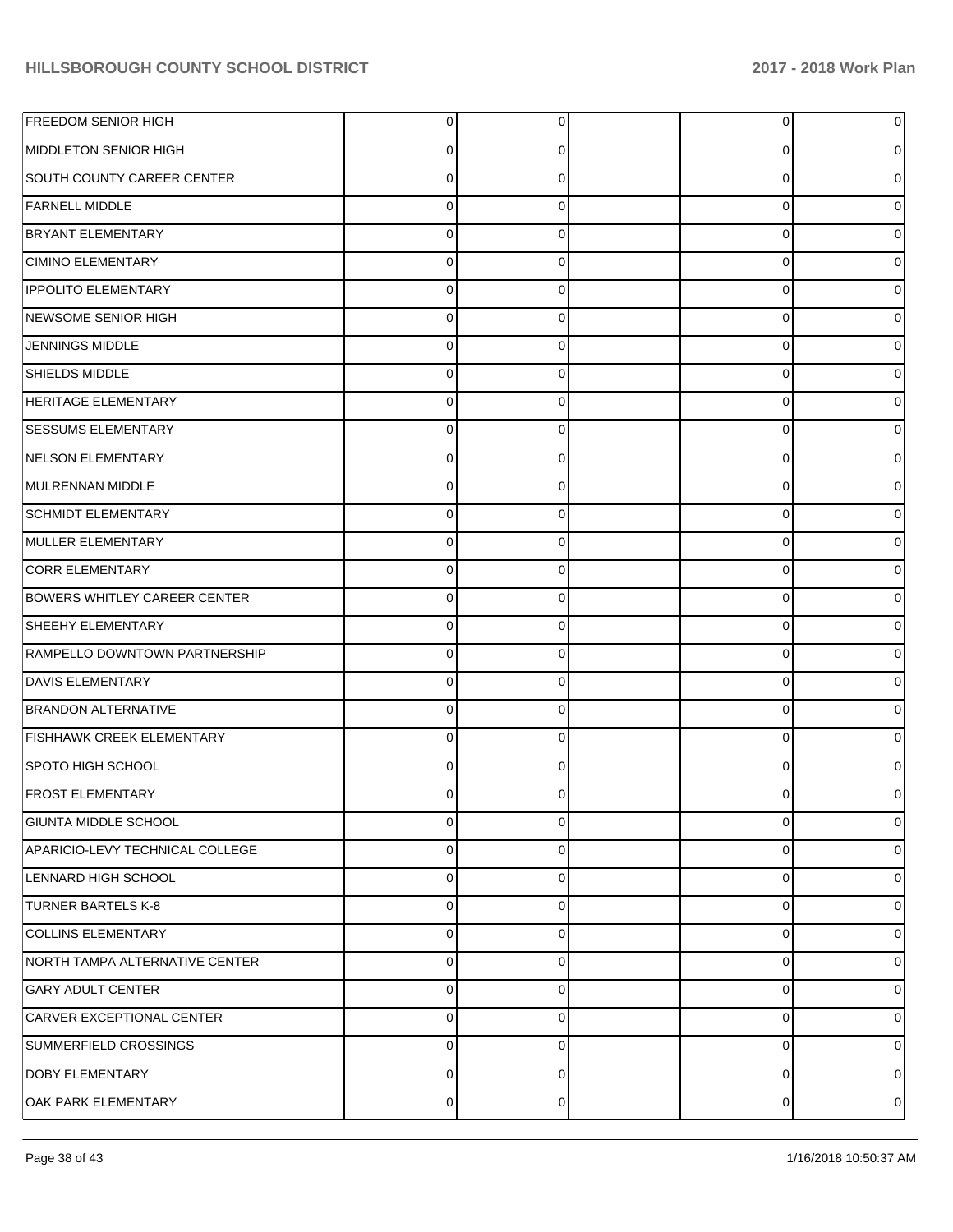| | | | | | |
|---|---|---|---|---|---|
| FREEDOM SENIOR HIGH | 0 | 0 | | 0 | 0 |
| MIDDLETON SENIOR HIGH | 0 | 0 | | 0 | 0 |
| SOUTH COUNTY CAREER CENTER | 0 | 0 | | 0 | 0 |
| FARNELL MIDDLE | 0 | 0 | | 0 | 0 |
| BRYANT ELEMENTARY | 0 | 0 | | 0 | 0 |
| CIMINO ELEMENTARY | 0 | 0 | | 0 | 0 |
| IPPOLITO ELEMENTARY | 0 | 0 | | 0 | 0 |
| NEWSOME SENIOR HIGH | 0 | 0 | | 0 | 0 |
| JENNINGS MIDDLE | 0 | 0 | | 0 | 0 |
| SHIELDS MIDDLE | 0 | 0 | | 0 | 0 |
| HERITAGE ELEMENTARY | 0 | 0 | | 0 | 0 |
| SESSUMS ELEMENTARY | 0 | 0 | | 0 | 0 |
| NELSON ELEMENTARY | 0 | 0 | | 0 | 0 |
| MULRENNAN MIDDLE | 0 | 0 | | 0 | 0 |
| SCHMIDT ELEMENTARY | 0 | 0 | | 0 | 0 |
| MULLER ELEMENTARY | 0 | 0 | | 0 | 0 |
| CORR ELEMENTARY | 0 | 0 | | 0 | 0 |
| BOWERS WHITLEY CAREER CENTER | 0 | 0 | | 0 | 0 |
| SHEEHY ELEMENTARY | 0 | 0 | | 0 | 0 |
| RAMPELLO DOWNTOWN PARTNERSHIP | 0 | 0 | | 0 | 0 |
| DAVIS ELEMENTARY | 0 | 0 | | 0 | 0 |
| BRANDON ALTERNATIVE | 0 | 0 | | 0 | 0 |
| FISHHAWK CREEK ELEMENTARY | 0 | 0 | | 0 | 0 |
| SPOTO HIGH SCHOOL | 0 | 0 | | 0 | 0 |
| FROST ELEMENTARY | 0 | 0 | | 0 | 0 |
| GIUNTA MIDDLE SCHOOL | 0 | 0 | | 0 | 0 |
| APARICIO-LEVY TECHNICAL COLLEGE | 0 | 0 | | 0 | 0 |
| LENNARD HIGH SCHOOL | 0 | 0 | | 0 | 0 |
| TURNER BARTELS K-8 | 0 | 0 | | 0 | 0 |
| COLLINS ELEMENTARY | 0 | 0 | | 0 | 0 |
| NORTH TAMPA ALTERNATIVE CENTER | 0 | 0 | | 0 | 0 |
| GARY ADULT CENTER | 0 | 0 | | 0 | 0 |
| CARVER EXCEPTIONAL CENTER | 0 | 0 | | 0 | 0 |
| SUMMERFIELD CROSSINGS | 0 | 0 | | 0 | 0 |
| DOBY ELEMENTARY | 0 | 0 | | 0 | 0 |
| OAK PARK ELEMENTARY | 0 | 0 | | 0 | 0 |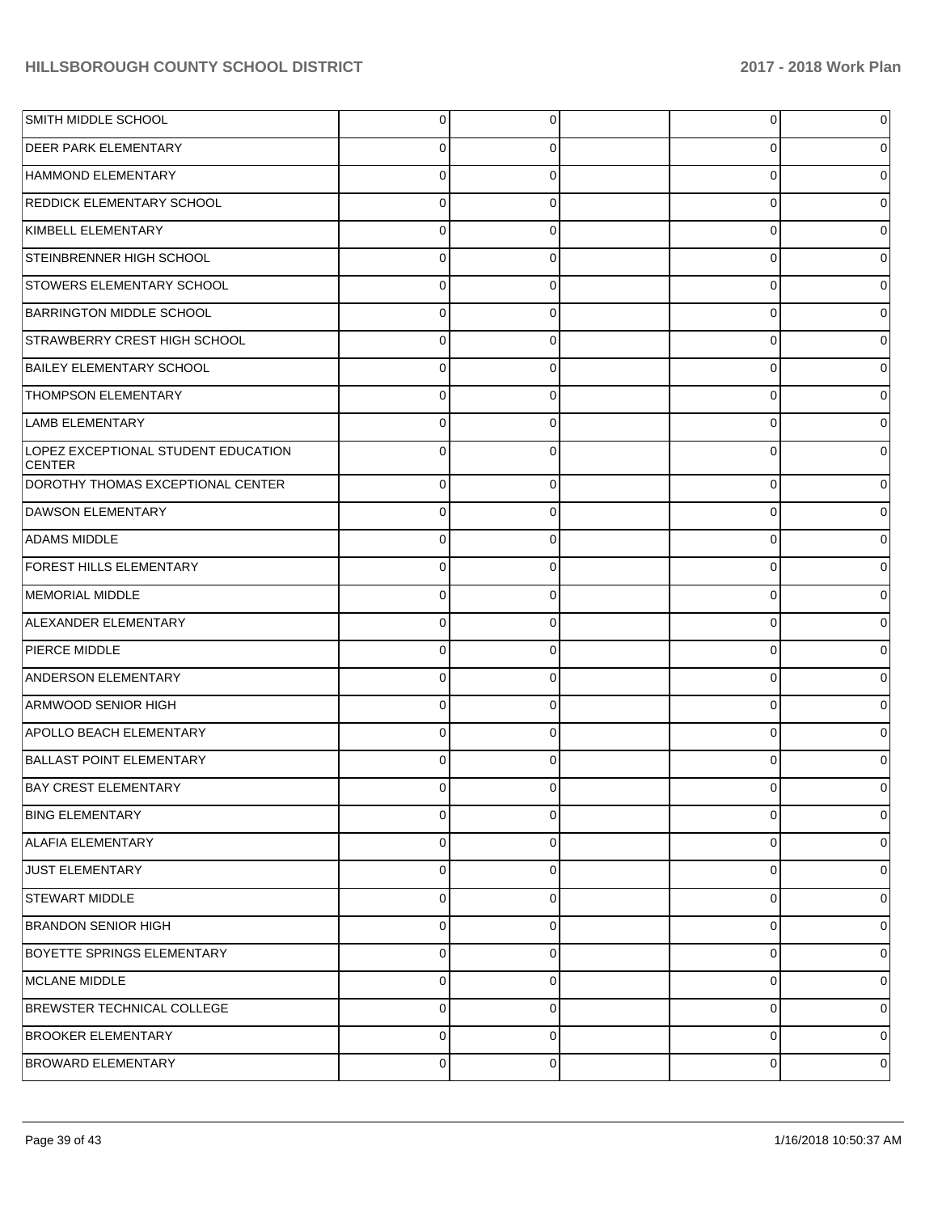| | | | | | |
|---|---|---|---|---|---|
| SMITH MIDDLE SCHOOL | 0 | 0 | | 0 | 0 |
| DEER PARK ELEMENTARY | 0 | 0 | | 0 | 0 |
| HAMMOND ELEMENTARY | 0 | 0 | | 0 | 0 |
| REDDICK ELEMENTARY SCHOOL | 0 | 0 | | 0 | 0 |
| KIMBELL ELEMENTARY | 0 | 0 | | 0 | 0 |
| STEINBRENNER HIGH SCHOOL | 0 | 0 | | 0 | 0 |
| STOWERS ELEMENTARY SCHOOL | 0 | 0 | | 0 | 0 |
| BARRINGTON MIDDLE SCHOOL | 0 | 0 | | 0 | 0 |
| STRAWBERRY CREST HIGH SCHOOL | 0 | 0 | | 0 | 0 |
| BAILEY ELEMENTARY SCHOOL | 0 | 0 | | 0 | 0 |
| THOMPSON ELEMENTARY | 0 | 0 | | 0 | 0 |
| LAMB ELEMENTARY | 0 | 0 | | 0 | 0 |
| LOPEZ EXCEPTIONAL STUDENT EDUCATION CENTER | 0 | 0 | | 0 | 0 |
| DOROTHY THOMAS EXCEPTIONAL CENTER | 0 | 0 | | 0 | 0 |
| DAWSON ELEMENTARY | 0 | 0 | | 0 | 0 |
| ADAMS MIDDLE | 0 | 0 | | 0 | 0 |
| FOREST HILLS ELEMENTARY | 0 | 0 | | 0 | 0 |
| MEMORIAL MIDDLE | 0 | 0 | | 0 | 0 |
| ALEXANDER ELEMENTARY | 0 | 0 | | 0 | 0 |
| PIERCE MIDDLE | 0 | 0 | | 0 | 0 |
| ANDERSON ELEMENTARY | 0 | 0 | | 0 | 0 |
| ARMWOOD SENIOR HIGH | 0 | 0 | | 0 | 0 |
| APOLLO BEACH ELEMENTARY | 0 | 0 | | 0 | 0 |
| BALLAST POINT ELEMENTARY | 0 | 0 | | 0 | 0 |
| BAY CREST ELEMENTARY | 0 | 0 | | 0 | 0 |
| BING ELEMENTARY | 0 | 0 | | 0 | 0 |
| ALAFIA ELEMENTARY | 0 | 0 | | 0 | 0 |
| JUST ELEMENTARY | 0 | 0 | | 0 | 0 |
| STEWART MIDDLE | 0 | 0 | | 0 | 0 |
| BRANDON SENIOR HIGH | 0 | 0 | | 0 | 0 |
| BOYETTE SPRINGS ELEMENTARY | 0 | 0 | | 0 | 0 |
| MCLANE MIDDLE | 0 | 0 | | 0 | 0 |
| BREWSTER TECHNICAL COLLEGE | 0 | 0 | | 0 | 0 |
| BROOKER ELEMENTARY | 0 | 0 | | 0 | 0 |
| BROWARD ELEMENTARY | 0 | 0 | | 0 | 0 |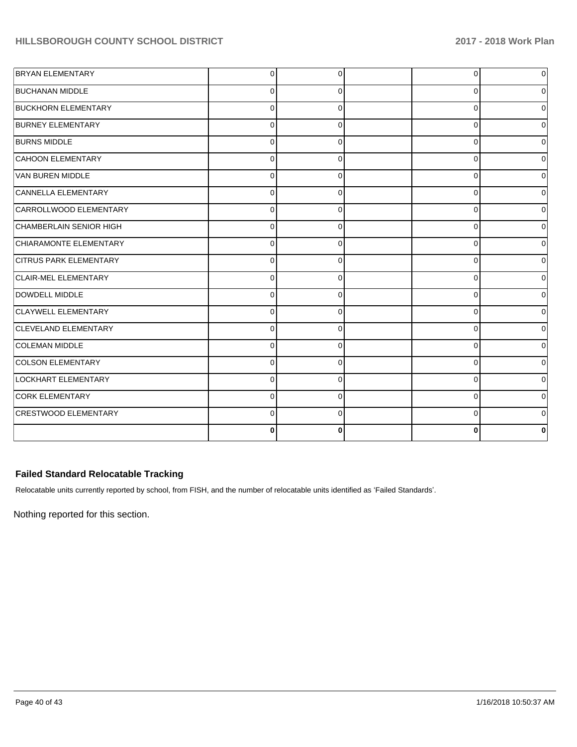| | | | | | |
|---|---|---|---|---|---|
| BRYAN ELEMENTARY | 0 | 0 | | 0 | 0 |
| BUCHANAN MIDDLE | 0 | 0 | | 0 | 0 |
| BUCKHORN ELEMENTARY | 0 | 0 | | 0 | 0 |
| BURNEY ELEMENTARY | 0 | 0 | | 0 | 0 |
| BURNS MIDDLE | 0 | 0 | | 0 | 0 |
| CAHOON ELEMENTARY | 0 | 0 | | 0 | 0 |
| VAN BUREN MIDDLE | 0 | 0 | | 0 | 0 |
| CANNELLA ELEMENTARY | 0 | 0 | | 0 | 0 |
| CARROLLWOOD ELEMENTARY | 0 | 0 | | 0 | 0 |
| CHAMBERLAIN SENIOR HIGH | 0 | 0 | | 0 | 0 |
| CHIARAMONTE ELEMENTARY | 0 | 0 | | 0 | 0 |
| CITRUS PARK ELEMENTARY | 0 | 0 | | 0 | 0 |
| CLAIR-MEL ELEMENTARY | 0 | 0 | | 0 | 0 |
| DOWDELL MIDDLE | 0 | 0 | | 0 | 0 |
| CLAYWELL ELEMENTARY | 0 | 0 | | 0 | 0 |
| CLEVELAND ELEMENTARY | 0 | 0 | | 0 | 0 |
| COLEMAN MIDDLE | 0 | 0 | | 0 | 0 |
| COLSON ELEMENTARY | 0 | 0 | | 0 | 0 |
| LOCKHART ELEMENTARY | 0 | 0 | | 0 | 0 |
| CORK ELEMENTARY | 0 | 0 | | 0 | 0 |
| CRESTWOOD ELEMENTARY | 0 | 0 | | 0 | 0 |
| | **0** | **0** | | **0** | **0** |

### Failed Standard Relocatable Tracking

Relocatable units currently reported by school, from FISH, and the number of relocatable units identified as 'Failed Standards'.

Nothing reported for this section.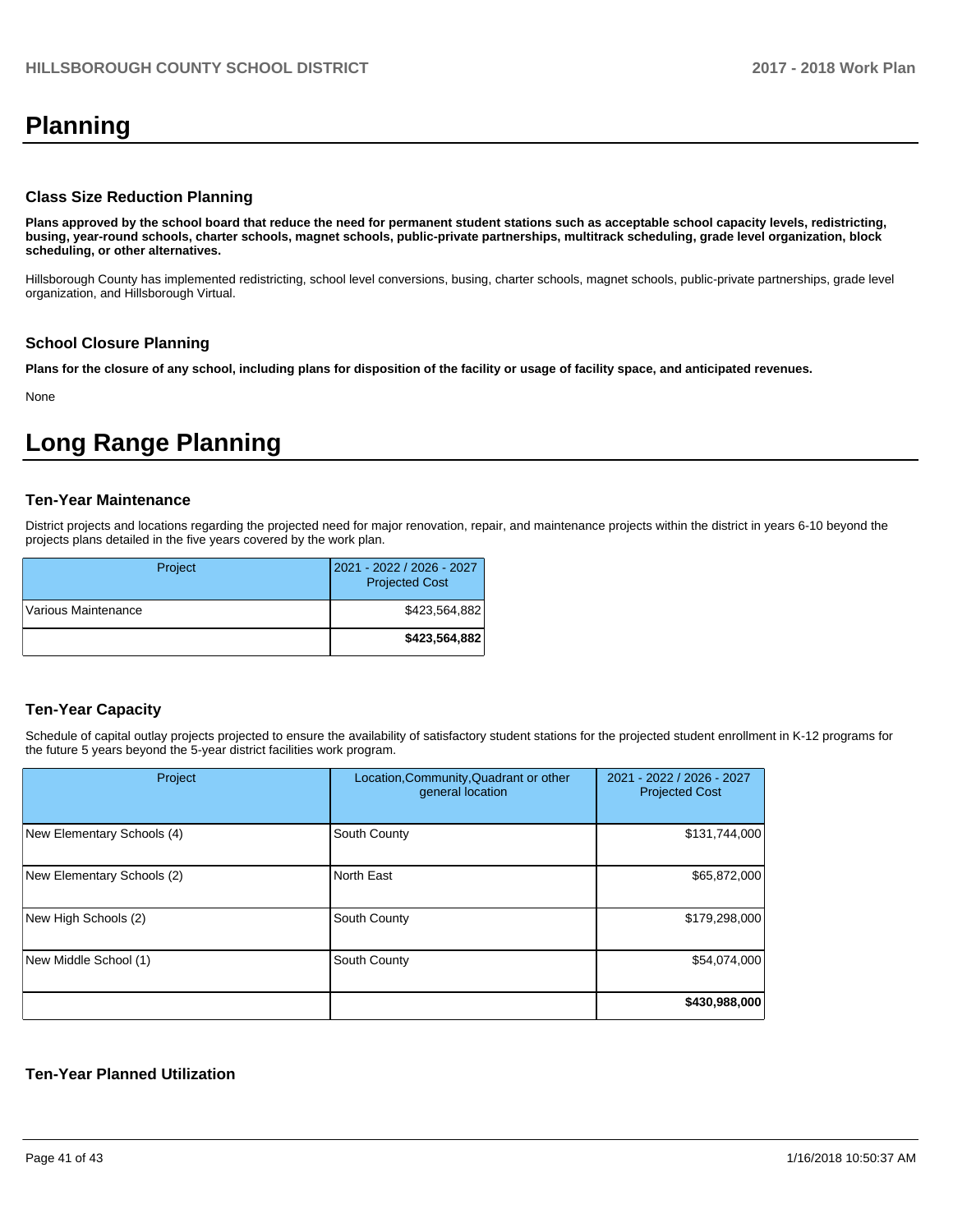# Planning

### Class Size Reduction Planning

**Plans approved by the school board that reduce the need for permanent student stations such as acceptable school capacity levels, redistricting, busing, year-round schools, charter schools, magnet schools, public-private partnerships, multitrack scheduling, grade level organization, block scheduling, or other alternatives.**

Hillsborough County has implemented redistricting, school level conversions, busing, charter schools, magnet schools, public-private partnerships, grade level organization, and Hillsborough Virtual.

### School Closure Planning

**Plans for the closure of any school, including plans for disposition of the facility or usage of facility space, and anticipated revenues.**

None

# Long Range Planning

### Ten-Year Maintenance

District projects and locations regarding the projected need for major renovation, repair, and maintenance projects within the district in years 6-10 beyond the projects plans detailed in the five years covered by the work plan.

| Project | 2021 - 2022 / 2026 - 2027 Projected Cost |
|---|---|
| Various Maintenance | $423,564,882 |
| | **$423,564,882** |

### Ten-Year Capacity

Schedule of capital outlay projects projected to ensure the availability of satisfactory student stations for the projected student enrollment in K-12 programs for the future 5 years beyond the 5-year district facilities work program.

| Project | Location,Community,Quadrant or other general location | 2021 - 2022 / 2026 - 2027 Projected Cost |
|---|---|---|
| New Elementary Schools (4) | South County | $131,744,000 |
| New Elementary Schools (2) | North East | $65,872,000 |
| New High Schools (2) | South County | $179,298,000 |
| New Middle School (1) | South County | $54,074,000 |
| | | **$430,988,000** |

### Ten-Year Planned Utilization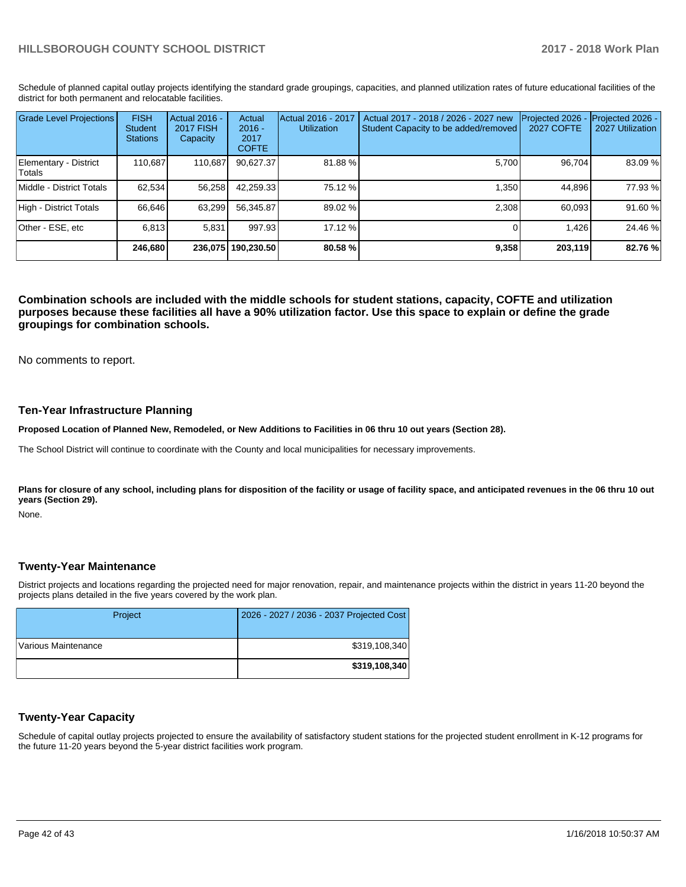Schedule of planned capital outlay projects identifying the standard grade groupings, capacities, and planned utilization rates of future educational facilities of the district for both permanent and relocatable facilities.

| Grade Level Projections | FISH Student Stations | Actual 2016 - 2017 FISH Capacity | Actual 2016 - 2017 COFTE | Actual 2016 - 2017 Utilization | Actual 2017 - 2018 / 2026 - 2027 new Student Capacity to be added/removed | Projected 2026 - 2027 COFTE | Projected 2026 - 2027 Utilization |
|---|---|---|---|---|---|---|---|
| Elementary - District Totals | 110,687 | 110,687 | 90,627.37 | 81.88 % | 5,700 | 96,704 | 83.09 % |
| Middle - District Totals | 62,534 | 56,258 | 42,259.33 | 75.12 % | 1,350 | 44,896 | 77.93 % |
| High - District Totals | 66,646 | 63,299 | 56,345.87 | 89.02 % | 2,308 | 60,093 | 91.60 % |
| Other - ESE, etc | 6,813 | 5,831 | 997.93 | 17.12 % | 0 | 1,426 | 24.46 % |
| | **246,680** | **236,075** | **190,230.50** | **80.58 %** | **9,358** | **203,119** | **82.76 %** |

**Combination schools are included with the middle schools for student stations, capacity, COFTE and utilization purposes because these facilities all have a 90% utilization factor. Use this space to explain or define the grade groupings for combination schools.**

No comments to report.

## Ten-Year Infrastructure Planning

**Proposed Location of Planned New, Remodeled, or New Additions to Facilities in 06 thru 10 out years (Section 28).**

The School District will continue to coordinate with the County and local municipalities for necessary improvements.

**Plans for closure of any school, including plans for disposition of the facility or usage of facility space, and anticipated revenues in the 06 thru 10 out years (Section 29).**

None.

## Twenty-Year Maintenance

District projects and locations regarding the projected need for major renovation, repair, and maintenance projects within the district in years 11-20 beyond the projects plans detailed in the five years covered by the work plan.

| Project | 2026 - 2027 / 2036 - 2037 Projected Cost |
|---|---|
| Various Maintenance | $319,108,340 |
| | **$319,108,340** |

## Twenty-Year Capacity

Schedule of capital outlay projects projected to ensure the availability of satisfactory student stations for the projected student enrollment in K-12 programs for the future 11-20 years beyond the 5-year district facilities work program.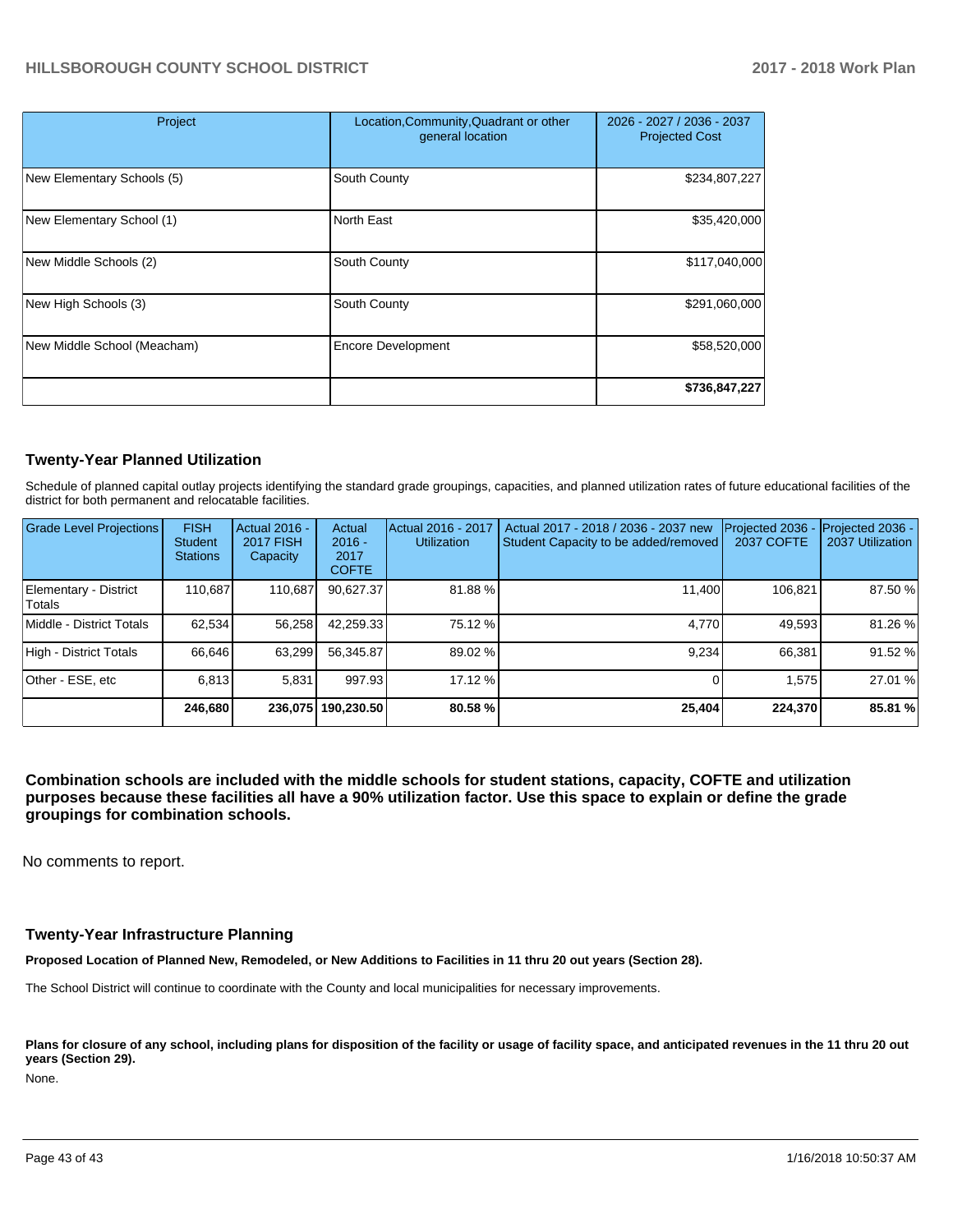| Project | Location,Community,Quadrant or other general location | 2026 - 2027 / 2036 - 2037 Projected Cost |
|---|---|---|
| New Elementary Schools (5) | South County | $234,807,227 |
| New Elementary School (1) | North East | $35,420,000 |
| New Middle Schools (2) | South County | $117,040,000 |
| New High Schools (3) | South County | $291,060,000 |
| New Middle School (Meacham) | Encore Development | $58,520,000 |
| | | **$736,847,227** |

## Twenty-Year Planned Utilization

Schedule of planned capital outlay projects identifying the standard grade groupings, capacities, and planned utilization rates of future educational facilities of the district for both permanent and relocatable facilities.

| Grade Level Projections | FISH Student Stations | Actual 2016 - 2017 FISH Capacity | Actual 2016 - 2017 COFTE | Actual 2016 - 2017 Utilization | Actual 2017 - 2018 / 2036 - 2037 new Student Capacity to be added/removed | Projected 2036 - 2037 COFTE | Projected 2036 - 2037 Utilization |
|---|---|---|---|---|---|---|---|
| Elementary - District Totals | 110,687 | 110,687 | 90,627.37 | 81.88 % | 11,400 | 106,821 | 87.50 % |
| Middle - District Totals | 62,534 | 56,258 | 42,259.33 | 75.12 % | 4,770 | 49,593 | 81.26 % |
| High - District Totals | 66,646 | 63,299 | 56,345.87 | 89.02 % | 9,234 | 66,381 | 91.52 % |
| Other - ESE, etc | 6,813 | 5,831 | 997.93 | 17.12 % | 0 | 1,575 | 27.01 % |
| | **246,680** | **236,075** | **190,230.50** | **80.58 %** | **25,404** | **224,370** | **85.81 %** |

**Combination schools are included with the middle schools for student stations, capacity, COFTE and utilization purposes because these facilities all have a 90% utilization factor. Use this space to explain or define the grade groupings for combination schools.**

No comments to report.

## Twenty-Year Infrastructure Planning

**Proposed Location of Planned New, Remodeled, or New Additions to Facilities in 11 thru 20 out years (Section 28).**

The School District will continue to coordinate with the County and local municipalities for necessary improvements.

**Plans for closure of any school, including plans for disposition of the facility or usage of facility space, and anticipated revenues in the 11 thru 20 out years (Section 29).**

None.